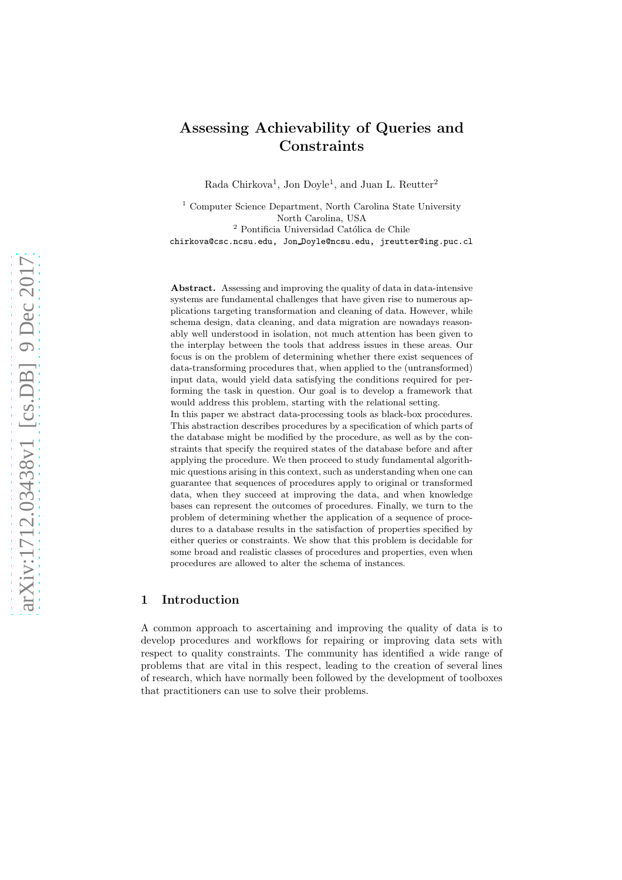# Assessing Achievability of Queries and Constraints

Rada Chirkova[1], Jon Doyle[1], and Juan L. Reutter[2]

[1] Computer Science Department, North Carolina State University
North Carolina, USA
[2] Pontificia Universidad Católica de Chile
chirkova@csc.ncsu.edu, Jon_Doyle@ncsu.edu, jreutter@ing.puc.cl

**Abstract.** Assessing and improving the quality of data in data-intensive systems are fundamental challenges that have given rise to numerous applications targeting transformation and cleaning of data. However, while schema design, data cleaning, and data migration are nowadays reasonably well understood in isolation, not much attention has been given to the interplay between the tools that address issues in these areas. Our focus is on the problem of determining whether there exist sequences of data-transforming procedures that, when applied to the (untransformed) input data, would yield data satisfying the conditions required for performing the task in question. Our goal is to develop a framework that would address this problem, starting with the relational setting.
In this paper we abstract data-processing tools as black-box procedures. This abstraction describes procedures by a specification of which parts of the database might be modified by the procedure, as well as by the constraints that specify the required states of the database before and after applying the procedure. We then proceed to study fundamental algorithmic questions arising in this context, such as understanding when one can guarantee that sequences of procedures apply to original or transformed data, when they succeed at improving the data, and when knowledge bases can represent the outcomes of procedures. Finally, we turn to the problem of determining whether the application of a sequence of procedures to a database results in the satisfaction of properties specified by either queries or constraints. We show that this problem is decidable for some broad and realistic classes of procedures and properties, even when procedures are allowed to alter the schema of instances.

## 1 Introduction

A common approach to ascertaining and improving the quality of data is to develop procedures and workflows for repairing or improving data sets with respect to quality constraints. The community has identified a wide range of problems that are vital in this respect, leading to the creation of several lines of research, which have normally been followed by the development of toolboxes that practitioners can use to solve their problems.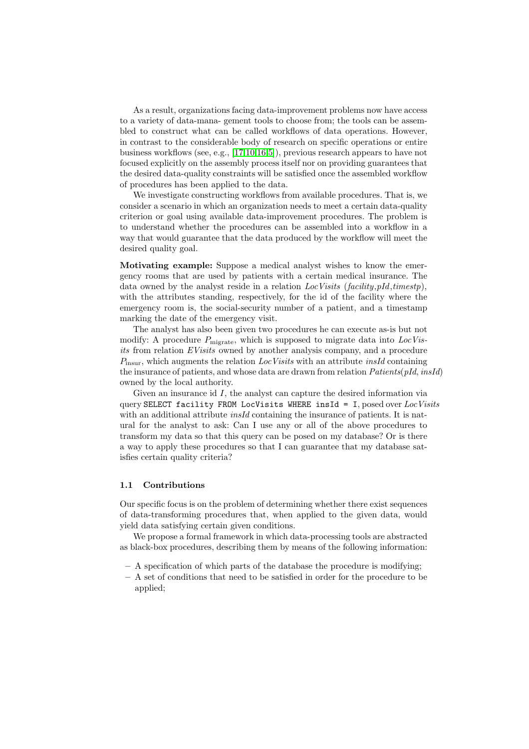As a result, organizations facing data-improvement problems now have access to a variety of data-mana- gement tools to choose from; the tools can be assembled to construct what can be called workflows of data operations. However, in contrast to the considerable body of research on specific operations or entire business workflows (see, e.g., [17,10,16,5]), previous research appears to have not focused explicitly on the assembly process itself nor on providing guarantees that the desired data-quality constraints will be satisfied once the assembled workflow of procedures has been applied to the data.

We investigate constructing workflows from available procedures. That is, we consider a scenario in which an organization needs to meet a certain data-quality criterion or goal using available data-improvement procedures. The problem is to understand whether the procedures can be assembled into a workflow in a way that would guarantee that the data produced by the workflow will meet the desired quality goal.

**Motivating example:** Suppose a medical analyst wishes to know the emergency rooms that are used by patients with a certain medical insurance. The data owned by the analyst reside in a relation *LocVisits* (*facility*,*pId*,*timestp*), with the attributes standing, respectively, for the id of the facility where the emergency room is, the social-security number of a patient, and a timestamp marking the date of the emergency visit.

The analyst has also been given two procedures he can execute as-is but not modify: A procedure $P_{\text{migrate}}$, which is supposed to migrate data into *LocVisits* from relation *EVisits* owned by another analysis company, and a procedure $P_{\text{insur}}$, which augments the relation *LocVisits* with an attribute *insId* containing the insurance of patients, and whose data are drawn from relation *Patients*(*pId*, *insId*) owned by the local authority.

Given an insurance id $I$, the analyst can capture the desired information via query `SELECT facility FROM LocVisits WHERE insId = I`, posed over *LocVisits* with an additional attribute *insId* containing the insurance of patients. It is natural for the analyst to ask: Can I use any or all of the above procedures to transform my data so that this query can be posed on my database? Or is there a way to apply these procedures so that I can guarantee that my database satisfies certain quality criteria?

### 1.1 Contributions

Our specific focus is on the problem of determining whether there exist sequences of data-transforming procedures that, when applied to the given data, would yield data satisfying certain given conditions.

We propose a formal framework in which data-processing tools are abstracted as black-box procedures, describing them by means of the following information:

- A specification of which parts of the database the procedure is modifying;
- A set of conditions that need to be satisfied in order for the procedure to be applied;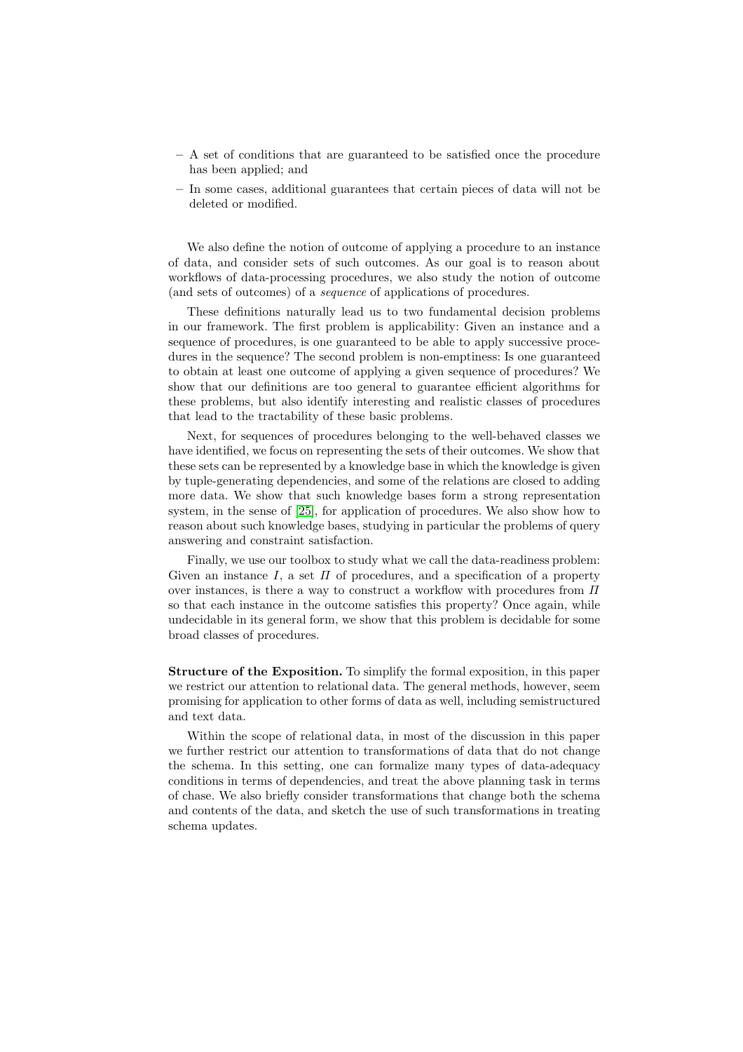– A set of conditions that are guaranteed to be satisfied once the procedure has been applied; and
– In some cases, additional guarantees that certain pieces of data will not be deleted or modified.

We also define the notion of outcome of applying a procedure to an instance of data, and consider sets of such outcomes. As our goal is to reason about workflows of data-processing procedures, we also study the notion of outcome (and sets of outcomes) of a *sequence* of applications of procedures.

These definitions naturally lead us to two fundamental decision problems in our framework. The first problem is applicability: Given an instance and a sequence of procedures, is one guaranteed to be able to apply successive procedures in the sequence? The second problem is non-emptiness: Is one guaranteed to obtain at least one outcome of applying a given sequence of procedures? We show that our definitions are too general to guarantee efficient algorithms for these problems, but also identify interesting and realistic classes of procedures that lead to the tractability of these basic problems.

Next, for sequences of procedures belonging to the well-behaved classes we have identified, we focus on representing the sets of their outcomes. We show that these sets can be represented by a knowledge base in which the knowledge is given by tuple-generating dependencies, and some of the relations are closed to adding more data. We show that such knowledge bases form a strong representation system, in the sense of [25], for application of procedures. We also show how to reason about such knowledge bases, studying in particular the problems of query answering and constraint satisfaction.

Finally, we use our toolbox to study what we call the data-readiness problem: Given an instance $I$, a set $\Pi$ of procedures, and a specification of a property over instances, is there a way to construct a workflow with procedures from $\Pi$ so that each instance in the outcome satisfies this property? Once again, while undecidable in its general form, we show that this problem is decidable for some broad classes of procedures.

**Structure of the Exposition.** To simplify the formal exposition, in this paper we restrict our attention to relational data. The general methods, however, seem promising for application to other forms of data as well, including semistructured and text data.

Within the scope of relational data, in most of the discussion in this paper we further restrict our attention to transformations of data that do not change the schema. In this setting, one can formalize many types of data-adequacy conditions in terms of dependencies, and treat the above planning task in terms of chase. We also briefly consider transformations that change both the schema and contents of the data, and sketch the use of such transformations in treating schema updates.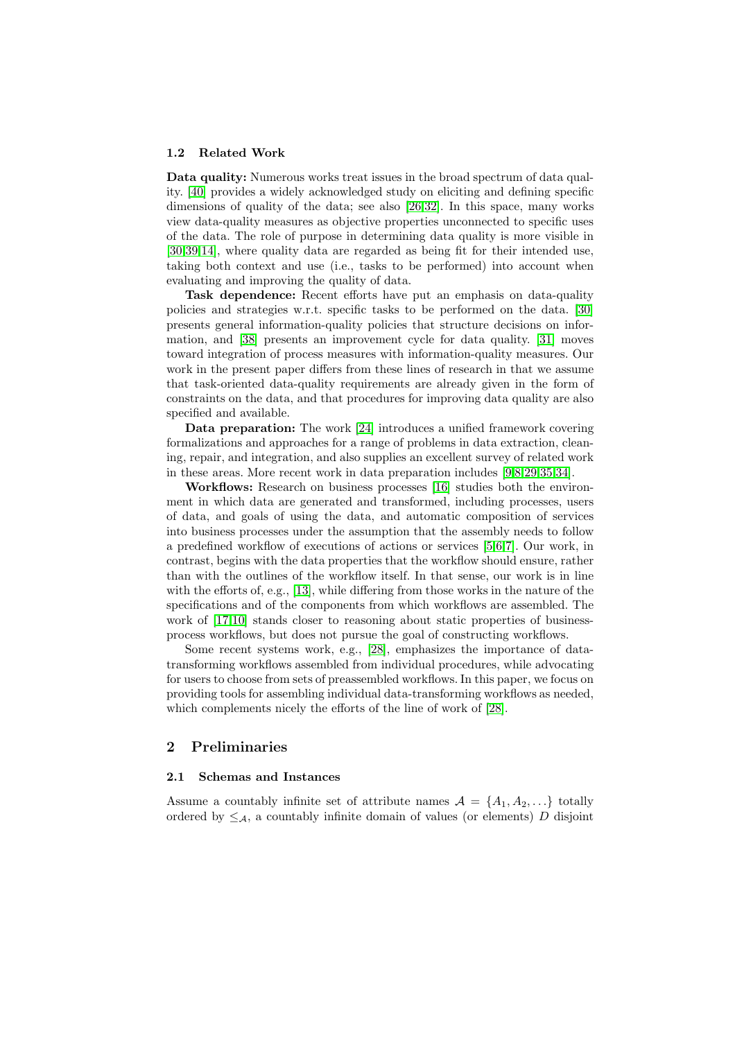### 1.2 Related Work

**Data quality:** Numerous works treat issues in the broad spectrum of data quality. [40] provides a widely acknowledged study on eliciting and defining specific dimensions of quality of the data; see also [26,32]. In this space, many works view data-quality measures as objective properties unconnected to specific uses of the data. The role of purpose in determining data quality is more visible in [30,39,14], where quality data are regarded as being fit for their intended use, taking both context and use (i.e., tasks to be performed) into account when evaluating and improving the quality of data.

**Task dependence:** Recent efforts have put an emphasis on data-quality policies and strategies w.r.t. specific tasks to be performed on the data. [30] presents general information-quality policies that structure decisions on information, and [38] presents an improvement cycle for data quality. [31] moves toward integration of process measures with information-quality measures. Our work in the present paper differs from these lines of research in that we assume that task-oriented data-quality requirements are already given in the form of constraints on the data, and that procedures for improving data quality are also specified and available.

**Data preparation:** The work [24] introduces a unified framework covering formalizations and approaches for a range of problems in data extraction, cleaning, repair, and integration, and also supplies an excellent survey of related work in these areas. More recent work in data preparation includes [9,8,29,35,34].

**Workflows:** Research on business processes [16] studies both the environment in which data are generated and transformed, including processes, users of data, and goals of using the data, and automatic composition of services into business processes under the assumption that the assembly needs to follow a predefined workflow of executions of actions or services [5,6,7]. Our work, in contrast, begins with the data properties that the workflow should ensure, rather than with the outlines of the workflow itself. In that sense, our work is in line with the efforts of, e.g., [13], while differing from those works in the nature of the specifications and of the components from which workflows are assembled. The work of [17,10] stands closer to reasoning about static properties of business-process workflows, but does not pursue the goal of constructing workflows.

Some recent systems work, e.g., [28], emphasizes the importance of data-transforming workflows assembled from individual procedures, while advocating for users to choose from sets of preassembled workflows. In this paper, we focus on providing tools for assembling individual data-transforming workflows as needed, which complements nicely the efforts of the line of work of [28].

## 2 Preliminaries

### 2.1 Schemas and Instances

Assume a countably infinite set of attribute names $\mathcal{A} = \{A_1, A_2, \ldots\}$ totally ordered by $\leq_{\mathcal{A}}$, a countably infinite domain of values (or elements) $D$ disjoint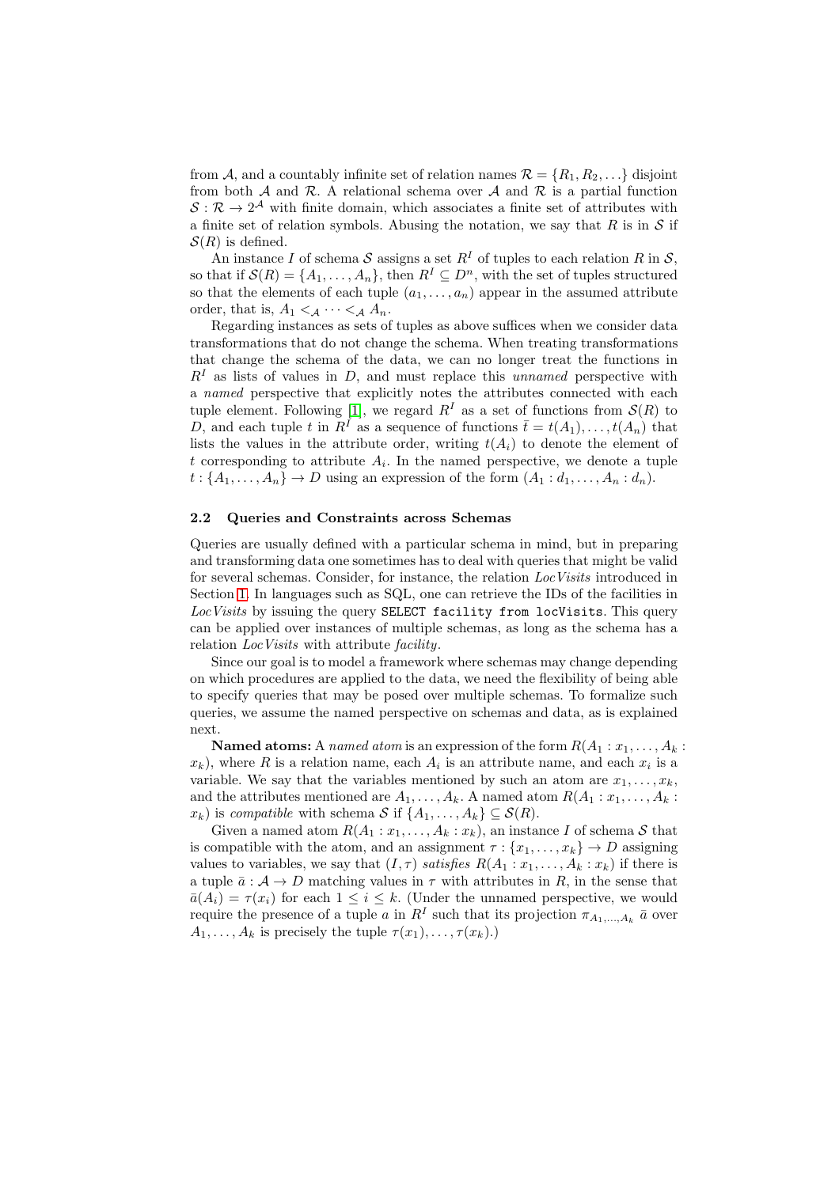from $\mathcal{A}$, and a countably infinite set of relation names $\mathcal{R} = \{R_1, R_2, \ldots\}$ disjoint from both $\mathcal{A}$ and $\mathcal{R}$. A relational schema over $\mathcal{A}$ and $\mathcal{R}$ is a partial function $\mathcal{S} : \mathcal{R} \to 2^{\mathcal{A}}$ with finite domain, which associates a finite set of attributes with a finite set of relation symbols. Abusing the notation, we say that $R$ is in $\mathcal{S}$ if $\mathcal{S}(R)$ is defined.

An instance $I$ of schema $\mathcal{S}$ assigns a set $R^I$ of tuples to each relation $R$ in $\mathcal{S}$, so that if $\mathcal{S}(R) = \{A_1, \ldots, A_n\}$, then $R^I \subseteq D^n$, with the set of tuples structured so that the elements of each tuple $(a_1, \ldots, a_n)$ appear in the assumed attribute order, that is, $A_1 <_{\mathcal{A}} \cdots <_{\mathcal{A}} A_n$.

Regarding instances as sets of tuples as above suffices when we consider data transformations that do not change the schema. When treating transformations that change the schema of the data, we can no longer treat the functions in $R^I$ as lists of values in $D$, and must replace this *unnamed* perspective with a *named* perspective that explicitly notes the attributes connected with each tuple element. Following [1], we regard $R^I$ as a set of functions from $\mathcal{S}(R)$ to $D$, and each tuple $t$ in $R^I$ as a sequence of functions $\bar{t} = t(A_1), \ldots, t(A_n)$ that lists the values in the attribute order, writing $t(A_i)$ to denote the element of $t$ corresponding to attribute $A_i$. In the named perspective, we denote a tuple $t : \{A_1, \ldots, A_n\} \to D$ using an expression of the form $(A_1 : d_1, \ldots, A_n : d_n)$.

### 2.2 Queries and Constraints across Schemas

Queries are usually defined with a particular schema in mind, but in preparing and transforming data one sometimes has to deal with queries that might be valid for several schemas. Consider, for instance, the relation *LocVisits* introduced in Section 1. In languages such as SQL, one can retrieve the IDs of the facilities in *LocVisits* by issuing the query `SELECT facility from locVisits`. This query can be applied over instances of multiple schemas, as long as the schema has a relation *LocVisits* with attribute *facility*.

Since our goal is to model a framework where schemas may change depending on which procedures are applied to the data, we need the flexibility of being able to specify queries that may be posed over multiple schemas. To formalize such queries, we assume the named perspective on schemas and data, as is explained next.

**Named atoms:** A *named atom* is an expression of the form $R(A_1 : x_1, \ldots, A_k : x_k)$, where $R$ is a relation name, each $A_i$ is an attribute name, and each $x_i$ is a variable. We say that the variables mentioned by such an atom are $x_1, \ldots, x_k$, and the attributes mentioned are $A_1, \ldots, A_k$. A named atom $R(A_1 : x_1, \ldots, A_k : x_k)$ is *compatible* with schema $\mathcal{S}$ if $\{A_1, \ldots, A_k\} \subseteq \mathcal{S}(R)$.

Given a named atom $R(A_1 : x_1, \ldots, A_k : x_k)$, an instance $I$ of schema $\mathcal{S}$ that is compatible with the atom, and an assignment $\tau : \{x_1, \ldots, x_k\} \to D$ assigning values to variables, we say that $(I, \tau)$ *satisfies* $R(A_1 : x_1, \ldots, A_k : x_k)$ if there is a tuple $\bar{a} : \mathcal{A} \to D$ matching values in $\tau$ with attributes in $R$, in the sense that $\bar{a}(A_i) = \tau(x_i)$ for each $1 \leq i \leq k$. (Under the unnamed perspective, we would require the presence of a tuple $a$ in $R^I$ such that its projection $\pi_{A_1,\ldots,A_k}\ \bar{a}$ over $A_1, \ldots, A_k$ is precisely the tuple $\tau(x_1), \ldots, \tau(x_k)$.)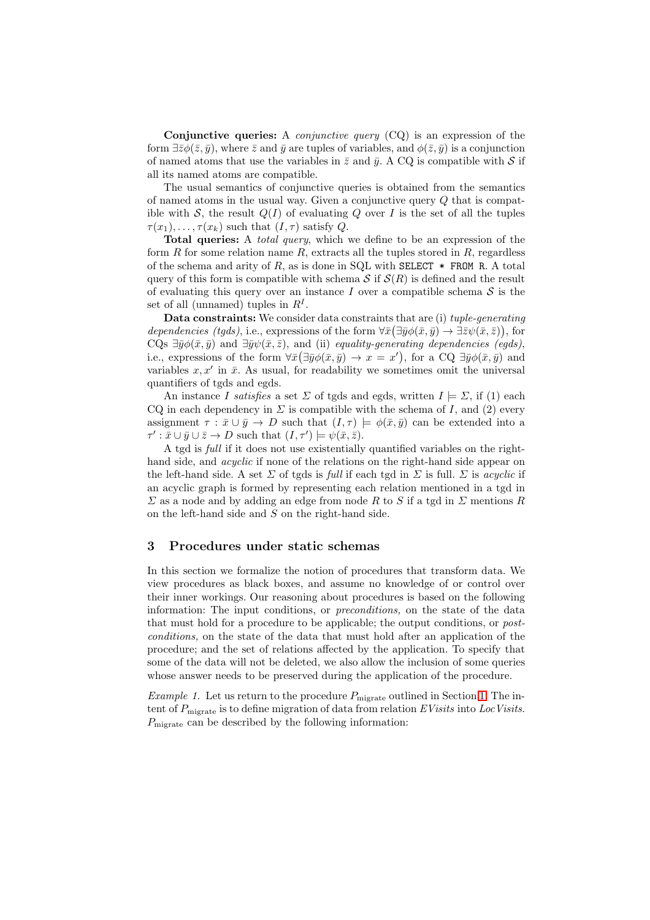**Conjunctive queries:** A *conjunctive query* (CQ) is an expression of the form $\exists \bar{z} \phi(\bar{z}, \bar{y})$, where $\bar{z}$ and $\bar{y}$ are tuples of variables, and $\phi(\bar{z}, \bar{y})$ is a conjunction of named atoms that use the variables in $\bar{z}$ and $\bar{y}$. A CQ is compatible with $\mathcal{S}$ if all its named atoms are compatible.

The usual semantics of conjunctive queries is obtained from the semantics of named atoms in the usual way. Given a conjunctive query $Q$ that is compatible with $\mathcal{S}$, the result $Q(I)$ of evaluating $Q$ over $I$ is the set of all the tuples $\tau(x_1), \ldots, \tau(x_k)$ such that $(I, \tau)$ satisfy $Q$.

**Total queries:** A *total query*, which we define to be an expression of the form $R$ for some relation name $R$, extracts all the tuples stored in $R$, regardless of the schema and arity of $R$, as is done in SQL with `SELECT * FROM R`. A total query of this form is compatible with schema $\mathcal{S}$ if $\mathcal{S}(R)$ is defined and the result of evaluating this query over an instance $I$ over a compatible schema $\mathcal{S}$ is the set of all (unnamed) tuples in $R^I$.

**Data constraints:** We consider data constraints that are (i) *tuple-generating dependencies (tgds)*, i.e., expressions of the form $\forall \bar{x} \big( \exists \bar{y} \phi(\bar{x}, \bar{y}) \rightarrow \exists \bar{z} \psi(\bar{x}, \bar{z}) \big)$, for CQs $\exists \bar{y} \phi(\bar{x}, \bar{y})$ and $\exists \bar{y} \psi(\bar{x}, \bar{z})$, and (ii) *equality-generating dependencies (egds)*, i.e., expressions of the form $\forall \bar{x} \big( \exists \bar{y} \phi(\bar{x}, \bar{y}) \rightarrow x = x' \big)$, for a CQ $\exists \bar{y} \phi(\bar{x}, \bar{y})$ and variables $x, x'$ in $\bar{x}$. As usual, for readability we sometimes omit the universal quantifiers of tgds and egds.

An instance $I$ *satisfies* a set $\Sigma$ of tgds and egds, written $I \models \Sigma$, if (1) each CQ in each dependency in $\Sigma$ is compatible with the schema of $I$, and (2) every assignment $\tau : \bar{x} \cup \bar{y} \rightarrow D$ such that $(I, \tau) \models \phi(\bar{x}, \bar{y})$ can be extended into a $\tau' : \bar{x} \cup \bar{y} \cup \bar{z} \rightarrow D$ such that $(I, \tau') \models \psi(\bar{x}, \bar{z})$.

A tgd is *full* if it does not use existentially quantified variables on the right-hand side, and *acyclic* if none of the relations on the right-hand side appear on the left-hand side. A set $\Sigma$ of tgds is *full* if each tgd in $\Sigma$ is full. $\Sigma$ is *acyclic* if an acyclic graph is formed by representing each relation mentioned in a tgd in $\Sigma$ as a node and by adding an edge from node $R$ to $S$ if a tgd in $\Sigma$ mentions $R$ on the left-hand side and $S$ on the right-hand side.

## 3 Procedures under static schemas

In this section we formalize the notion of procedures that transform data. We view procedures as black boxes, and assume no knowledge of or control over their inner workings. Our reasoning about procedures is based on the following information: The input conditions, or *preconditions,* on the state of the data that must hold for a procedure to be applicable; the output conditions, or *post-conditions,* on the state of the data that must hold after an application of the procedure; and the set of relations affected by the application. To specify that some of the data will not be deleted, we also allow the inclusion of some queries whose answer needs to be preserved during the application of the procedure.

*Example 1.* Let us return to the procedure $P_{\text{migrate}}$ outlined in Section 1. The intent of $P_{\text{migrate}}$ is to define migration of data from relation *EVisits* into *LocVisits*. $P_{\text{migrate}}$ can be described by the following information: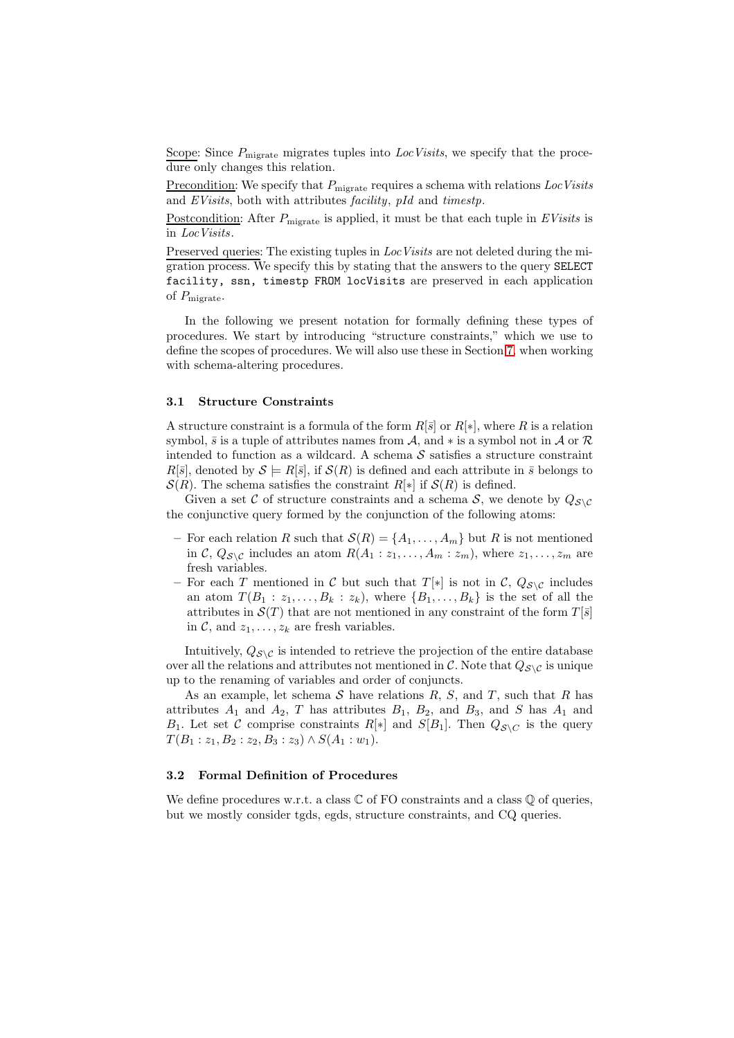Scope: Since $P_{\text{migrate}}$ migrates tuples into *LocVisits*, we specify that the procedure only changes this relation.

Precondition: We specify that $P_{\text{migrate}}$ requires a schema with relations *LocVisits* and *EVisits*, both with attributes *facility*, *pId* and *timestp*.

Postcondition: After $P_{\text{migrate}}$ is applied, it must be that each tuple in *EVisits* is in *LocVisits*.

Preserved queries: The existing tuples in *LocVisits* are not deleted during the migration process. We specify this by stating that the answers to the query `SELECT facility, ssn, timestp FROM locVisits` are preserved in each application of $P_{\text{migrate}}$.

In the following we present notation for formally defining these types of procedures. We start by introducing "structure constraints," which we use to define the scopes of procedures. We will also use these in Section 7, when working with schema-altering procedures.

### 3.1 Structure Constraints

A structure constraint is a formula of the form $R[\bar{s}]$ or $R[*]$, where $R$ is a relation symbol, $\bar{s}$ is a tuple of attributes names from $\mathcal{A}$, and $*$ is a symbol not in $\mathcal{A}$ or $\mathcal{R}$ intended to function as a wildcard. A schema $\mathcal{S}$ satisfies a structure constraint $R[\bar{s}]$, denoted by $\mathcal{S} \models R[\bar{s}]$, if $\mathcal{S}(R)$ is defined and each attribute in $\bar{s}$ belongs to $\mathcal{S}(R)$. The schema satisfies the constraint $R[*]$ if $\mathcal{S}(R)$ is defined.

Given a set $\mathcal{C}$ of structure constraints and a schema $\mathcal{S}$, we denote by $Q_{\mathcal{S}\setminus\mathcal{C}}$ the conjunctive query formed by the conjunction of the following atoms:

- For each relation $R$ such that $\mathcal{S}(R) = \{A_1, \dots, A_m\}$ but $R$ is not mentioned in $\mathcal{C}$, $Q_{\mathcal{S}\setminus\mathcal{C}}$ includes an atom $R(A_1 : z_1, \dots, A_m : z_m)$, where $z_1, \dots, z_m$ are fresh variables.
- For each $T$ mentioned in $\mathcal{C}$ but such that $T[*]$ is not in $\mathcal{C}$, $Q_{\mathcal{S}\setminus\mathcal{C}}$ includes an atom $T(B_1 : z_1, \dots, B_k : z_k)$, where $\{B_1, \dots, B_k\}$ is the set of all the attributes in $\mathcal{S}(T)$ that are not mentioned in any constraint of the form $T[\bar{s}]$ in $\mathcal{C}$, and $z_1, \dots, z_k$ are fresh variables.

Intuitively, $Q_{\mathcal{S}\setminus\mathcal{C}}$ is intended to retrieve the projection of the entire database over all the relations and attributes not mentioned in $\mathcal{C}$. Note that $Q_{\mathcal{S}\setminus\mathcal{C}}$ is unique up to the renaming of variables and order of conjuncts.

As an example, let schema $\mathcal{S}$ have relations $R$, $S$, and $T$, such that $R$ has attributes $A_1$ and $A_2$, $T$ has attributes $B_1$, $B_2$, and $B_3$, and $S$ has $A_1$ and $B_1$. Let set $\mathcal{C}$ comprise constraints $R[*]$ and $S[B_1]$. Then $Q_{\mathcal{S}\setminus C}$ is the query $T(B_1 : z_1, B_2 : z_2, B_3 : z_3) \wedge S(A_1 : w_1)$.

### 3.2 Formal Definition of Procedures

We define procedures w.r.t. a class $\mathbb{C}$ of FO constraints and a class $\mathbb{Q}$ of queries, but we mostly consider tgds, egds, structure constraints, and CQ queries.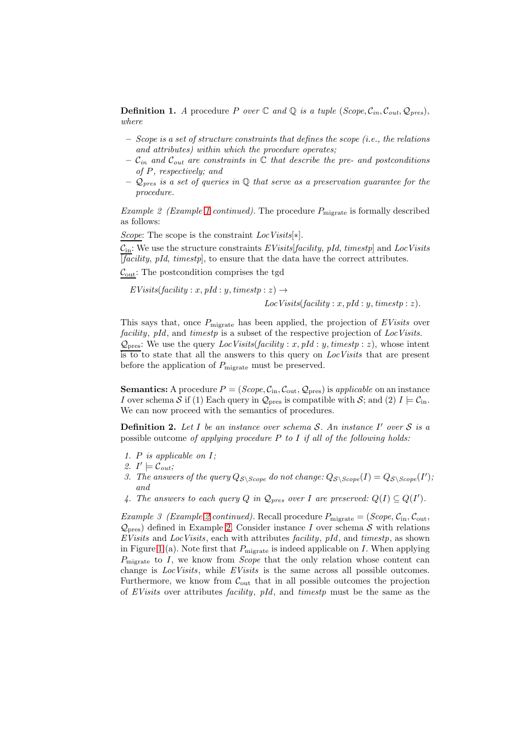**Definition 1.** *A* procedure *$P$ over $\mathbb{C}$ and $\mathbb{Q}$ is a tuple $(Scope, \mathcal{C}_{in}, \mathcal{C}_{out}, \mathcal{Q}_{pres})$, where*

- *Scope is a set of structure constraints that defines the scope (i.e., the relations and attributes) within which the procedure operates;*
- *$\mathcal{C}_{in}$ and $\mathcal{C}_{out}$ are constraints in $\mathbb{C}$ that describe the pre- and postconditions of $P$, respectively; and*
- *$\mathcal{Q}_{pres}$ is a set of queries in $\mathbb{Q}$ that serve as a preservation guarantee for the procedure.*

*Example 2 (Example 1 continued).* The procedure $P_{\text{migrate}}$ is formally described as follows:

Scope: The scope is the constraint *LocVisits*[∗].

$\mathcal{C}_{\text{in}}$: We use the structure constraints *EVisits*[*facility*, *pId*, *timestp*] and *LocVisits* [*facility*, *pId*, *timestp*], to ensure that the data have the correct attributes.

$\mathcal{C}_{\text{out}}$: The postcondition comprises the tgd

$$EVisits(facility : x, pId : y, timestp : z) \rightarrow LocVisits(facility : x, pId : y, timestp : z).$$

This says that, once $P_{\text{migrate}}$ has been applied, the projection of *EVisits* over *facility*, *pId*, and *timestp* is a subset of the respective projection of *LocVisits*.

$\mathcal{Q}_{\text{pres}}$: We use the query *LocVisits*(*facility* : $x$, *pId* : $y$, *timestp* : $z$), whose intent is to to state that all the answers to this query on *LocVisits* that are present before the application of $P_{\text{migrate}}$ must be preserved.

**Semantics:** A procedure $P = (Scope, \mathcal{C}_{\text{in}}, \mathcal{C}_{\text{out}}, \mathcal{Q}_{\text{pres}})$ is *applicable* on an instance $I$ over schema $\mathcal{S}$ if (1) Each query in $\mathcal{Q}_{\text{pres}}$ is compatible with $\mathcal{S}$; and (2) $I \models \mathcal{C}_{\text{in}}$. We can now proceed with the semantics of procedures.

**Definition 2.** *Let $I$ be an instance over schema $\mathcal{S}$. An instance $I'$ over $\mathcal{S}$ is a* possible outcome *of applying procedure $P$ to $I$ if all of the following holds:*

1. *$P$ is applicable on $I$;*
2. *$I' \models \mathcal{C}_{out}$;*
3. *The answers of the query $Q_{\mathcal{S} \setminus Scope}$ do not change: $Q_{\mathcal{S} \setminus Scope}(I) = Q_{\mathcal{S} \setminus Scope}(I')$; and*
4. *The answers to each query $Q$ in $\mathcal{Q}_{pres}$ over $I$ are preserved: $Q(I) \subseteq Q(I')$.*

*Example 3 (Example 2 continued).* Recall procedure $P_{\text{migrate}} = (Scope, \mathcal{C}_{\text{in}}, \mathcal{C}_{\text{out}}, \mathcal{Q}_{\text{pres}})$ defined in Example 2. Consider instance $I$ over schema $\mathcal{S}$ with relations *EVisits* and *LocVisits*, each with attributes *facility*, *pId*, and *timestp*, as shown in Figure 1 (a). Note first that $P_{\text{migrate}}$ is indeed applicable on $I$. When applying $P_{\text{migrate}}$ to $I$, we know from *Scope* that the only relation whose content can change is *LocVisits*, while *EVisits* is the same across all possible outcomes. Furthermore, we know from $\mathcal{C}_{\text{out}}$ that in all possible outcomes the projection of *EVisits* over attributes *facility*, *pId*, and *timestp* must be the same as the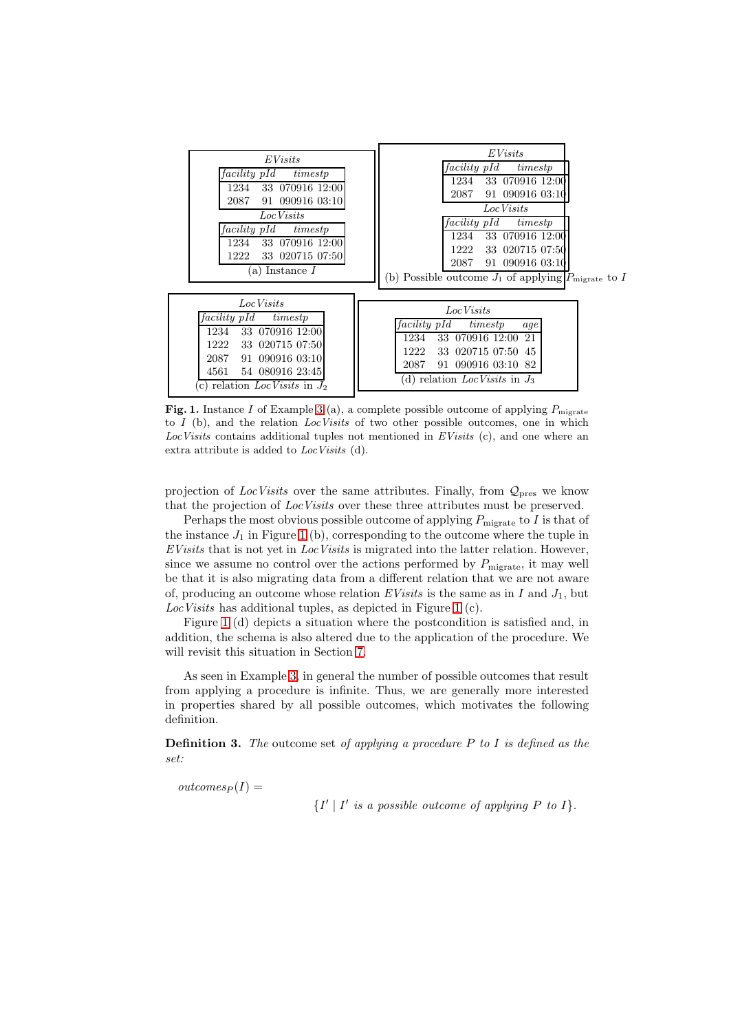**(a) Instance $I$**

*EVisits*

| *facility* | *pId* | *timestp* |
|---|---|---|
| 1234 | 33 | 070916 12:00 |
| 2087 | 91 | 090916 03:10 |

*LocVisits*

| *facility* | *pId* | *timestp* |
|---|---|---|
| 1234 | 33 | 070916 12:00 |
| 1222 | 33 | 020715 07:50 |

**(b) Possible outcome $J_1$ of applying $P_{\text{migrate}}$ to $I$**

*EVisits*

| *facility* | *pId* | *timestp* |
|---|---|---|
| 1234 | 33 | 070916 12:00 |
| 2087 | 91 | 090916 03:10 |

*LocVisits*

| *facility* | *pId* | *timestp* |
|---|---|---|
| 1234 | 33 | 070916 12:00 |
| 1222 | 33 | 020715 07:50 |
| 2087 | 91 | 090916 03:10 |

**(c) relation *LocVisits* in $J_2$**

*LocVisits*

| *facility* | *pId* | *timestp* |
|---|---|---|
| 1234 | 33 | 070916 12:00 |
| 1222 | 33 | 020715 07:50 |
| 2087 | 91 | 090916 03:10 |
| 4561 | 54 | 080916 23:45 |

**(d) relation *LocVisits* in $J_3$**

*LocVisits*

| *facility* | *pId* | *timestp* | *age* |
|---|---|---|---|
| 1234 | 33 | 070916 12:00 | 21 |
| 1222 | 33 | 020715 07:50 | 45 |
| 2087 | 91 | 090916 03:10 | 82 |

**Fig. 1.** Instance $I$ of Example 3 (a), a complete possible outcome of applying $P_{\text{migrate}}$ to $I$ (b), and the relation *LocVisits* of two other possible outcomes, one in which *LocVisits* contains additional tuples not mentioned in *EVisits* (c), and one where an extra attribute is added to *LocVisits* (d).

projection of *LocVisits* over the same attributes. Finally, from $\mathcal{Q}_{\text{pres}}$ we know that the projection of *LocVisits* over these three attributes must be preserved.

Perhaps the most obvious possible outcome of applying $P_{\text{migrate}}$ to $I$ is that of the instance $J_1$ in Figure 1 (b), corresponding to the outcome where the tuple in *EVisits* that is not yet in *LocVisits* is migrated into the latter relation. However, since we assume no control over the actions performed by $P_{\text{migrate}}$, it may well be that it is also migrating data from a different relation that we are not aware of, producing an outcome whose relation *EVisits* is the same as in $I$ and $J_1$, but *LocVisits* has additional tuples, as depicted in Figure 1 (c).

Figure 1 (d) depicts a situation where the postcondition is satisfied and, in addition, the schema is also altered due to the application of the procedure. We will revisit this situation in Section 7.

As seen in Example 3, in general the number of possible outcomes that result from applying a procedure is infinite. Thus, we are generally more interested in properties shared by all possible outcomes, which motivates the following definition.

**Definition 3.** *The* outcome set *of applying a procedure $P$ to $I$ is defined as the set:*

$$outcomes_P(I) = \{I' \mid I' \text{ is a possible outcome of applying } P \text{ to } I\}.$$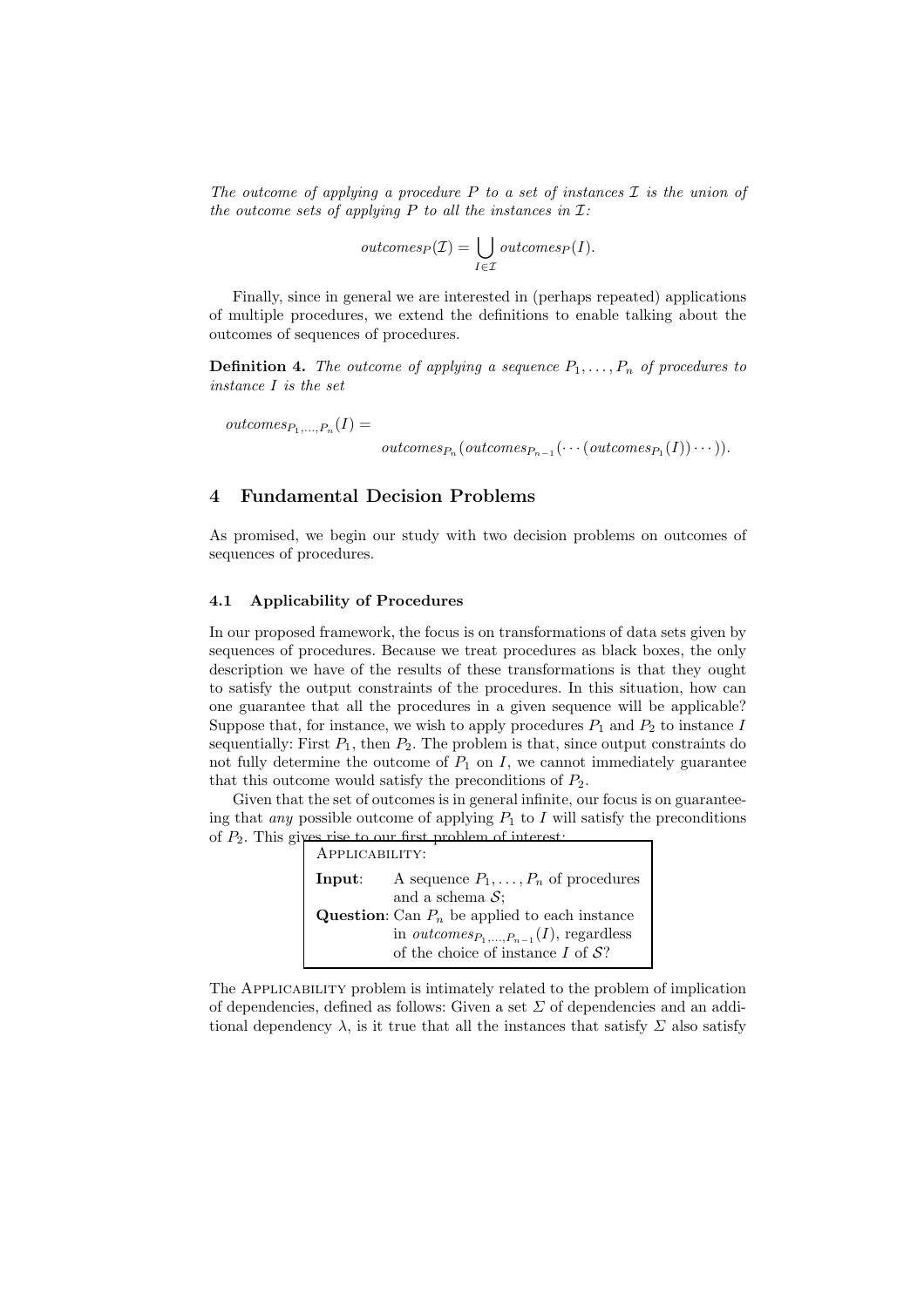*The outcome of applying a procedure $P$ to a set of instances $\mathcal{I}$ is the union of the outcome sets of applying $P$ to all the instances in $\mathcal{I}$:*

$$outcomes_P(\mathcal{I}) = \bigcup_{I \in \mathcal{I}} outcomes_P(I).$$

Finally, since in general we are interested in (perhaps repeated) applications of multiple procedures, we extend the definitions to enable talking about the outcomes of sequences of procedures.

**Definition 4.** *The outcome of applying a sequence $P_1, \ldots, P_n$ of procedures to instance $I$ is the set*

$$outcomes_{P_1,\ldots,P_n}(I) = outcomes_{P_n}(outcomes_{P_{n-1}}(\cdots(outcomes_{P_1}(I))\cdots)).$$

## 4 Fundamental Decision Problems

As promised, we begin our study with two decision problems on outcomes of sequences of procedures.

### 4.1 Applicability of Procedures

In our proposed framework, the focus is on transformations of data sets given by sequences of procedures. Because we treat procedures as black boxes, the only description we have of the results of these transformations is that they ought to satisfy the output constraints of the procedures. In this situation, how can one guarantee that all the procedures in a given sequence will be applicable? Suppose that, for instance, we wish to apply procedures $P_1$ and $P_2$ to instance $I$ sequentially: First $P_1$, then $P_2$. The problem is that, since output constraints do not fully determine the outcome of $P_1$ on $I$, we cannot immediately guarantee that this outcome would satisfy the preconditions of $P_2$.

Given that the set of outcomes is in general infinite, our focus is on guaranteeing that *any* possible outcome of applying $P_1$ to $I$ will satisfy the preconditions of $P_2$. This gives rise to our first problem of interest:

> APPLICABILITY:
>
> **Input**: A sequence $P_1, \ldots, P_n$ of procedures and a schema $\mathcal{S}$;
>
> **Question**: Can $P_n$ be applied to each instance in $outcomes_{P_1,\ldots,P_{n-1}}(I)$, regardless of the choice of instance $I$ of $\mathcal{S}$?

The APPLICABILITY problem is intimately related to the problem of implication of dependencies, defined as follows: Given a set $\Sigma$ of dependencies and an additional dependency $\lambda$, is it true that all the instances that satisfy $\Sigma$ also satisfy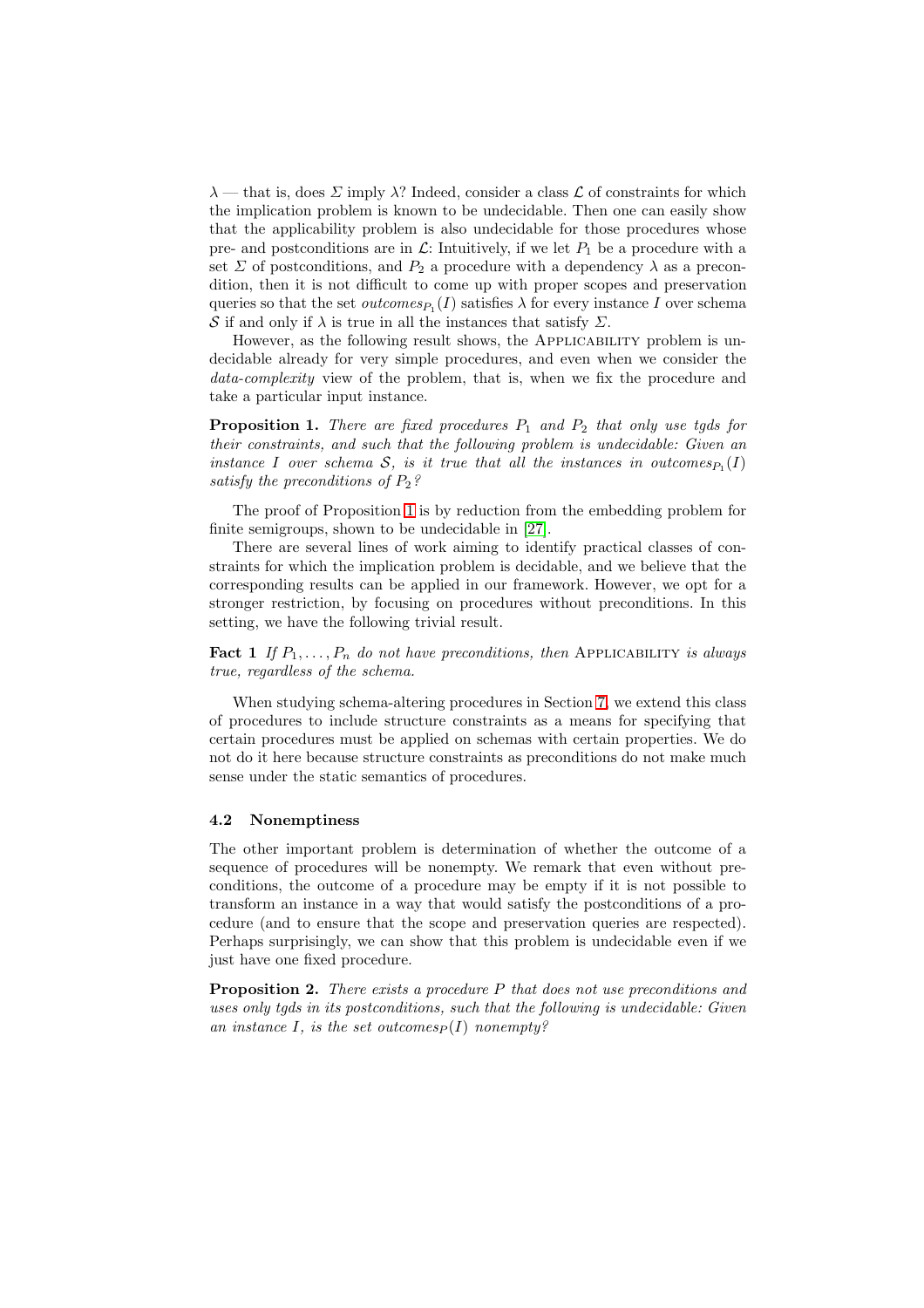$\lambda$ — that is, does $\Sigma$ imply $\lambda$? Indeed, consider a class $\mathcal{L}$ of constraints for which the implication problem is known to be undecidable. Then one can easily show that the applicability problem is also undecidable for those procedures whose pre- and postconditions are in $\mathcal{L}$: Intuitively, if we let $P_1$ be a procedure with a set $\Sigma$ of postconditions, and $P_2$ a procedure with a dependency $\lambda$ as a precondition, then it is not difficult to come up with proper scopes and preservation queries so that the set $outcomes_{P_1}(I)$ satisfies $\lambda$ for every instance $I$ over schema $\mathcal{S}$ if and only if $\lambda$ is true in all the instances that satisfy $\Sigma$.

However, as the following result shows, the APPLICABILITY problem is undecidable already for very simple procedures, and even when we consider the *data-complexity* view of the problem, that is, when we fix the procedure and take a particular input instance.

**Proposition 1.** *There are fixed procedures $P_1$ and $P_2$ that only use tgds for their constraints, and such that the following problem is undecidable: Given an instance $I$ over schema $\mathcal{S}$, is it true that all the instances in $outcomes_{P_1}(I)$ satisfy the preconditions of $P_2$?*

The proof of Proposition 1 is by reduction from the embedding problem for finite semigroups, shown to be undecidable in [27].

There are several lines of work aiming to identify practical classes of constraints for which the implication problem is decidable, and we believe that the corresponding results can be applied in our framework. However, we opt for a stronger restriction, by focusing on procedures without preconditions. In this setting, we have the following trivial result.

**Fact 1** *If $P_1, \ldots, P_n$ do not have preconditions, then* APPLICABILITY *is always true, regardless of the schema.*

When studying schema-altering procedures in Section 7, we extend this class of procedures to include structure constraints as a means for specifying that certain procedures must be applied on schemas with certain properties. We do not do it here because structure constraints as preconditions do not make much sense under the static semantics of procedures.

### 4.2 Nonemptiness

The other important problem is determination of whether the outcome of a sequence of procedures will be nonempty. We remark that even without preconditions, the outcome of a procedure may be empty if it is not possible to transform an instance in a way that would satisfy the postconditions of a procedure (and to ensure that the scope and preservation queries are respected). Perhaps surprisingly, we can show that this problem is undecidable even if we just have one fixed procedure.

**Proposition 2.** *There exists a procedure $P$ that does not use preconditions and uses only tgds in its postconditions, such that the following is undecidable: Given an instance $I$, is the set $outcomes_P(I)$ nonempty?*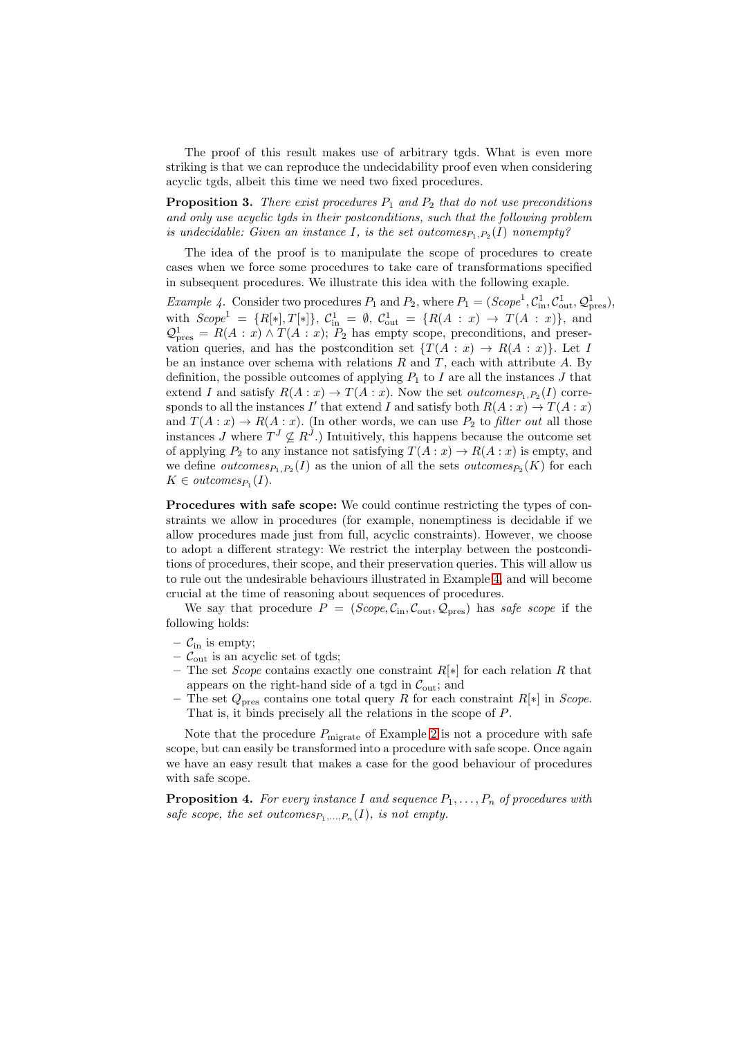The proof of this result makes use of arbitrary tgds. What is even more striking is that we can reproduce the undecidability proof even when considering acyclic tgds, albeit this time we need two fixed procedures.

**Proposition 3.** *There exist procedures $P_1$ and $P_2$ that do not use preconditions and only use acyclic tgds in their postconditions, such that the following problem is undecidable: Given an instance $I$, is the set $outcomes_{P_1,P_2}(I)$ nonempty?*

The idea of the proof is to manipulate the scope of procedures to create cases when we force some procedures to take care of transformations specified in subsequent procedures. We illustrate this idea with the following exaple.

*Example 4.* Consider two procedures $P_1$ and $P_2$, where $P_1 = (Scope^1, \mathcal{C}^1_{\text{in}}, \mathcal{C}^1_{\text{out}}, \mathcal{Q}^1_{\text{pres}})$, with $Scope^1 = \{R[*], T[*]\}$, $\mathcal{C}^1_{\text{in}} = \emptyset$, $\mathcal{C}^1_{\text{out}} = \{R(A : x) \to T(A : x)\}$, and $\mathcal{Q}^1_{\text{pres}} = R(A : x) \wedge T(A : x)$; $P_2$ has empty scope, preconditions, and preservation queries, and has the postcondition set $\{T(A : x) \to R(A : x)\}$. Let $I$ be an instance over schema with relations $R$ and $T$, each with attribute $A$. By definition, the possible outcomes of applying $P_1$ to $I$ are all the instances $J$ that extend $I$ and satisfy $R(A : x) \to T(A : x)$. Now the set $outcomes_{P_1,P_2}(I)$ corresponds to all the instances $I'$ that extend $I$ and satisfy both $R(A : x) \to T(A : x)$ and $T(A : x) \to R(A : x)$. (In other words, we can use $P_2$ to *filter out* all those instances $J$ where $T^J \not\subseteq R^J$.) Intuitively, this happens because the outcome set of applying $P_2$ to any instance not satisfying $T(A : x) \to R(A : x)$ is empty, and we define $outcomes_{P_1,P_2}(I)$ as the union of all the sets $outcomes_{P_2}(K)$ for each $K \in outcomes_{P_1}(I)$.

**Procedures with safe scope:** We could continue restricting the types of constraints we allow in procedures (for example, nonemptiness is decidable if we allow procedures made just from full, acyclic constraints). However, we choose to adopt a different strategy: We restrict the interplay between the postconditions of procedures, their scope, and their preservation queries. This will allow us to rule out the undesirable behaviours illustrated in Example 4, and will become crucial at the time of reasoning about sequences of procedures.

We say that procedure $P = (Scope, \mathcal{C}_{\text{in}}, \mathcal{C}_{\text{out}}, \mathcal{Q}_{\text{pres}})$ has *safe scope* if the following holds:

- $\mathcal{C}_{\text{in}}$ is empty;
- $\mathcal{C}_{\text{out}}$ is an acyclic set of tgds;
- The set $Scope$ contains exactly one constraint $R[*]$ for each relation $R$ that appears on the right-hand side of a tgd in $\mathcal{C}_{\text{out}}$; and
- The set $Q_{\text{pres}}$ contains one total query $R$ for each constraint $R[*]$ in $Scope$. That is, it binds precisely all the relations in the scope of $P$.

Note that the procedure $P_{\text{migrate}}$ of Example 2 is not a procedure with safe scope, but can easily be transformed into a procedure with safe scope. Once again we have an easy result that makes a case for the good behaviour of procedures with safe scope.

**Proposition 4.** *For every instance $I$ and sequence $P_1, \ldots, P_n$ of procedures with safe scope, the set $outcomes_{P_1,\ldots,P_n}(I)$, is not empty.*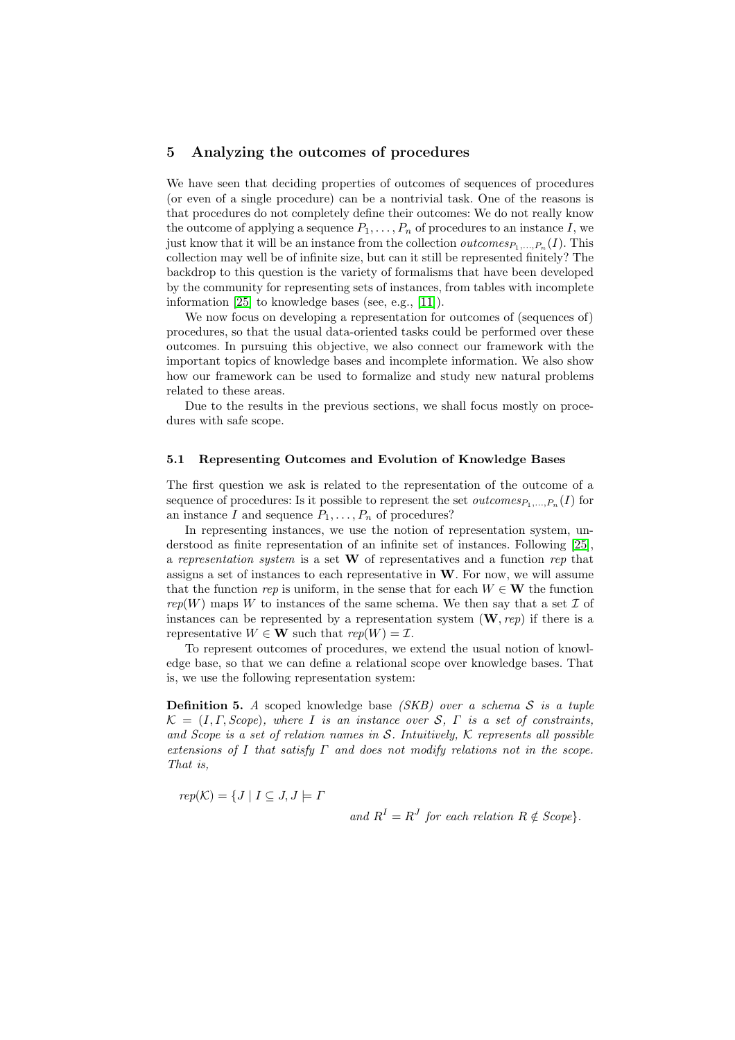## 5 Analyzing the outcomes of procedures

We have seen that deciding properties of outcomes of sequences of procedures (or even of a single procedure) can be a nontrivial task. One of the reasons is that procedures do not completely define their outcomes: We do not really know the outcome of applying a sequence $P_1, \ldots, P_n$ of procedures to an instance $I$, we just know that it will be an instance from the collection $outcomes_{P_1,\ldots,P_n}(I)$. This collection may well be of infinite size, but can it still be represented finitely? The backdrop to this question is the variety of formalisms that have been developed by the community for representing sets of instances, from tables with incomplete information [25] to knowledge bases (see, e.g., [11]).

We now focus on developing a representation for outcomes of (sequences of) procedures, so that the usual data-oriented tasks could be performed over these outcomes. In pursuing this objective, we also connect our framework with the important topics of knowledge bases and incomplete information. We also show how our framework can be used to formalize and study new natural problems related to these areas.

Due to the results in the previous sections, we shall focus mostly on procedures with safe scope.

### 5.1 Representing Outcomes and Evolution of Knowledge Bases

The first question we ask is related to the representation of the outcome of a sequence of procedures: Is it possible to represent the set $outcomes_{P_1,\ldots,P_n}(I)$ for an instance $I$ and sequence $P_1, \ldots, P_n$ of procedures?

In representing instances, we use the notion of representation system, understood as finite representation of an infinite set of instances. Following [25], a *representation system* is a set $\mathbf{W}$ of representatives and a function *rep* that assigns a set of instances to each representative in $\mathbf{W}$. For now, we will assume that the function *rep* is uniform, in the sense that for each $W \in \mathbf{W}$ the function $rep(W)$ maps $W$ to instances of the same schema. We then say that a set $\mathcal{I}$ of instances can be represented by a representation system $(\mathbf{W}, rep)$ if there is a representative $W \in \mathbf{W}$ such that $rep(W) = \mathcal{I}$.

To represent outcomes of procedures, we extend the usual notion of knowledge base, so that we can define a relational scope over knowledge bases. That is, we use the following representation system:

**Definition 5.** *A* scoped knowledge base *(SKB) over a schema $\mathcal{S}$ is a tuple $\mathcal{K} = (I, \Gamma, Scope)$, where $I$ is an instance over $\mathcal{S}$, $\Gamma$ is a set of constraints, and Scope is a set of relation names in $\mathcal{S}$. Intuitively, $\mathcal{K}$ represents all possible extensions of $I$ that satisfy $\Gamma$ and does not modify relations not in the scope. That is,*

$$rep(\mathcal{K}) = \{J \mid I \subseteq J, J \models \Gamma \text{ and } R^I = R^J \text{ for each relation } R \notin Scope\}.$$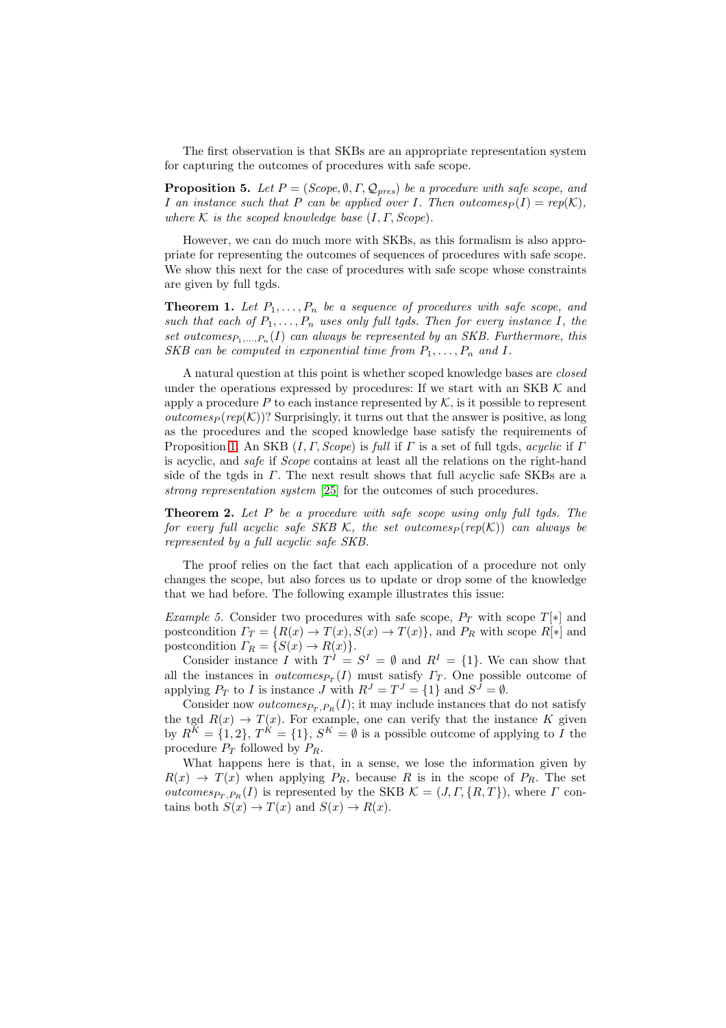The first observation is that SKBs are an appropriate representation system for capturing the outcomes of procedures with safe scope.

**Proposition 5.** *Let $P = (Scope, \emptyset, \Gamma, \mathcal{Q}_{pres})$ be a procedure with safe scope, and $I$ an instance such that $P$ can be applied over $I$. Then $outcomes_P(I) = rep(\mathcal{K})$, where $\mathcal{K}$ is the scoped knowledge base $(I, \Gamma, Scope)$.*

However, we can do much more with SKBs, as this formalism is also appropriate for representing the outcomes of sequences of procedures with safe scope. We show this next for the case of procedures with safe scope whose constraints are given by full tgds.

**Theorem 1.** *Let $P_1, \dots, P_n$ be a sequence of procedures with safe scope, and such that each of $P_1, \dots, P_n$ uses only full tgds. Then for every instance $I$, the set $outcomes_{P_1,\dots,P_n}(I)$ can always be represented by an SKB. Furthermore, this SKB can be computed in exponential time from $P_1, \dots, P_n$ and $I$.*

A natural question at this point is whether scoped knowledge bases are *closed* under the operations expressed by procedures: If we start with an SKB $\mathcal{K}$ and apply a procedure $P$ to each instance represented by $\mathcal{K}$, is it possible to represent $outcomes_P(rep(\mathcal{K}))$? Surprisingly, it turns out that the answer is positive, as long as the procedures and the scoped knowledge base satisfy the requirements of Proposition 1. An SKB $(I, \Gamma, Scope)$ is *full* if $\Gamma$ is a set of full tgds, *acyclic* if $\Gamma$ is acyclic, and *safe* if *Scope* contains at least all the relations on the right-hand side of the tgds in $\Gamma$. The next result shows that full acyclic safe SKBs are a *strong representation system* [25] for the outcomes of such procedures.

**Theorem 2.** *Let $P$ be a procedure with safe scope using only full tgds. The for every full acyclic safe SKB $\mathcal{K}$, the set $outcomes_P(rep(\mathcal{K}))$ can always be represented by a full acyclic safe SKB.*

The proof relies on the fact that each application of a procedure not only changes the scope, but also forces us to update or drop some of the knowledge that we had before. The following example illustrates this issue:

*Example 5.* Consider two procedures with safe scope, $P_T$ with scope $T[*]$ and postcondition $\Gamma_T = \{R(x) \to T(x), S(x) \to T(x)\}$, and $P_R$ with scope $R[*]$ and postcondition $\Gamma_R = \{S(x) \to R(x)\}$.

Consider instance $I$ with $T^I = S^I = \emptyset$ and $R^I = \{1\}$. We can show that all the instances in $outcomes_{P_T}(I)$ must satisfy $\Gamma_T$. One possible outcome of applying $P_T$ to $I$ is instance $J$ with $R^J = T^J = \{1\}$ and $S^J = \emptyset$.

Consider now $outcomes_{P_T,P_R}(I)$; it may include instances that do not satisfy the tgd $R(x) \to T(x)$. For example, one can verify that the instance $K$ given by $R^K = \{1, 2\}$, $T^K = \{1\}$, $S^K = \emptyset$ is a possible outcome of applying to $I$ the procedure $P_T$ followed by $P_R$.

What happens here is that, in a sense, we lose the information given by $R(x) \to T(x)$ when applying $P_R$, because $R$ is in the scope of $P_R$. The set $outcomes_{P_T,P_R}(I)$ is represented by the SKB $\mathcal{K} = (J, \Gamma, \{R, T\})$, where $\Gamma$ contains both $S(x) \to T(x)$ and $S(x) \to R(x)$.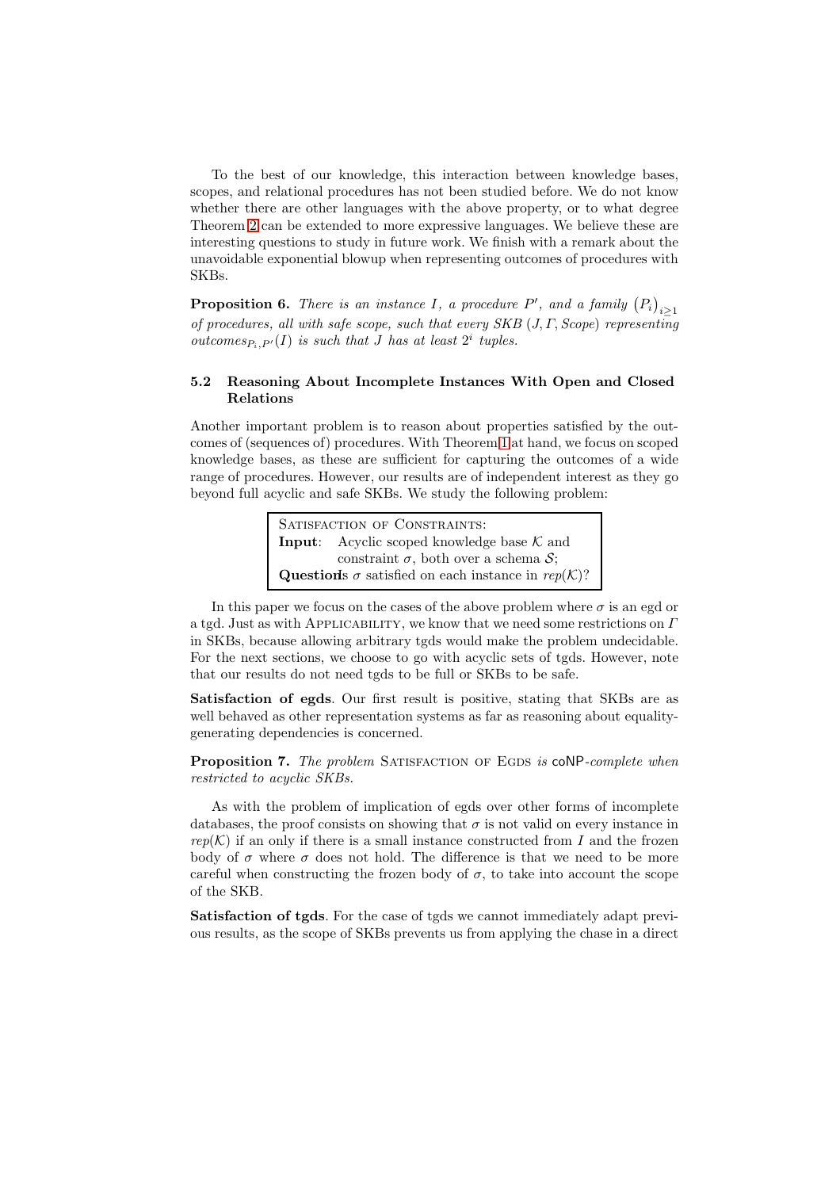To the best of our knowledge, this interaction between knowledge bases, scopes, and relational procedures has not been studied before. We do not know whether there are other languages with the above property, or to what degree Theorem 2 can be extended to more expressive languages. We believe these are interesting questions to study in future work. We finish with a remark about the unavoidable exponential blowup when representing outcomes of procedures with SKBs.

**Proposition 6.** *There is an instance $I$, a procedure $P'$, and a family $\left(P_i\right)_{i\geq 1}$ of procedures, all with safe scope, such that every SKB $(J, \Gamma, \mathit{Scope})$ representing $\mathit{outcomes}_{P_i,P'}(I)$ is such that $J$ has at least $2^i$ tuples.*

### 5.2 Reasoning About Incomplete Instances With Open and Closed Relations

Another important problem is to reason about properties satisfied by the outcomes of (sequences of) procedures. With Theorem 1 at hand, we focus on scoped knowledge bases, as these are sufficient for capturing the outcomes of a wide range of procedures. However, our results are of independent interest as they go beyond full acyclic and safe SKBs. We study the following problem:

> Satisfaction of Constraints:
> **Input**: Acyclic scoped knowledge base $\mathcal{K}$ and constraint $\sigma$, both over a schema $\mathcal{S}$;
> **Question**: Is $\sigma$ satisfied on each instance in $rep(\mathcal{K})$?

In this paper we focus on the cases of the above problem where $\sigma$ is an egd or a tgd. Just as with Applicability, we know that we need some restrictions on $\Gamma$ in SKBs, because allowing arbitrary tgds would make the problem undecidable. For the next sections, we choose to go with acyclic sets of tgds. However, note that our results do not need tgds to be full or SKBs to be safe.

**Satisfaction of egds**. Our first result is positive, stating that SKBs are as well behaved as other representation systems as far as reasoning about equality-generating dependencies is concerned.

**Proposition 7.** *The problem* Satisfaction of Egds *is* coNP*-complete when restricted to acyclic SKBs.*

As with the problem of implication of egds over other forms of incomplete databases, the proof consists on showing that $\sigma$ is not valid on every instance in $rep(\mathcal{K})$ if an only if there is a small instance constructed from $I$ and the frozen body of $\sigma$ where $\sigma$ does not hold. The difference is that we need to be more careful when constructing the frozen body of $\sigma$, to take into account the scope of the SKB.

**Satisfaction of tgds**. For the case of tgds we cannot immediately adapt previous results, as the scope of SKBs prevents us from applying the chase in a direct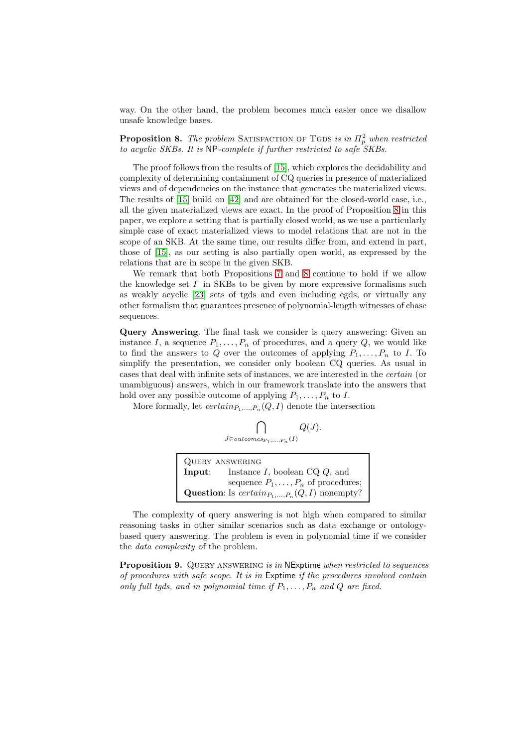way. On the other hand, the problem becomes much easier once we disallow unsafe knowledge bases.

**Proposition 8.** *The problem* Satisfaction of Tgds *is in $\Pi_p^2$ when restricted to acyclic SKBs. It is* NP*-complete if further restricted to safe SKBs.*

The proof follows from the results of [15], which explores the decidability and complexity of determining containment of CQ queries in presence of materialized views and of dependencies on the instance that generates the materialized views. The results of [15] build on [42] and are obtained for the closed-world case, i.e., all the given materialized views are exact. In the proof of Proposition 8 in this paper, we explore a setting that is partially closed world, as we use a particularly simple case of exact materialized views to model relations that are not in the scope of an SKB. At the same time, our results differ from, and extend in part, those of [15], as our setting is also partially open world, as expressed by the relations that are in scope in the given SKB.

We remark that both Propositions 7 and 8 continue to hold if we allow the knowledge set $\Gamma$ in SKBs to be given by more expressive formalisms such as weakly acyclic [23] sets of tgds and even including egds, or virtually any other formalism that guarantees presence of polynomial-length witnesses of chase sequences.

**Query Answering**. The final task we consider is query answering: Given an instance $I$, a sequence $P_1, \ldots, P_n$ of procedures, and a query $Q$, we would like to find the answers to $Q$ over the outcomes of applying $P_1, \ldots, P_n$ to $I$. To simplify the presentation, we consider only boolean CQ queries. As usual in cases that deal with infinite sets of instances, we are interested in the *certain* (or unambiguous) answers, which in our framework translate into the answers that hold over any possible outcome of applying $P_1, \ldots, P_n$ to $I$.

More formally, let $certain_{P_1,\ldots,P_n}(Q, I)$ denote the intersection

$$\bigcap_{J \in outcomes_{P_1,\ldots,P_n}(I)} Q(J).$$

> Query answering
> **Input**: Instance $I$, boolean CQ $Q$, and sequence $P_1, \ldots, P_n$ of procedures;
> **Question**: Is $certain_{P_1,\ldots,P_n}(Q, I)$ nonempty?

The complexity of query answering is not high when compared to similar reasoning tasks in other similar scenarios such as data exchange or ontology-based query answering. The problem is even in polynomial time if we consider the *data complexity* of the problem.

**Proposition 9.** Query answering *is in* NExptime *when restricted to sequences of procedures with safe scope. It is in* Exptime *if the procedures involved contain only full tgds, and in polynomial time if $P_1, \ldots, P_n$ and $Q$ are fixed.*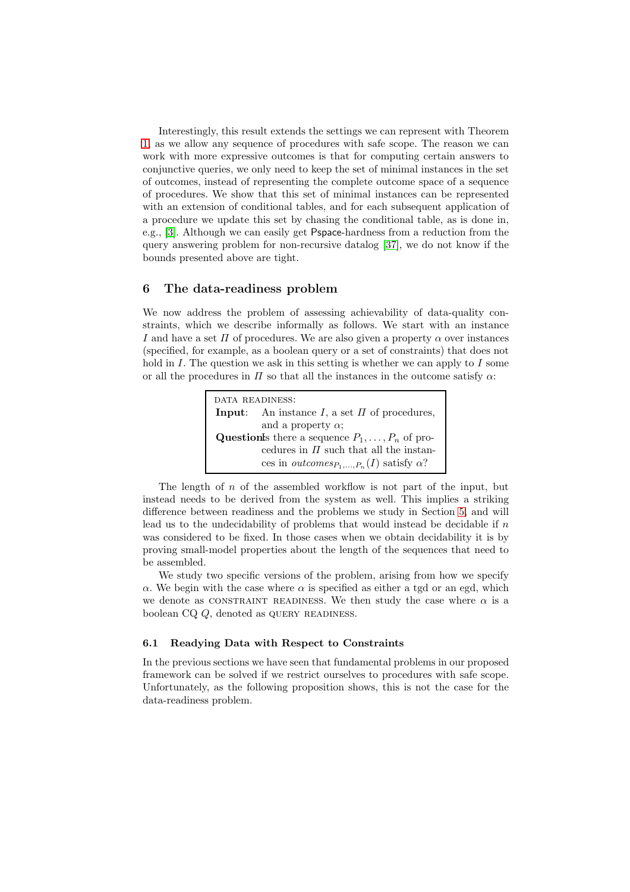Interestingly, this result extends the settings we can represent with Theorem 1, as we allow any sequence of procedures with safe scope. The reason we can work with more expressive outcomes is that for computing certain answers to conjunctive queries, we only need to keep the set of minimal instances in the set of outcomes, instead of representing the complete outcome space of a sequence of procedures. We show that this set of minimal instances can be represented with an extension of conditional tables, and for each subsequent application of a procedure we update this set by chasing the conditional table, as is done in, e.g., [3]. Although we can easily get Pspace-hardness from a reduction from the query answering problem for non-recursive datalog [37], we do not know if the bounds presented above are tight.

## 6 The data-readiness problem

We now address the problem of assessing achievability of data-quality constraints, which we describe informally as follows. We start with an instance $I$ and have a set $\Pi$ of procedures. We are also given a property $\alpha$ over instances (specified, for example, as a boolean query or a set of constraints) that does not hold in $I$. The question we ask in this setting is whether we can apply to $I$ some or all the procedures in $\Pi$ so that all the instances in the outcome satisfy $\alpha$:

> DATA READINESS:
> **Input**: An instance $I$, a set $\Pi$ of procedures, and a property $\alpha$;
> **Question**: Is there a sequence $P_1, \dots, P_n$ of procedures in $\Pi$ such that all the instances in $outcomes_{P_1,\dots,P_n}(I)$ satisfy $\alpha$?

The length of $n$ of the assembled workflow is not part of the input, but instead needs to be derived from the system as well. This implies a striking difference between readiness and the problems we study in Section 5, and will lead us to the undecidability of problems that would instead be decidable if $n$ was considered to be fixed. In those cases when we obtain decidability it is by proving small-model properties about the length of the sequences that need to be assembled.

We study two specific versions of the problem, arising from how we specify $\alpha$. We begin with the case where $\alpha$ is specified as either a tgd or an egd, which we denote as CONSTRAINT READINESS. We then study the case where $\alpha$ is a boolean CQ $Q$, denoted as QUERY READINESS.

### 6.1 Readying Data with Respect to Constraints

In the previous sections we have seen that fundamental problems in our proposed framework can be solved if we restrict ourselves to procedures with safe scope. Unfortunately, as the following proposition shows, this is not the case for the data-readiness problem.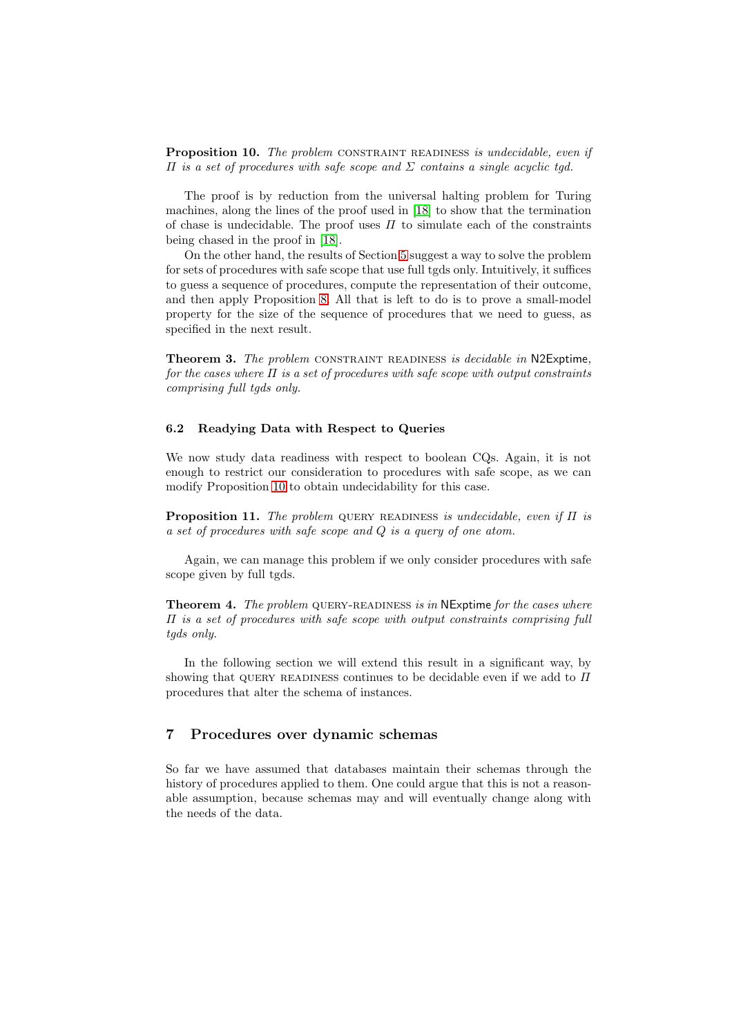**Proposition 10.** *The problem* CONSTRAINT READINESS *is undecidable, even if $\Pi$ is a set of procedures with safe scope and $\Sigma$ contains a single acyclic tgd.*

The proof is by reduction from the universal halting problem for Turing machines, along the lines of the proof used in [18] to show that the termination of chase is undecidable. The proof uses $\Pi$ to simulate each of the constraints being chased in the proof in [18].

On the other hand, the results of Section 5 suggest a way to solve the problem for sets of procedures with safe scope that use full tgds only. Intuitively, it suffices to guess a sequence of procedures, compute the representation of their outcome, and then apply Proposition 8. All that is left to do is to prove a small-model property for the size of the sequence of procedures that we need to guess, as specified in the next result.

**Theorem 3.** *The problem* CONSTRAINT READINESS *is decidable in* N2Exptime*, for the cases where $\Pi$ is a set of procedures with safe scope with output constraints comprising full tgds only.*

### 6.2 Readying Data with Respect to Queries

We now study data readiness with respect to boolean CQs. Again, it is not enough to restrict our consideration to procedures with safe scope, as we can modify Proposition 10 to obtain undecidability for this case.

**Proposition 11.** *The problem* QUERY READINESS *is undecidable, even if $\Pi$ is a set of procedures with safe scope and $Q$ is a query of one atom.*

Again, we can manage this problem if we only consider procedures with safe scope given by full tgds.

**Theorem 4.** *The problem* QUERY-READINESS *is in* NExptime *for the cases where $\Pi$ is a set of procedures with safe scope with output constraints comprising full tgds only.*

In the following section we will extend this result in a significant way, by showing that QUERY READINESS continues to be decidable even if we add to $\Pi$ procedures that alter the schema of instances.

## 7 Procedures over dynamic schemas

So far we have assumed that databases maintain their schemas through the history of procedures applied to them. One could argue that this is not a reasonable assumption, because schemas may and will eventually change along with the needs of the data.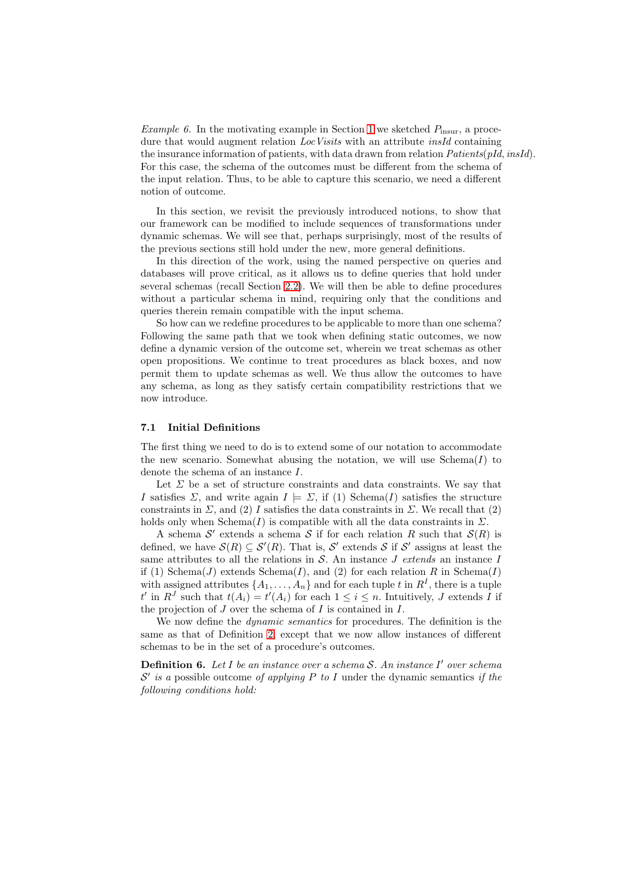*Example 6.* In the motivating example in Section 1 we sketched $P_{\text{insur}}$, a procedure that would augment relation *LocVisits* with an attribute *insId* containing the insurance information of patients, with data drawn from relation *Patients*(*pId*, *insId*). For this case, the schema of the outcomes must be different from the schema of the input relation. Thus, to be able to capture this scenario, we need a different notion of outcome.

In this section, we revisit the previously introduced notions, to show that our framework can be modified to include sequences of transformations under dynamic schemas. We will see that, perhaps surprisingly, most of the results of the previous sections still hold under the new, more general definitions.

In this direction of the work, using the named perspective on queries and databases will prove critical, as it allows us to define queries that hold under several schemas (recall Section 2.2). We will then be able to define procedures without a particular schema in mind, requiring only that the conditions and queries therein remain compatible with the input schema.

So how can we redefine procedures to be applicable to more than one schema? Following the same path that we took when defining static outcomes, we now define a dynamic version of the outcome set, wherein we treat schemas as other open propositions. We continue to treat procedures as black boxes, and now permit them to update schemas as well. We thus allow the outcomes to have any schema, as long as they satisfy certain compatibility restrictions that we now introduce.

### 7.1 Initial Definitions

The first thing we need to do is to extend some of our notation to accommodate the new scenario. Somewhat abusing the notation, we will use Schema($I$) to denote the schema of an instance $I$.

Let $\Sigma$ be a set of structure constraints and data constraints. We say that $I$ satisfies $\Sigma$, and write again $I \models \Sigma$, if (1) Schema($I$) satisfies the structure constraints in $\Sigma$, and (2) $I$ satisfies the data constraints in $\Sigma$. We recall that (2) holds only when Schema($I$) is compatible with all the data constraints in $\Sigma$.

A schema $\mathcal{S}'$ extends a schema $\mathcal{S}$ if for each relation $R$ such that $\mathcal{S}(R)$ is defined, we have $\mathcal{S}(R) \subseteq \mathcal{S}'(R)$. That is, $\mathcal{S}'$ extends $\mathcal{S}$ if $\mathcal{S}'$ assigns at least the same attributes to all the relations in $\mathcal{S}$. An instance $J$ *extends* an instance $I$ if (1) Schema($J$) extends Schema($I$), and (2) for each relation $R$ in Schema($I$) with assigned attributes $\{A_1, \ldots, A_n\}$ and for each tuple $t$ in $R^I$, there is a tuple $t'$ in $R^J$ such that $t(A_i) = t'(A_i)$ for each $1 \leq i \leq n$. Intuitively, $J$ extends $I$ if the projection of $J$ over the schema of $I$ is contained in $I$.

We now define the *dynamic semantics* for procedures. The definition is the same as that of Definition 2, except that we now allow instances of different schemas to be in the set of a procedure's outcomes.

**Definition 6.** *Let $I$ be an instance over a schema $\mathcal{S}$. An instance $I'$ over schema $\mathcal{S}'$ is a* possible outcome *of applying $P$ to $I$* under the dynamic semantics *if the following conditions hold:*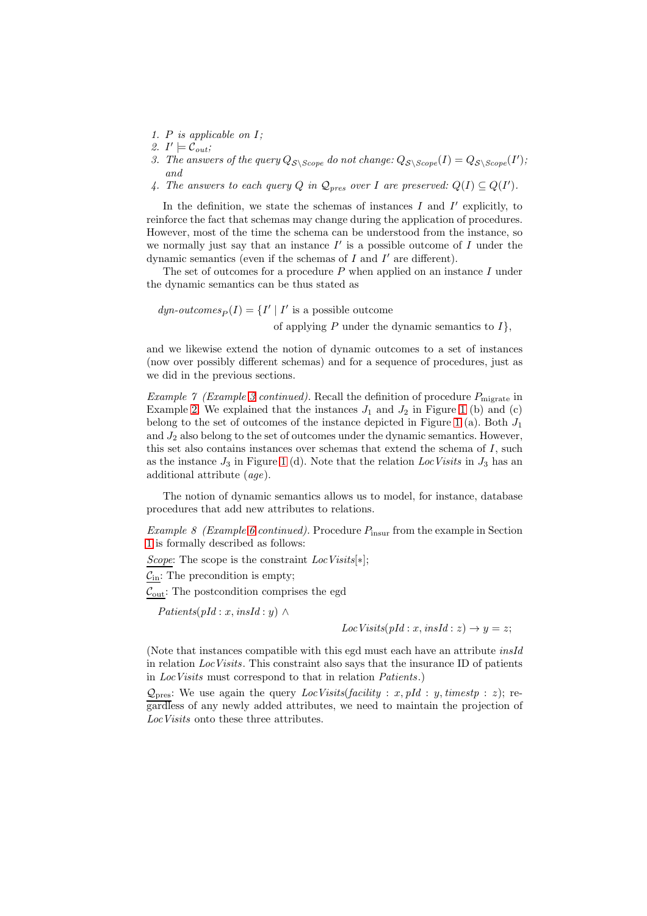1. *P is applicable on I;*
2. $I' \models \mathcal{C}_{out}$*;*
3. *The answers of the query* $Q_{\mathcal{S}\setminus Scope}$ *do not change:* $Q_{\mathcal{S}\setminus Scope}(I) = Q_{\mathcal{S}\setminus Scope}(I')$*; and*
4. *The answers to each query Q in* $\mathcal{Q}_{pres}$ *over I are preserved:* $Q(I) \subseteq Q(I')$*.*

In the definition, we state the schemas of instances $I$ and $I'$ explicitly, to reinforce the fact that schemas may change during the application of procedures. However, most of the time the schema can be understood from the instance, so we normally just say that an instance $I'$ is a possible outcome of $I$ under the dynamic semantics (even if the schemas of $I$ and $I'$ are different).

The set of outcomes for a procedure $P$ when applied on an instance $I$ under the dynamic semantics can be thus stated as

$$\textit{dyn-outcomes}_P(I) = \{I' \mid I' \text{ is a possible outcome of applying } P \text{ under the dynamic semantics to } I\},$$

and we likewise extend the notion of dynamic outcomes to a set of instances (now over possibly different schemas) and for a sequence of procedures, just as we did in the previous sections.

*Example 7 (Example 3 continued).* Recall the definition of procedure $P_{\text{migrate}}$ in Example 2. We explained that the instances $J_1$ and $J_2$ in Figure 1 (b) and (c) belong to the set of outcomes of the instance depicted in Figure 1 (a). Both $J_1$ and $J_2$ also belong to the set of outcomes under the dynamic semantics. However, this set also contains instances over schemas that extend the schema of $I$, such as the instance $J_3$ in Figure 1 (d). Note that the relation *LocVisits* in $J_3$ has an additional attribute (*age*).

The notion of dynamic semantics allows us to model, for instance, database procedures that add new attributes to relations.

*Example 8 (Example 6 continued).* Procedure $P_{\text{insur}}$ from the example in Section 1 is formally described as follows:

<u>*Scope*</u>: The scope is the constraint $\textit{LocVisits}[*]$;

<u>$\mathcal{C}_{\text{in}}$</u>: The precondition is empty;

<u>$\mathcal{C}_{\text{out}}$</u>: The postcondition comprises the egd

$$\textit{Patients}(\textit{pId}: x, \textit{insId}: y) \wedge \textit{LocVisits}(\textit{pId}: x, \textit{insId}: z) \rightarrow y = z;$$

(Note that instances compatible with this egd must each have an attribute *insId* in relation *LocVisits*. This constraint also says that the insurance ID of patients in *LocVisits* must correspond to that in relation *Patients*.)

<u>$\mathcal{Q}_{\text{pres}}$</u>: We use again the query $\textit{LocVisits}(\textit{facility}: x, \textit{pId}: y, \textit{timestp}: z)$; regardless of any newly added attributes, we need to maintain the projection of *LocVisits* onto these three attributes.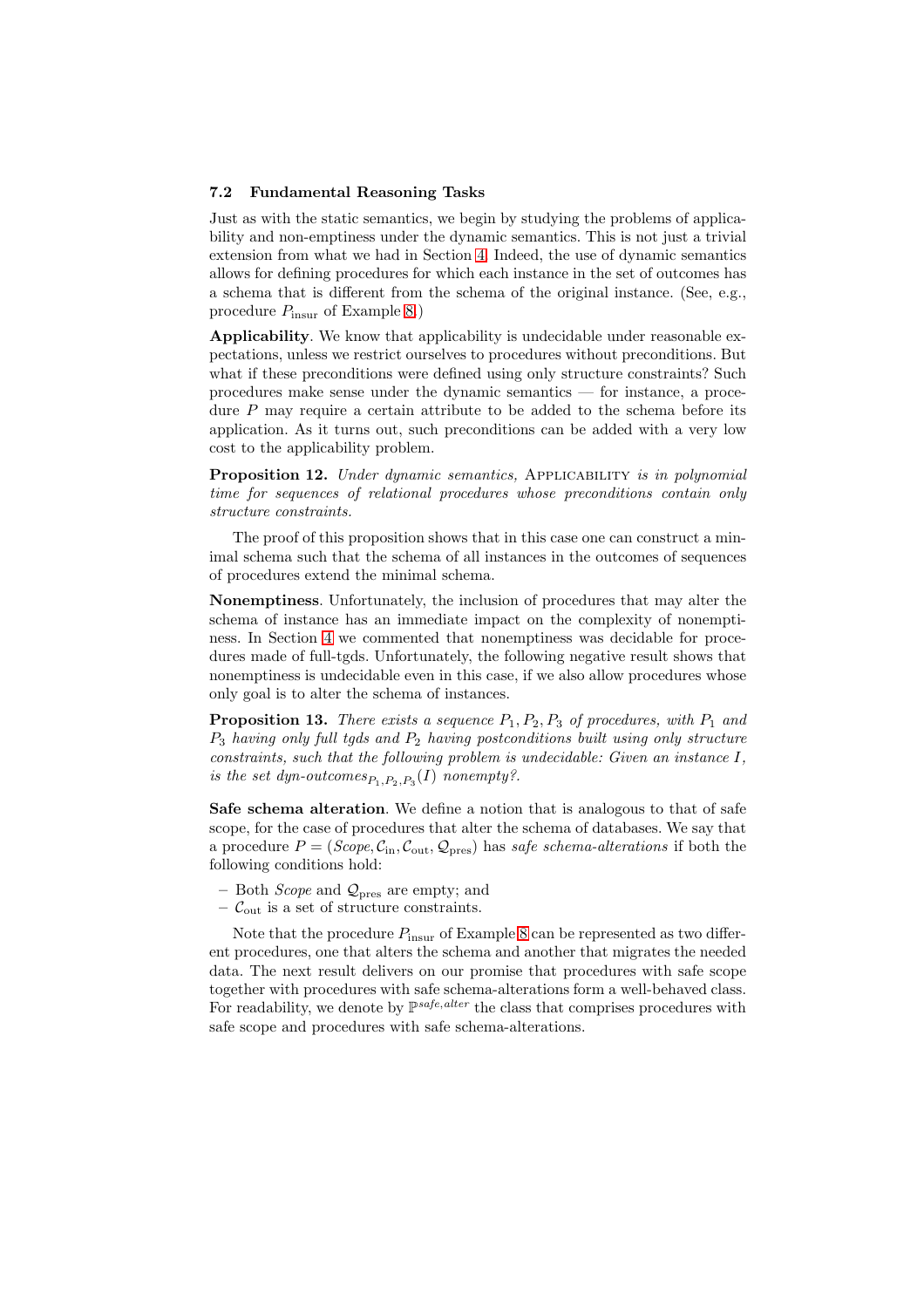### 7.2 Fundamental Reasoning Tasks

Just as with the static semantics, we begin by studying the problems of applicability and non-emptiness under the dynamic semantics. This is not just a trivial extension from what we had in Section 4. Indeed, the use of dynamic semantics allows for defining procedures for which each instance in the set of outcomes has a schema that is different from the schema of the original instance. (See, e.g., procedure $P_{\text{insur}}$ of Example 8.)

**Applicability**. We know that applicability is undecidable under reasonable expectations, unless we restrict ourselves to procedures without preconditions. But what if these preconditions were defined using only structure constraints? Such procedures make sense under the dynamic semantics — for instance, a procedure $P$ may require a certain attribute to be added to the schema before its application. As it turns out, such preconditions can be added with a very low cost to the applicability problem.

**Proposition 12.** *Under dynamic semantics,* Applicability *is in polynomial time for sequences of relational procedures whose preconditions contain only structure constraints.*

The proof of this proposition shows that in this case one can construct a minimal schema such that the schema of all instances in the outcomes of sequences of procedures extend the minimal schema.

**Nonemptiness**. Unfortunately, the inclusion of procedures that may alter the schema of instance has an immediate impact on the complexity of nonemptiness. In Section 4 we commented that nonemptiness was decidable for procedures made of full-tgds. Unfortunately, the following negative result shows that nonemptiness is undecidable even in this case, if we also allow procedures whose only goal is to alter the schema of instances.

**Proposition 13.** *There exists a sequence $P_1, P_2, P_3$ of procedures, with $P_1$ and $P_3$ having only full tgds and $P_2$ having postconditions built using only structure constraints, such that the following problem is undecidable: Given an instance $I$, is the set dyn-outcomes$_{P_1,P_2,P_3}(I)$ nonempty?.*

**Safe schema alteration**. We define a notion that is analogous to that of safe scope, for the case of procedures that alter the schema of databases. We say that a procedure $P = (\mathit{Scope}, \mathcal{C}_{\text{in}}, \mathcal{C}_{\text{out}}, \mathcal{Q}_{\text{pres}})$ has *safe schema-alterations* if both the following conditions hold:

- Both *Scope* and $\mathcal{Q}_{\text{pres}}$ are empty; and
- $\mathcal{C}_{\text{out}}$ is a set of structure constraints.

Note that the procedure $P_{\text{insur}}$ of Example 8 can be represented as two different procedures, one that alters the schema and another that migrates the needed data. The next result delivers on our promise that procedures with safe scope together with procedures with safe schema-alterations form a well-behaved class. For readability, we denote by $\mathbb{P}^{\mathit{safe,alter}}$ the class that comprises procedures with safe scope and procedures with safe schema-alterations.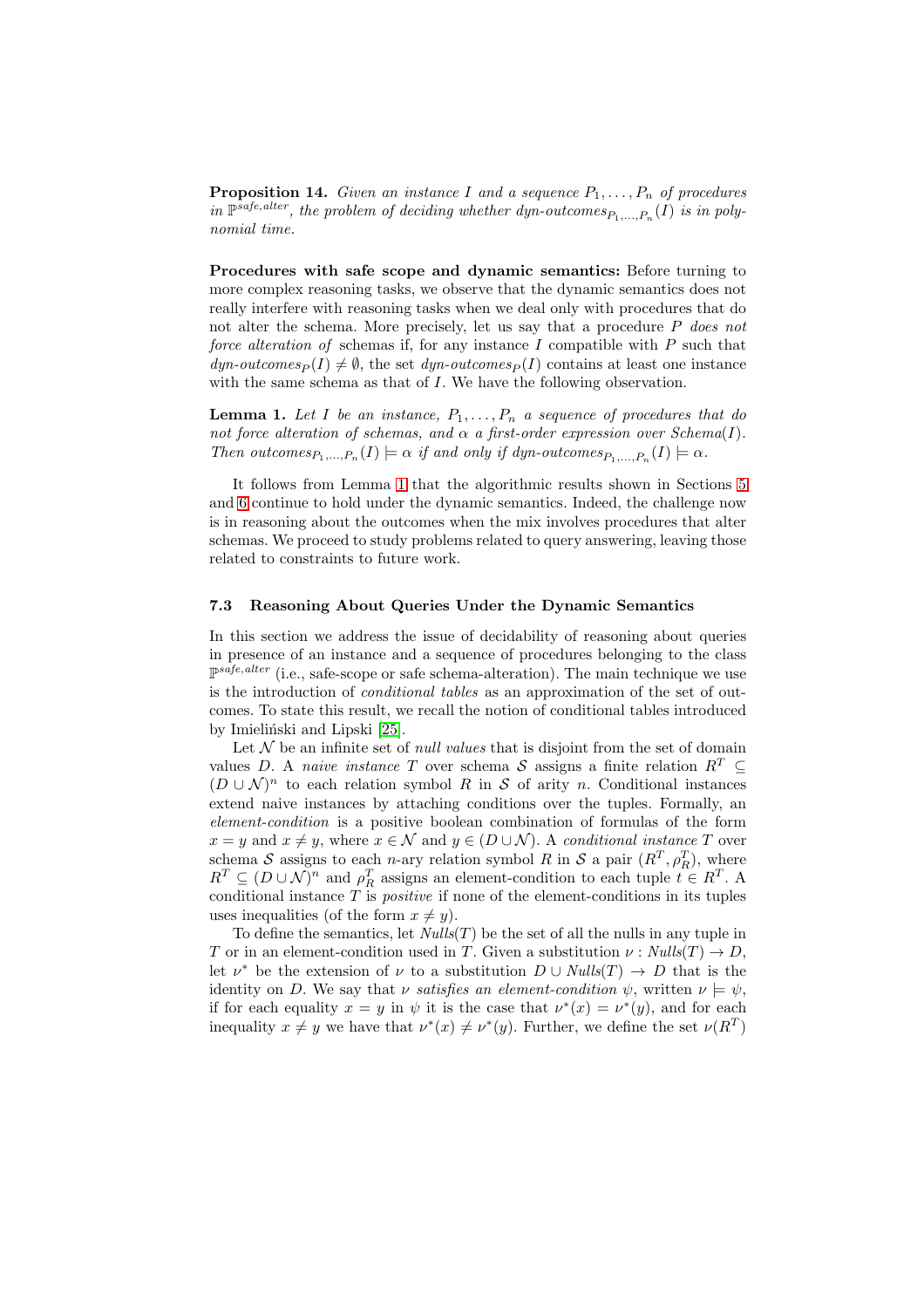**Proposition 14.** *Given an instance $I$ and a sequence $P_1, \ldots, P_n$ of procedures in $\mathbb{P}^{safe,alter}$, the problem of deciding whether $dyn\text{-}outcomes_{P_1,\ldots,P_n}(I)$ is in polynomial time.*

**Procedures with safe scope and dynamic semantics:** Before turning to more complex reasoning tasks, we observe that the dynamic semantics does not really interfere with reasoning tasks when we deal only with procedures that do not alter the schema. More precisely, let us say that a procedure $P$ *does not force alteration of* schemas if, for any instance $I$ compatible with $P$ such that $dyn\text{-}outcomes_P(I) \neq \emptyset$, the set $dyn\text{-}outcomes_P(I)$ contains at least one instance with the same schema as that of $I$. We have the following observation.

**Lemma 1.** *Let $I$ be an instance, $P_1, \ldots, P_n$ a sequence of procedures that do not force alteration of schemas, and $\alpha$ a first-order expression over $Schema(I)$. Then $outcomes_{P_1,\ldots,P_n}(I) \models \alpha$ if and only if $dyn\text{-}outcomes_{P_1,\ldots,P_n}(I) \models \alpha$.*

It follows from Lemma 1 that the algorithmic results shown in Sections 5 and 6 continue to hold under the dynamic semantics. Indeed, the challenge now is in reasoning about the outcomes when the mix involves procedures that alter schemas. We proceed to study problems related to query answering, leaving those related to constraints to future work.

### 7.3 Reasoning About Queries Under the Dynamic Semantics

In this section we address the issue of decidability of reasoning about queries in presence of an instance and a sequence of procedures belonging to the class $\mathbb{P}^{safe,alter}$ (i.e., safe-scope or safe schema-alteration). The main technique we use is the introduction of *conditional tables* as an approximation of the set of outcomes. To state this result, we recall the notion of conditional tables introduced by Imieliński and Lipski [25].

Let $\mathcal{N}$ be an infinite set of *null values* that is disjoint from the set of domain values $D$. A *naive instance* $T$ over schema $\mathcal{S}$ assigns a finite relation $R^T \subseteq (D \cup \mathcal{N})^n$ to each relation symbol $R$ in $\mathcal{S}$ of arity $n$. Conditional instances extend naive instances by attaching conditions over the tuples. Formally, an *element-condition* is a positive boolean combination of formulas of the form $x = y$ and $x \neq y$, where $x \in \mathcal{N}$ and $y \in (D \cup \mathcal{N})$. A *conditional instance* $T$ over schema $\mathcal{S}$ assigns to each $n$-ary relation symbol $R$ in $\mathcal{S}$ a pair $(R^T, \rho^T_R)$, where $R^T \subseteq (D \cup \mathcal{N})^n$ and $\rho^T_R$ assigns an element-condition to each tuple $t \in R^T$. A conditional instance $T$ is *positive* if none of the element-conditions in its tuples uses inequalities (of the form $x \neq y$).

To define the semantics, let $Nulls(T)$ be the set of all the nulls in any tuple in $T$ or in an element-condition used in $T$. Given a substitution $\nu : Nulls(T) \to D$, let $\nu^*$ be the extension of $\nu$ to a substitution $D \cup Nulls(T) \to D$ that is the identity on $D$. We say that $\nu$ *satisfies an element-condition* $\psi$, written $\nu \models \psi$, if for each equality $x = y$ in $\psi$ it is the case that $\nu^*(x) = \nu^*(y)$, and for each inequality $x \neq y$ we have that $\nu^*(x) \neq \nu^*(y)$. Further, we define the set $\nu(R^T)$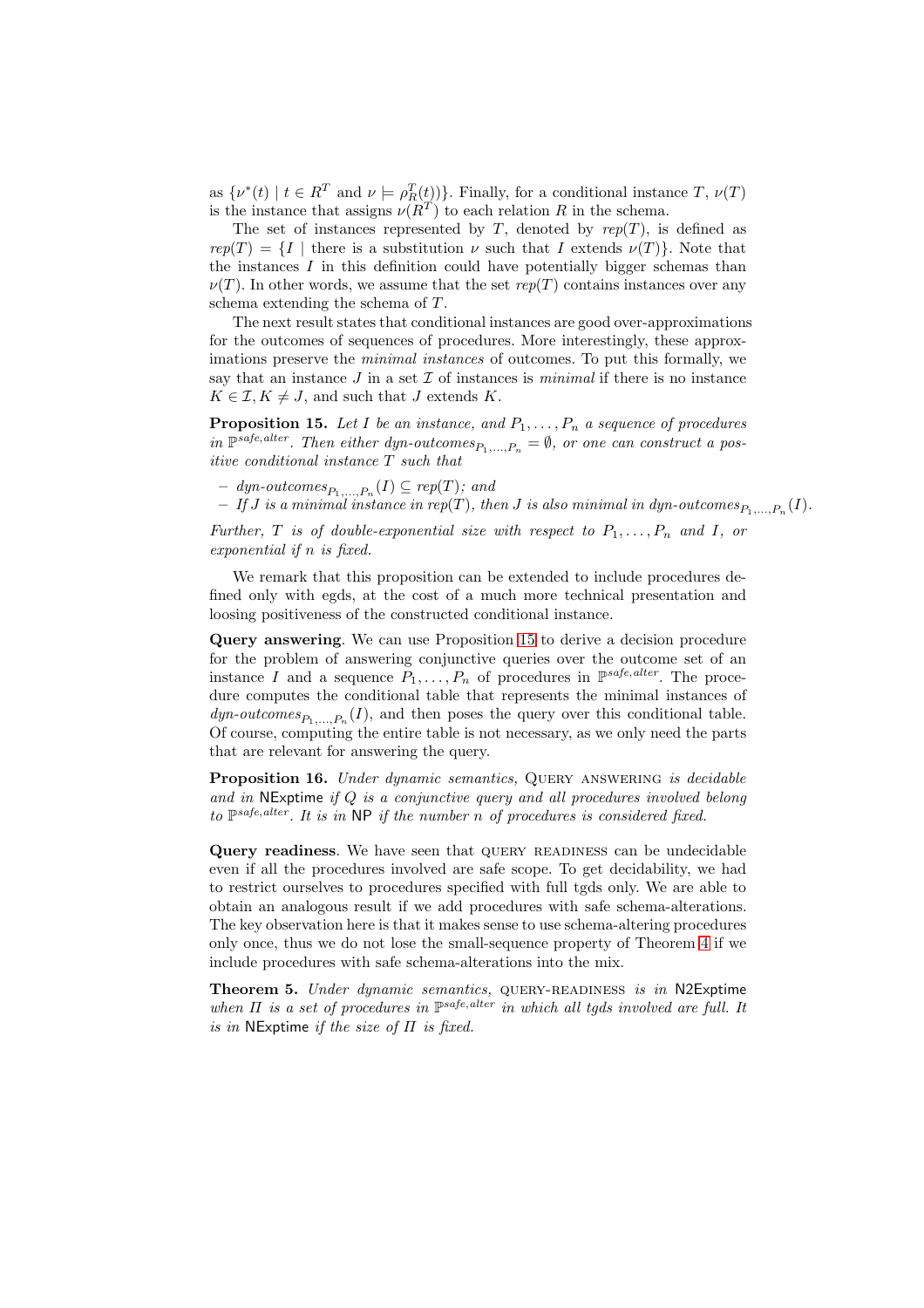as $\{\nu^*(t) \mid t \in R^T \text{ and } \nu \models \rho_R^T(t))\}$. Finally, for a conditional instance $T$, $\nu(T)$ is the instance that assigns $\nu(R^T)$ to each relation $R$ in the schema.

The set of instances represented by $T$, denoted by $rep(T)$, is defined as $rep(T) = \{I \mid \text{there is a substitution } \nu \text{ such that } I \text{ extends } \nu(T)\}$. Note that the instances $I$ in this definition could have potentially bigger schemas than $\nu(T)$. In other words, we assume that the set $rep(T)$ contains instances over any schema extending the schema of $T$.

The next result states that conditional instances are good over-approximations for the outcomes of sequences of procedures. More interestingly, these approximations preserve the *minimal instances* of outcomes. To put this formally, we say that an instance $J$ in a set $\mathcal{I}$ of instances is *minimal* if there is no instance $K \in \mathcal{I}, K \neq J$, and such that $J$ extends $K$.

**Proposition 15.** *Let $I$ be an instance, and $P_1, \ldots, P_n$ a sequence of procedures in $\mathbb{P}^{safe,alter}$. Then either $dyn\text{-}outcomes_{P_1,\ldots,P_n} = \emptyset$, or one can construct a positive conditional instance $T$ such that*

- *$dyn\text{-}outcomes_{P_1,\ldots,P_n}(I) \subseteq rep(T)$; and*
- *If $J$ is a minimal instance in $rep(T)$, then $J$ is also minimal in $dyn\text{-}outcomes_{P_1,\ldots,P_n}(I)$.*

*Further, $T$ is of double-exponential size with respect to $P_1, \ldots, P_n$ and $I$, or exponential if $n$ is fixed.*

We remark that this proposition can be extended to include procedures defined only with egds, at the cost of a much more technical presentation and loosing positiveness of the constructed conditional instance.

**Query answering**. We can use Proposition 15 to derive a decision procedure for the problem of answering conjunctive queries over the outcome set of an instance $I$ and a sequence $P_1, \ldots, P_n$ of procedures in $\mathbb{P}^{safe,alter}$. The procedure computes the conditional table that represents the minimal instances of $dyn\text{-}outcomes_{P_1,\ldots,P_n}(I)$, and then poses the query over this conditional table. Of course, computing the entire table is not necessary, as we only need the parts that are relevant for answering the query.

**Proposition 16.** *Under dynamic semantics,* Query answering *is decidable and in* NExptime *if $Q$ is a conjunctive query and all procedures involved belong to $\mathbb{P}^{safe,alter}$. It is in* NP *if the number $n$ of procedures is considered fixed.*

**Query readiness**. We have seen that query readiness can be undecidable even if all the procedures involved are safe scope. To get decidability, we had to restrict ourselves to procedures specified with full tgds only. We are able to obtain an analogous result if we add procedures with safe schema-alterations. The key observation here is that it makes sense to use schema-altering procedures only once, thus we do not lose the small-sequence property of Theorem 4 if we include procedures with safe schema-alterations into the mix.

**Theorem 5.** *Under dynamic semantics,* query-readiness *is in* N2Exptime *when $\Pi$ is a set of procedures in $\mathbb{P}^{safe,alter}$ in which all tgds involved are full. It is in* NExptime *if the size of $\Pi$ is fixed.*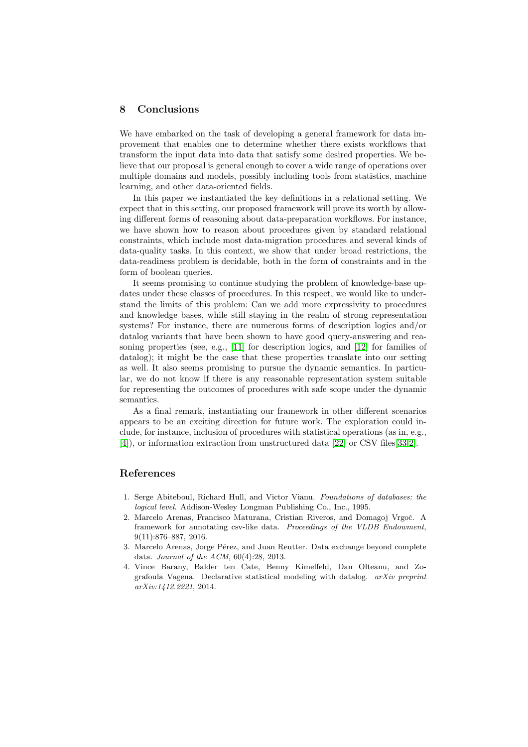## 8 Conclusions

We have embarked on the task of developing a general framework for data improvement that enables one to determine whether there exists workflows that transform the input data into data that satisfy some desired properties. We believe that our proposal is general enough to cover a wide range of operations over multiple domains and models, possibly including tools from statistics, machine learning, and other data-oriented fields.

In this paper we instantiated the key definitions in a relational setting. We expect that in this setting, our proposed framework will prove its worth by allowing different forms of reasoning about data-preparation workflows. For instance, we have shown how to reason about procedures given by standard relational constraints, which include most data-migration procedures and several kinds of data-quality tasks. In this context, we show that under broad restrictions, the data-readiness problem is decidable, both in the form of constraints and in the form of boolean queries.

It seems promising to continue studying the problem of knowledge-base updates under these classes of procedures. In this respect, we would like to understand the limits of this problem: Can we add more expressivity to procedures and knowledge bases, while still staying in the realm of strong representation systems? For instance, there are numerous forms of description logics and/or datalog variants that have been shown to have good query-answering and reasoning properties (see, e.g., [11] for description logics, and [12] for families of datalog); it might be the case that these properties translate into our setting as well. It also seems promising to pursue the dynamic semantics. In particular, we do not know if there is any reasonable representation system suitable for representing the outcomes of procedures with safe scope under the dynamic semantics.

As a final remark, instantiating our framework in other different scenarios appears to be an exciting direction for future work. The exploration could include, for instance, inclusion of procedures with statistical operations (as in, e.g., [4]), or information extraction from unstructured data [22] or CSV files[33,2].

## References

1. Serge Abiteboul, Richard Hull, and Victor Vianu. *Foundations of databases: the logical level*. Addison-Wesley Longman Publishing Co., Inc., 1995.
2. Marcelo Arenas, Francisco Maturana, Cristian Riveros, and Domagoj Vrgoč. A framework for annotating csv-like data. *Proceedings of the VLDB Endowment*, 9(11):876–887, 2016.
3. Marcelo Arenas, Jorge Pérez, and Juan Reutter. Data exchange beyond complete data. *Journal of the ACM*, 60(4):28, 2013.
4. Vince Barany, Balder ten Cate, Benny Kimelfeld, Dan Olteanu, and Zografoula Vagena. Declarative statistical modeling with datalog. *arXiv preprint arXiv:1412.2221*, 2014.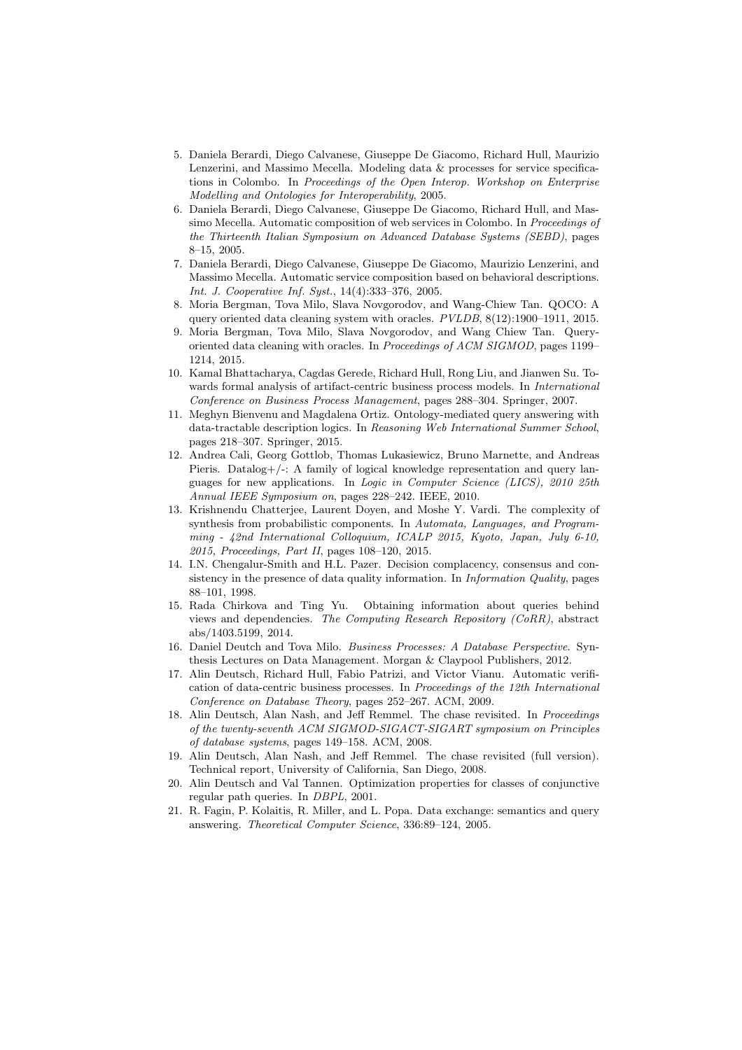5. Daniela Berardi, Diego Calvanese, Giuseppe De Giacomo, Richard Hull, Maurizio Lenzerini, and Massimo Mecella. Modeling data & processes for service specifications in Colombo. In *Proceedings of the Open Interop. Workshop on Enterprise Modelling and Ontologies for Interoperability*, 2005.
6. Daniela Berardi, Diego Calvanese, Giuseppe De Giacomo, Richard Hull, and Massimo Mecella. Automatic composition of web services in Colombo. In *Proceedings of the Thirteenth Italian Symposium on Advanced Database Systems (SEBD)*, pages 8–15, 2005.
7. Daniela Berardi, Diego Calvanese, Giuseppe De Giacomo, Maurizio Lenzerini, and Massimo Mecella. Automatic service composition based on behavioral descriptions. *Int. J. Cooperative Inf. Syst.*, 14(4):333–376, 2005.
8. Moria Bergman, Tova Milo, Slava Novgorodov, and Wang-Chiew Tan. QOCO: A query oriented data cleaning system with oracles. *PVLDB*, 8(12):1900–1911, 2015.
9. Moria Bergman, Tova Milo, Slava Novgorodov, and Wang Chiew Tan. Query-oriented data cleaning with oracles. In *Proceedings of ACM SIGMOD*, pages 1199–1214, 2015.
10. Kamal Bhattacharya, Cagdas Gerede, Richard Hull, Rong Liu, and Jianwen Su. Towards formal analysis of artifact-centric business process models. In *International Conference on Business Process Management*, pages 288–304. Springer, 2007.
11. Meghyn Bienvenu and Magdalena Ortiz. Ontology-mediated query answering with data-tractable description logics. In *Reasoning Web International Summer School*, pages 218–307. Springer, 2015.
12. Andrea Cali, Georg Gottlob, Thomas Lukasiewicz, Bruno Marnette, and Andreas Pieris. Datalog+/-: A family of logical knowledge representation and query languages for new applications. In *Logic in Computer Science (LICS), 2010 25th Annual IEEE Symposium on*, pages 228–242. IEEE, 2010.
13. Krishnendu Chatterjee, Laurent Doyen, and Moshe Y. Vardi. The complexity of synthesis from probabilistic components. In *Automata, Languages, and Programming - 42nd International Colloquium, ICALP 2015, Kyoto, Japan, July 6-10, 2015, Proceedings, Part II*, pages 108–120, 2015.
14. I.N. Chengalur-Smith and H.L. Pazer. Decision complacency, consensus and consistency in the presence of data quality information. In *Information Quality*, pages 88–101, 1998.
15. Rada Chirkova and Ting Yu. Obtaining information about queries behind views and dependencies. *The Computing Research Repository (CoRR)*, abstract abs/1403.5199, 2014.
16. Daniel Deutch and Tova Milo. *Business Processes: A Database Perspective*. Synthesis Lectures on Data Management. Morgan & Claypool Publishers, 2012.
17. Alin Deutsch, Richard Hull, Fabio Patrizi, and Victor Vianu. Automatic verification of data-centric business processes. In *Proceedings of the 12th International Conference on Database Theory*, pages 252–267. ACM, 2009.
18. Alin Deutsch, Alan Nash, and Jeff Remmel. The chase revisited. In *Proceedings of the twenty-seventh ACM SIGMOD-SIGACT-SIGART symposium on Principles of database systems*, pages 149–158. ACM, 2008.
19. Alin Deutsch, Alan Nash, and Jeff Remmel. The chase revisited (full version). Technical report, University of California, San Diego, 2008.
20. Alin Deutsch and Val Tannen. Optimization properties for classes of conjunctive regular path queries. In *DBPL*, 2001.
21. R. Fagin, P. Kolaitis, R. Miller, and L. Popa. Data exchange: semantics and query answering. *Theoretical Computer Science*, 336:89–124, 2005.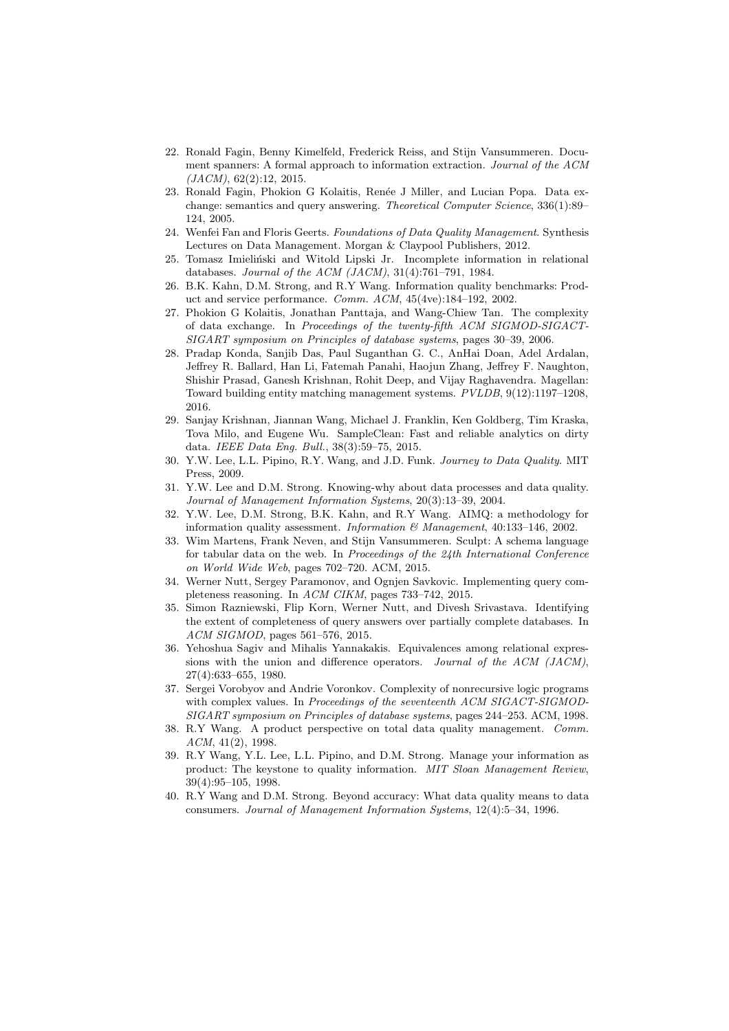22. Ronald Fagin, Benny Kimelfeld, Frederick Reiss, and Stijn Vansummeren. Document spanners: A formal approach to information extraction. *Journal of the ACM (JACM)*, 62(2):12, 2015.
23. Ronald Fagin, Phokion G Kolaitis, Renée J Miller, and Lucian Popa. Data exchange: semantics and query answering. *Theoretical Computer Science*, 336(1):89–124, 2005.
24. Wenfei Fan and Floris Geerts. *Foundations of Data Quality Management*. Synthesis Lectures on Data Management. Morgan & Claypool Publishers, 2012.
25. Tomasz Imieliński and Witold Lipski Jr. Incomplete information in relational databases. *Journal of the ACM (JACM)*, 31(4):761–791, 1984.
26. B.K. Kahn, D.M. Strong, and R.Y Wang. Information quality benchmarks: Product and service performance. *Comm. ACM*, 45(4ve):184–192, 2002.
27. Phokion G Kolaitis, Jonathan Panttaja, and Wang-Chiew Tan. The complexity of data exchange. In *Proceedings of the twenty-fifth ACM SIGMOD-SIGACT-SIGART symposium on Principles of database systems*, pages 30–39, 2006.
28. Pradap Konda, Sanjib Das, Paul Suganthan G. C., AnHai Doan, Adel Ardalan, Jeffrey R. Ballard, Han Li, Fatemah Panahi, Haojun Zhang, Jeffrey F. Naughton, Shishir Prasad, Ganesh Krishnan, Rohit Deep, and Vijay Raghavendra. Magellan: Toward building entity matching management systems. *PVLDB*, 9(12):1197–1208, 2016.
29. Sanjay Krishnan, Jiannan Wang, Michael J. Franklin, Ken Goldberg, Tim Kraska, Tova Milo, and Eugene Wu. SampleClean: Fast and reliable analytics on dirty data. *IEEE Data Eng. Bull.*, 38(3):59–75, 2015.
30. Y.W. Lee, L.L. Pipino, R.Y. Wang, and J.D. Funk. *Journey to Data Quality*. MIT Press, 2009.
31. Y.W. Lee and D.M. Strong. Knowing-why about data processes and data quality. *Journal of Management Information Systems*, 20(3):13–39, 2004.
32. Y.W. Lee, D.M. Strong, B.K. Kahn, and R.Y Wang. AIMQ: a methodology for information quality assessment. *Information & Management*, 40:133–146, 2002.
33. Wim Martens, Frank Neven, and Stijn Vansummeren. Sculpt: A schema language for tabular data on the web. In *Proceedings of the 24th International Conference on World Wide Web*, pages 702–720. ACM, 2015.
34. Werner Nutt, Sergey Paramonov, and Ognjen Savkovic. Implementing query completeness reasoning. In *ACM CIKM*, pages 733–742, 2015.
35. Simon Razniewski, Flip Korn, Werner Nutt, and Divesh Srivastava. Identifying the extent of completeness of query answers over partially complete databases. In *ACM SIGMOD*, pages 561–576, 2015.
36. Yehoshua Sagiv and Mihalis Yannakakis. Equivalences among relational expressions with the union and difference operators. *Journal of the ACM (JACM)*, 27(4):633–655, 1980.
37. Sergei Vorobyov and Andrie Voronkov. Complexity of nonrecursive logic programs with complex values. In *Proceedings of the seventeenth ACM SIGACT-SIGMOD-SIGART symposium on Principles of database systems*, pages 244–253. ACM, 1998.
38. R.Y Wang. A product perspective on total data quality management. *Comm. ACM*, 41(2), 1998.
39. R.Y Wang, Y.L. Lee, L.L. Pipino, and D.M. Strong. Manage your information as product: The keystone to quality information. *MIT Sloan Management Review*, 39(4):95–105, 1998.
40. R.Y Wang and D.M. Strong. Beyond accuracy: What data quality means to data consumers. *Journal of Management Information Systems*, 12(4):5–34, 1996.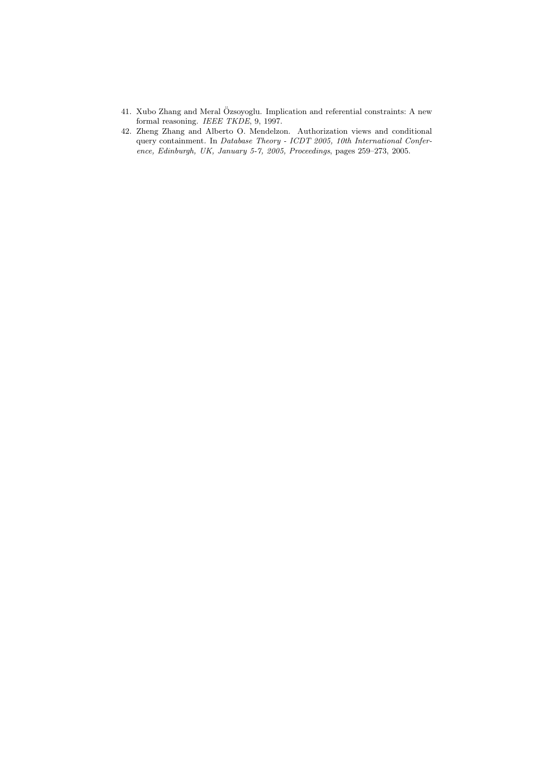41. Xubo Zhang and Meral Özsoyoglu. Implication and referential constraints: A new formal reasoning. *IEEE TKDE*, 9, 1997.
42. Zheng Zhang and Alberto O. Mendelzon. Authorization views and conditional query containment. In *Database Theory - ICDT 2005, 10th International Conference, Edinburgh, UK, January 5-7, 2005, Proceedings*, pages 259–273, 2005.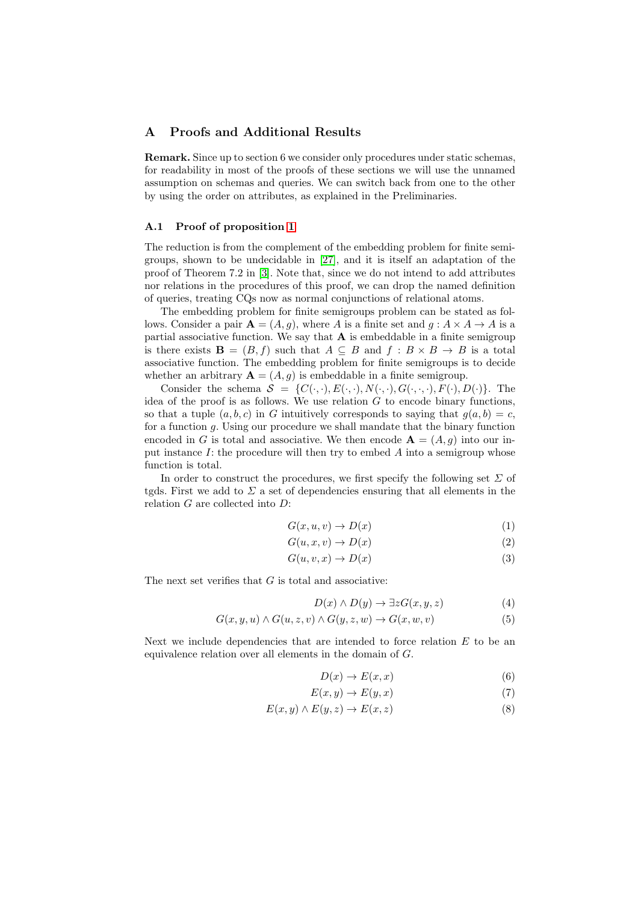## A Proofs and Additional Results

**Remark.** Since up to section 6 we consider only procedures under static schemas, for readability in most of the proofs of these sections we will use the unnamed assumption on schemas and queries. We can switch back from one to the other by using the order on attributes, as explained in the Preliminaries.

### A.1 Proof of proposition 1

The reduction is from the complement of the embedding problem for finite semigroups, shown to be undecidable in [27], and it is itself an adaptation of the proof of Theorem 7.2 in [3]. Note that, since we do not intend to add attributes nor relations in the procedures of this proof, we can drop the named definition of queries, treating CQs now as normal conjunctions of relational atoms.

The embedding problem for finite semigroups problem can be stated as follows. Consider a pair $\mathbf{A} = (A, g)$, where $A$ is a finite set and $g : A \times A \to A$ is a partial associative function. We say that $\mathbf{A}$ is embeddable in a finite semigroup is there exists $\mathbf{B} = (B, f)$ such that $A \subseteq B$ and $f : B \times B \to B$ is a total associative function. The embedding problem for finite semigroups is to decide whether an arbitrary $\mathbf{A} = (A, g)$ is embeddable in a finite semigroup.

Consider the schema $\mathcal{S} = \{C(\cdot,\cdot), E(\cdot,\cdot), N(\cdot,\cdot), G(\cdot,\cdot,\cdot), F(\cdot), D(\cdot)\}$. The idea of the proof is as follows. We use relation $G$ to encode binary functions, so that a tuple $(a, b, c)$ in $G$ intuitively corresponds to saying that $g(a, b) = c$, for a function $g$. Using our procedure we shall mandate that the binary function encoded in $G$ is total and associative. We then encode $\mathbf{A} = (A, g)$ into our input instance $I$: the procedure will then try to embed $A$ into a semigroup whose function is total.

In order to construct the procedures, we first specify the following set $\Sigma$ of tgds. First we add to $\Sigma$ a set of dependencies ensuring that all elements in the relation $G$ are collected into $D$:

$$G(x, u, v) \to D(x) \tag{1}$$

$$G(u, x, v) \to D(x) \tag{2}$$

$$G(u, v, x) \to D(x) \tag{3}$$

The next set verifies that $G$ is total and associative:

$$D(x) \wedge D(y) \to \exists z G(x, y, z) \tag{4}$$

$$G(x, y, u) \wedge G(u, z, v) \wedge G(y, z, w) \to G(x, w, v) \tag{5}$$

Next we include dependencies that are intended to force relation $E$ to be an equivalence relation over all elements in the domain of $G$.

$$D(x) \to E(x, x) \tag{6}$$

$$E(x, y) \to E(y, x) \tag{7}$$

$$E(x, y) \wedge E(y, z) \to E(x, z) \tag{8}$$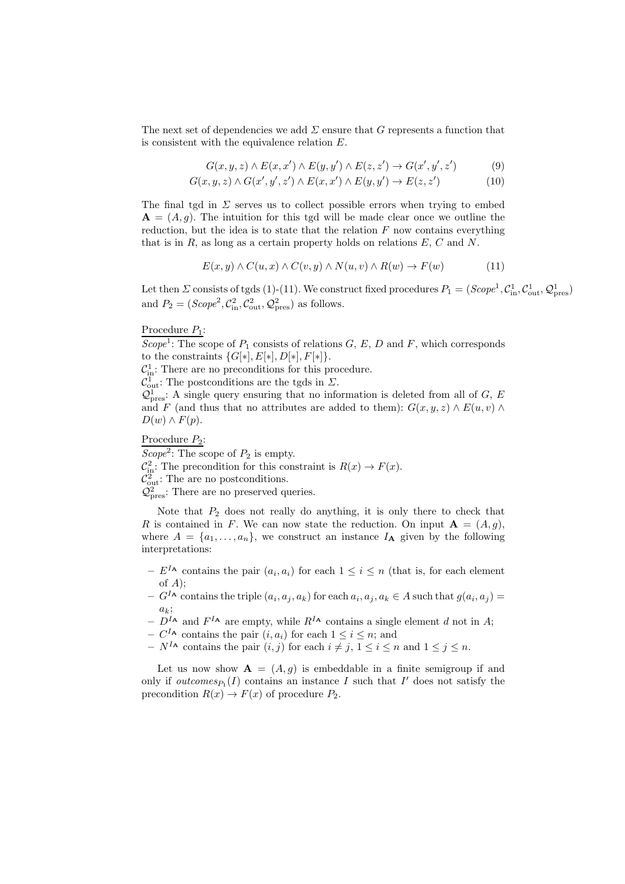The next set of dependencies we add $\Sigma$ ensure that $G$ represents a function that is consistent with the equivalence relation $E$.

$$G(x, y, z) \wedge E(x, x') \wedge E(y, y') \wedge E(z, z') \rightarrow G(x', y', z') \tag{9}$$

$$G(x, y, z) \wedge G(x', y', z') \wedge E(x, x') \wedge E(y, y') \rightarrow E(z, z') \tag{10}$$

The final tgd in $\Sigma$ serves us to collect possible errors when trying to embed $\mathbf{A} = (A, g)$. The intuition for this tgd will be made clear once we outline the reduction, but the idea is to state that the relation $F$ now contains everything that is in $R$, as long as a certain property holds on relations $E$, $C$ and $N$.

$$E(x, y) \wedge C(u, x) \wedge C(v, y) \wedge N(u, v) \wedge R(w) \rightarrow F(w) \tag{11}$$

Let then $\Sigma$ consists of tgds (1)-(11). We construct fixed procedures $P_1 = (Scope^1, \mathcal{C}^1_{\text{in}}, \mathcal{C}^1_{\text{out}}, \mathcal{Q}^1_{\text{pres}})$ and $P_2 = (Scope^2, \mathcal{C}^2_{\text{in}}, \mathcal{C}^2_{\text{out}}, \mathcal{Q}^2_{\text{pres}})$ as follows.

Procedure $P_1$:
$Scope^1$: The scope of $P_1$ consists of relations $G$, $E$, $D$ and $F$, which corresponds to the constraints $\{G[*], E[*], D[*], F[*]\}$.
$\mathcal{C}^1_{\text{in}}$: There are no preconditions for this procedure.
$\mathcal{C}^1_{\text{out}}$: The postconditions are the tgds in $\Sigma$.
$\mathcal{Q}^1_{\text{pres}}$: A single query ensuring that no information is deleted from all of $G$, $E$ and $F$ (and thus that no attributes are added to them): $G(x, y, z) \wedge E(u, v) \wedge D(w) \wedge F(p)$.

Procedure $P_2$:
$Scope^2$: The scope of $P_2$ is empty.
$\mathcal{C}^2_{\text{in}}$: The precondition for this constraint is $R(x) \rightarrow F(x)$.
$\mathcal{C}^2_{\text{out}}$: The are no postconditions.
$\mathcal{Q}^2_{\text{pres}}$: There are no preserved queries.

Note that $P_2$ does not really do anything, it is only there to check that $R$ is contained in $F$. We can now state the reduction. On input $\mathbf{A} = (A, g)$, where $A = \{a_1, \ldots, a_n\}$, we construct an instance $I_{\mathbf{A}}$ given by the following interpretations:

- $E^{I_{\mathbf{A}}}$ contains the pair $(a_i, a_i)$ for each $1 \leq i \leq n$ (that is, for each element of $A$);
- $G^{I_{\mathbf{A}}}$ contains the triple $(a_i, a_j, a_k)$ for each $a_i, a_j, a_k \in A$ such that $g(a_i, a_j) = a_k$;
- $D^{I_{\mathbf{A}}}$ and $F^{I_{\mathbf{A}}}$ are empty, while $R^{I_{\mathbf{A}}}$ contains a single element $d$ not in $A$;
- $C^{I_{\mathbf{A}}}$ contains the pair $(i, a_i)$ for each $1 \leq i \leq n$; and
- $N^{I_{\mathbf{A}}}$ contains the pair $(i, j)$ for each $i \neq j$, $1 \leq i \leq n$ and $1 \leq j \leq n$.

Let us now show $\mathbf{A} = (A, g)$ is embeddable in a finite semigroup if and only if $outcomes_{P_1}(I)$ contains an instance $I$ such that $I'$ does not satisfy the precondition $R(x) \rightarrow F(x)$ of procedure $P_2$.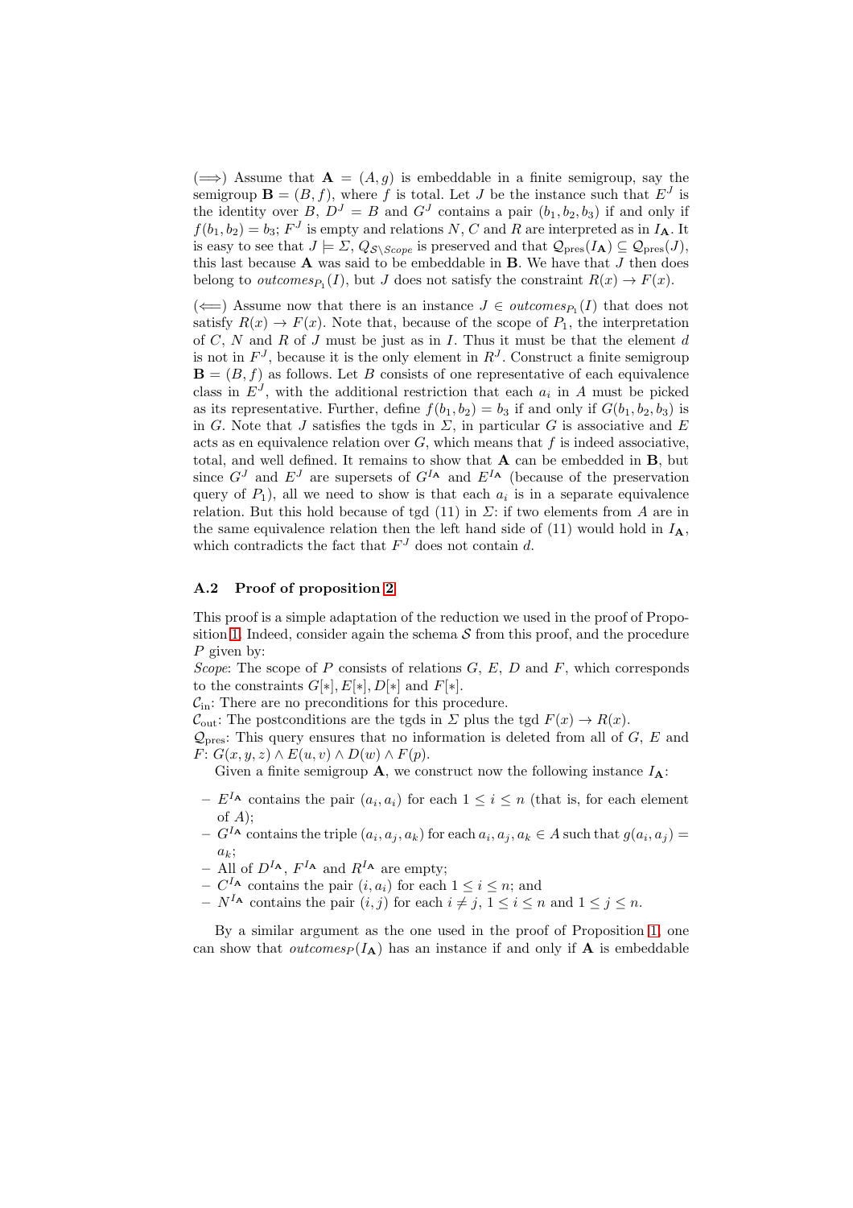($\Longrightarrow$) Assume that $\mathbf{A} = (A, g)$ is embeddable in a finite semigroup, say the semigroup $\mathbf{B} = (B, f)$, where $f$ is total. Let $J$ be the instance such that $E^J$ is the identity over $B$, $D^J = B$ and $G^J$ contains a pair $(b_1, b_2, b_3)$ if and only if $f(b_1, b_2) = b_3$; $F^J$ is empty and relations $N$, $C$ and $R$ are interpreted as in $I_{\mathbf{A}}$. It is easy to see that $J \models \Sigma$, $Q_{\mathcal{S}\setminus Scope}$ is preserved and that $\mathcal{Q}_{\text{pres}}(I_{\mathbf{A}}) \subseteq \mathcal{Q}_{\text{pres}}(J)$, this last because $\mathbf{A}$ was said to be embeddable in $\mathbf{B}$. We have that $J$ then does belong to $outcomes_{P_1}(I)$, but $J$ does not satisfy the constraint $R(x) \to F(x)$.

($\Longleftarrow$) Assume now that there is an instance $J \in outcomes_{P_1}(I)$ that does not satisfy $R(x) \to F(x)$. Note that, because of the scope of $P_1$, the interpretation of $C$, $N$ and $R$ of $J$ must be just as in $I$. Thus it must be that the element $d$ is not in $F^J$, because it is the only element in $R^J$. Construct a finite semigroup $\mathbf{B} = (B, f)$ as follows. Let $B$ consists of one representative of each equivalence class in $E^J$, with the additional restriction that each $a_i$ in $A$ must be picked as its representative. Further, define $f(b_1, b_2) = b_3$ if and only if $G(b_1, b_2, b_3)$ is in $G$. Note that $J$ satisfies the tgds in $\Sigma$, in particular $G$ is associative and $E$ acts as en equivalence relation over $G$, which means that $f$ is indeed associative, total, and well defined. It remains to show that $\mathbf{A}$ can be embedded in $\mathbf{B}$, but since $G^J$ and $E^J$ are supersets of $G^{I_{\mathbf{A}}}$ and $E^{I_{\mathbf{A}}}$ (because of the preservation query of $P_1$), all we need to show is that each $a_i$ is in a separate equivalence relation. But this hold because of tgd (11) in $\Sigma$: if two elements from $A$ are in the same equivalence relation then the left hand side of (11) would hold in $I_{\mathbf{A}}$, which contradicts the fact that $F^J$ does not contain $d$.

### A.2 Proof of proposition 2

This proof is a simple adaptation of the reduction we used in the proof of Proposition 1. Indeed, consider again the schema $\mathcal{S}$ from this proof, and the procedure $P$ given by:

*Scope*: The scope of $P$ consists of relations $G$, $E$, $D$ and $F$, which corresponds to the constraints $G[*], E[*], D[*]$ and $F[*]$.

$\mathcal{C}_{\text{in}}$: There are no preconditions for this procedure.

$\mathcal{C}_{\text{out}}$: The postconditions are the tgds in $\Sigma$ plus the tgd $F(x) \to R(x)$.

$\mathcal{Q}_{\text{pres}}$: This query ensures that no information is deleted from all of $G$, $E$ and $F$: $G(x, y, z) \wedge E(u, v) \wedge D(w) \wedge F(p)$.

Given a finite semigroup $\mathbf{A}$, we construct now the following instance $I_{\mathbf{A}}$:

- $E^{I_{\mathbf{A}}}$ contains the pair $(a_i, a_i)$ for each $1 \leq i \leq n$ (that is, for each element of $A$);
- $G^{I_{\mathbf{A}}}$ contains the triple $(a_i, a_j, a_k)$ for each $a_i, a_j, a_k \in A$ such that $g(a_i, a_j) = a_k$;
- All of $D^{I_{\mathbf{A}}}$, $F^{I_{\mathbf{A}}}$ and $R^{I_{\mathbf{A}}}$ are empty;
- $C^{I_{\mathbf{A}}}$ contains the pair $(i, a_i)$ for each $1 \leq i \leq n$; and
- $N^{I_{\mathbf{A}}}$ contains the pair $(i, j)$ for each $i \neq j$, $1 \leq i \leq n$ and $1 \leq j \leq n$.

By a similar argument as the one used in the proof of Proposition 1, one can show that $outcomes_P(I_{\mathbf{A}})$ has an instance if and only if $\mathbf{A}$ is embeddable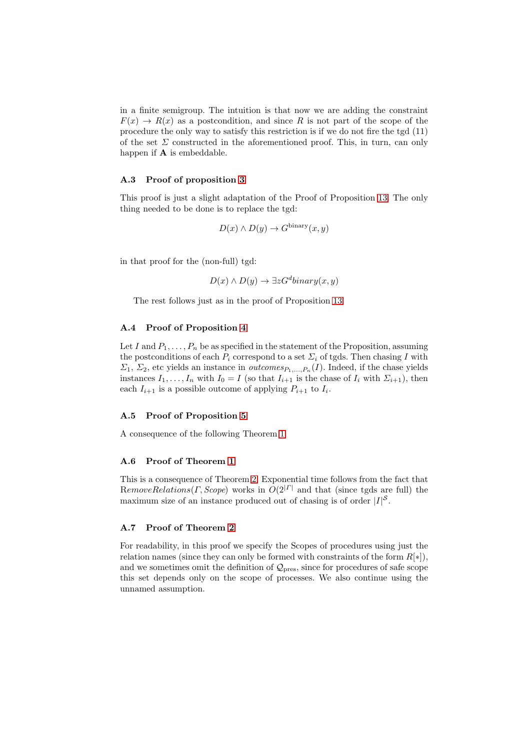in a finite semigroup. The intuition is that now we are adding the constraint $F(x) \rightarrow R(x)$ as a postcondition, and since $R$ is not part of the scope of the procedure the only way to satisfy this restriction is if we do not fire the tgd (11) of the set $\Sigma$ constructed in the aforementioned proof. This, in turn, can only happen if $\mathbf{A}$ is embeddable.

### A.3 Proof of proposition 3

This proof is just a slight adaptation of the Proof of Proposition 13. The only thing needed to be done is to replace the tgd:

$$D(x) \wedge D(y) \rightarrow G^{\text{binary}}(x, y)$$

in that proof for the (non-full) tgd:

$$D(x) \wedge D(y) \rightarrow \exists z G^d binary(x, y)$$

The rest follows just as in the proof of Proposition 13.

### A.4 Proof of Proposition 4

Let $I$ and $P_1, \ldots, P_n$ be as specified in the statement of the Proposition, assuming the postconditions of each $P_i$ correspond to a set $\Sigma_i$ of tgds. Then chasing $I$ with $\Sigma_1$, $\Sigma_2$, etc yields an instance in $outcomes_{P_1,\ldots,P_n}(I)$. Indeed, if the chase yields instances $I_1, \ldots, I_n$ with $I_0 = I$ (so that $I_{i+1}$ is the chase of $I_i$ with $\Sigma_{i+1}$), then each $I_{i+1}$ is a possible outcome of applying $P_{i+1}$ to $I_i$.

### A.5 Proof of Proposition 5

A consequence of the following Theorem 1.

### A.6 Proof of Theorem 1

This is a consequence of Theorem 2. Exponential time follows from the fact that $RemoveRelations(\Gamma, Scope)$ works in $O(2^{|\Gamma|}$ and that (since tgds are full) the maximum size of an instance produced out of chasing is of order $|I|^{\mathcal{S}}$.

### A.7 Proof of Theorem 2

For readability, in this proof we specify the Scopes of procedures using just the relation names (since they can only be formed with constraints of the form $R[*]$), and we sometimes omit the definition of $\mathcal{Q}_{\text{pres}}$, since for procedures of safe scope this set depends only on the scope of processes. We also continue using the unnamed assumption.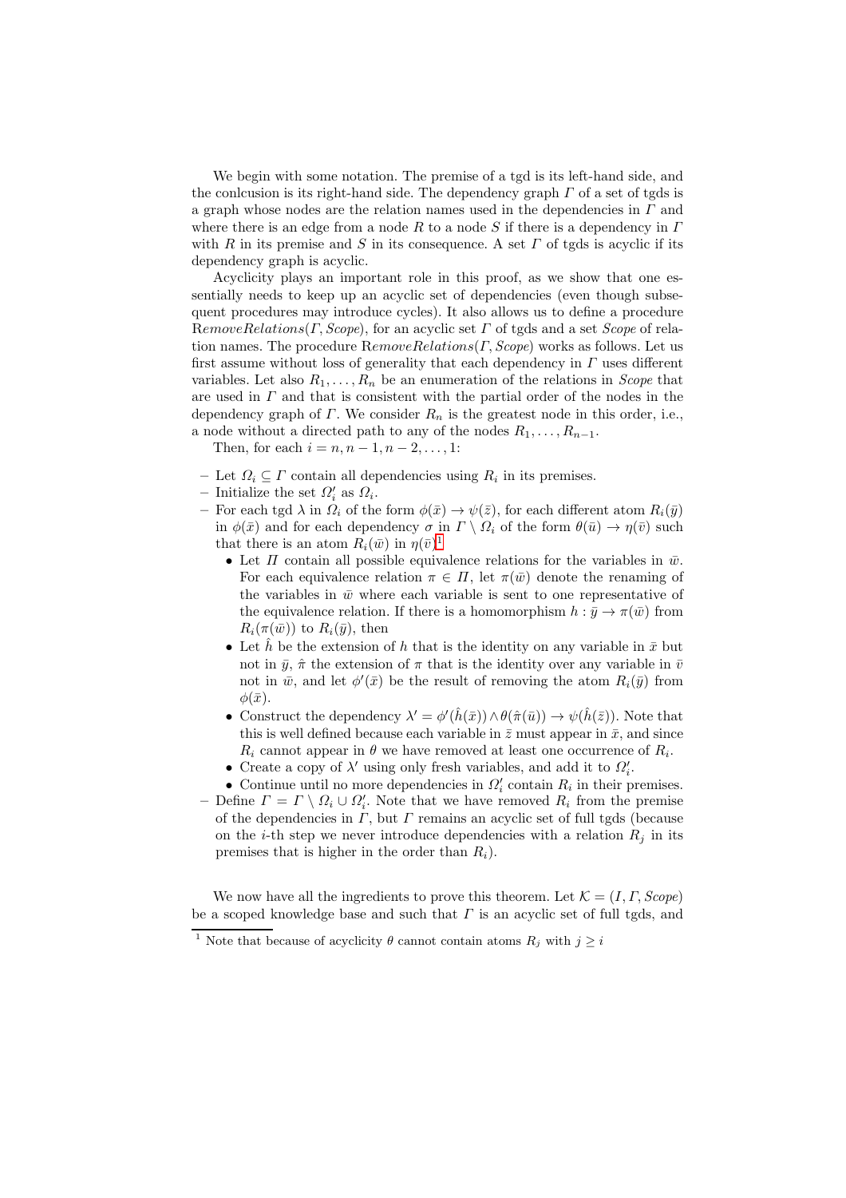We begin with some notation. The premise of a tgd is its left-hand side, and the conlcusion is its right-hand side. The dependency graph $\Gamma$ of a set of tgds is a graph whose nodes are the relation names used in the dependencies in $\Gamma$ and where there is an edge from a node $R$ to a node $S$ if there is a dependency in $\Gamma$ with $R$ in its premise and $S$ in its consequence. A set $\Gamma$ of tgds is acyclic if its dependency graph is acyclic.

Acyclicity plays an important role in this proof, as we show that one essentially needs to keep up an acyclic set of dependencies (even though subsequent procedures may introduce cycles). It also allows us to define a procedure R*emoveRelations*($\Gamma$, *Scope*), for an acyclic set $\Gamma$ of tgds and a set *Scope* of relation names. The procedure R*emoveRelations*($\Gamma$, *Scope*) works as follows. Let us first assume without loss of generality that each dependency in $\Gamma$ uses different variables. Let also $R_1, \ldots, R_n$ be an enumeration of the relations in *Scope* that are used in $\Gamma$ and that is consistent with the partial order of the nodes in the dependency graph of $\Gamma$. We consider $R_n$ is the greatest node in this order, i.e., a node without a directed path to any of the nodes $R_1, \ldots, R_{n-1}$.

Then, for each $i = n, n-1, n-2, \ldots, 1$:

- Let $\Omega_i \subseteq \Gamma$ contain all dependencies using $R_i$ in its premises.
- Initialize the set $\Omega_i'$ as $\Omega_i$.
- For each tgd $\lambda$ in $\Omega_i$ of the form $\phi(\bar{x}) \rightarrow \psi(\bar{z})$, for each different atom $R_i(\bar{y})$ in $\phi(\bar{x})$ and for each dependency $\sigma$ in $\Gamma \setminus \Omega_i$ of the form $\theta(\bar{u}) \rightarrow \eta(\bar{v})$ such that there is an atom $R_i(\bar{w})$ in $\eta(\bar{v})$[1]
  - Let $\Pi$ contain all possible equivalence relations for the variables in $\bar{w}$. For each equivalence relation $\pi \in \Pi$, let $\pi(\bar{w})$ denote the renaming of the variables in $\bar{w}$ where each variable is sent to one representative of the equivalence relation. If there is a homomorphism $h : \bar{y} \rightarrow \pi(\bar{w})$ from $R_i(\pi(\bar{w}))$ to $R_i(\bar{y})$, then
  - Let $\hat{h}$ be the extension of $h$ that is the identity on any variable in $\bar{x}$ but not in $\bar{y}$, $\hat{\pi}$ the extension of $\pi$ that is the identity over any variable in $\bar{v}$ not in $\bar{w}$, and let $\phi'(\bar{x})$ be the result of removing the atom $R_i(\bar{y})$ from $\phi(\bar{x})$.
  - Construct the dependency $\lambda' = \phi'(\hat{h}(\bar{x})) \wedge \theta(\hat{\pi}(\bar{u})) \rightarrow \psi(\hat{h}(\bar{z}))$. Note that this is well defined because each variable in $\bar{z}$ must appear in $\bar{x}$, and since $R_i$ cannot appear in $\theta$ we have removed at least one occurrence of $R_i$.
  - Create a copy of $\lambda'$ using only fresh variables, and add it to $\Omega_i'$.
  - Continue until no more dependencies in $\Omega_i'$ contain $R_i$ in their premises.
- Define $\Gamma = \Gamma \setminus \Omega_i \cup \Omega_i'$. Note that we have removed $R_i$ from the premise of the dependencies in $\Gamma$, but $\Gamma$ remains an acyclic set of full tgds (because on the $i$-th step we never introduce dependencies with a relation $R_j$ in its premises that is higher in the order than $R_i$).

We now have all the ingredients to prove this theorem. Let $\mathcal{K} = (I, \Gamma, \mathit{Scope})$ be a scoped knowledge base and such that $\Gamma$ is an acyclic set of full tgds, and

[1] Note that because of acyclicity $\theta$ cannot contain atoms $R_j$ with $j \geq i$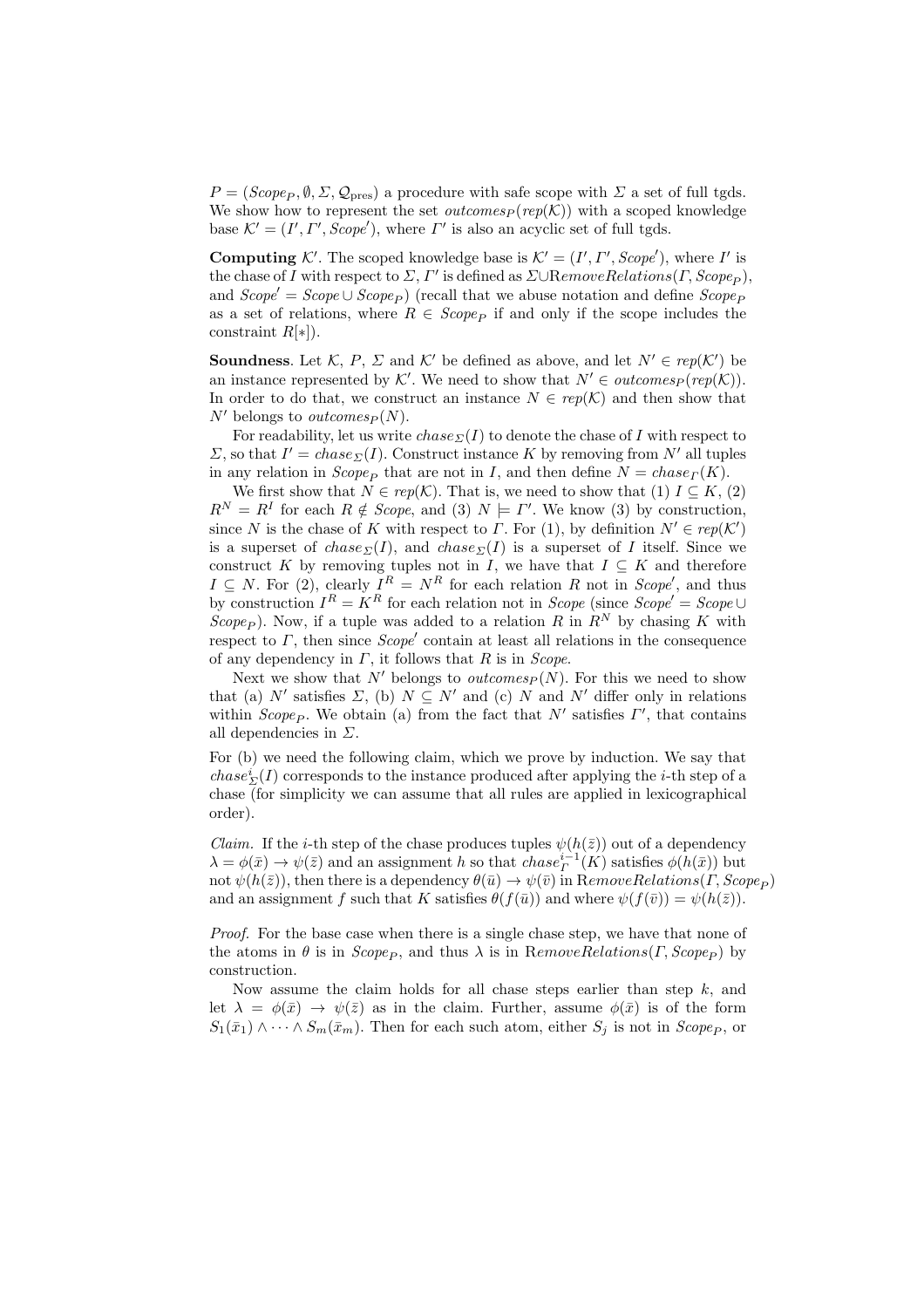$P = (Scope_P, \emptyset, \Sigma, \mathcal{Q}_{\text{pres}})$ a procedure with safe scope with $\Sigma$ a set of full tgds. We show how to represent the set $outcomes_P(rep(\mathcal{K}))$ with a scoped knowledge base $\mathcal{K}' = (I', \Gamma', Scope')$, where $\Gamma'$ is also an acyclic set of full tgds.

**Computing** $\mathcal{K}'$. The scoped knowledge base is $\mathcal{K}' = (I', \Gamma', Scope')$, where $I'$ is the chase of $I$ with respect to $\Sigma$, $\Gamma'$ is defined as $\Sigma \cup \mathrm{R}emoveRelations(\Gamma, Scope_P)$, and $Scope' = Scope \cup Scope_P$) (recall that we abuse notation and define $Scope_P$ as a set of relations, where $R \in Scope_P$ if and only if the scope includes the constraint $R[*]$).

**Soundness**. Let $\mathcal{K}$, $P$, $\Sigma$ and $\mathcal{K}'$ be defined as above, and let $N' \in rep(\mathcal{K}')$ be an instance represented by $\mathcal{K}'$. We need to show that $N' \in outcomes_P(rep(\mathcal{K}))$. In order to do that, we construct an instance $N \in rep(\mathcal{K})$ and then show that $N'$ belongs to $outcomes_P(N)$.

For readability, let us write $chase_\Sigma(I)$ to denote the chase of $I$ with respect to $\Sigma$, so that $I' = chase_\Sigma(I)$. Construct instance $K$ by removing from $N'$ all tuples in any relation in $Scope_P$ that are not in $I$, and then define $N = chase_\Gamma(K)$.

We first show that $N \in rep(\mathcal{K})$. That is, we need to show that (1) $I \subseteq K$, (2) $R^N = R^I$ for each $R \notin Scope$, and (3) $N \models \Gamma'$. We know (3) by construction, since $N$ is the chase of $K$ with respect to $\Gamma$. For (1), by definition $N' \in rep(\mathcal{K}')$ is a superset of $chase_\Sigma(I)$, and $chase_\Sigma(I)$ is a superset of $I$ itself. Since we construct $K$ by removing tuples not in $I$, we have that $I \subseteq K$ and therefore $I \subseteq N$. For (2), clearly $I^R = N^R$ for each relation $R$ not in $Scope'$, and thus by construction $I^R = K^R$ for each relation not in $Scope$ (since $Scope' = Scope \cup Scope_P$). Now, if a tuple was added to a relation $R$ in $R^N$ by chasing $K$ with respect to $\Gamma$, then since $Scope'$ contain at least all relations in the consequence of any dependency in $\Gamma$, it follows that $R$ is in $Scope$.

Next we show that $N'$ belongs to $outcomes_P(N)$. For this we need to show that (a) $N'$ satisfies $\Sigma$, (b) $N \subseteq N'$ and (c) $N$ and $N'$ differ only in relations within $Scope_P$. We obtain (a) from the fact that $N'$ satisfies $\Gamma'$, that contains all dependencies in $\Sigma$.

For (b) we need the following claim, which we prove by induction. We say that $chase^i_\Sigma(I)$ corresponds to the instance produced after applying the $i$-th step of a chase (for simplicity we can assume that all rules are applied in lexicographical order).

*Claim.* If the $i$-th step of the chase produces tuples $\psi(h(\bar{z}))$ out of a dependency $\lambda = \phi(\bar{x}) \to \psi(\bar{z})$ and an assignment $h$ so that $chase^{i-1}_\Gamma(K)$ satisfies $\phi(h(\bar{x}))$ but not $\psi(h(\bar{z}))$, then there is a dependency $\theta(\bar{u}) \to \psi(\bar{v})$ in $\mathrm{R}emoveRelations(\Gamma, Scope_P)$ and an assignment $f$ such that $K$ satisfies $\theta(f(\bar{u}))$ and where $\psi(f(\bar{v})) = \psi(h(\bar{z}))$.

*Proof.* For the base case when there is a single chase step, we have that none of the atoms in $\theta$ is in $Scope_P$, and thus $\lambda$ is in $\mathrm{R}emoveRelations(\Gamma, Scope_P)$ by construction.

Now assume the claim holds for all chase steps earlier than step $k$, and let $\lambda = \phi(\bar{x}) \to \psi(\bar{z})$ as in the claim. Further, assume $\phi(\bar{x})$ is of the form $S_1(\bar{x}_1) \wedge \cdots \wedge S_m(\bar{x}_m)$. Then for each such atom, either $S_j$ is not in $Scope_P$, or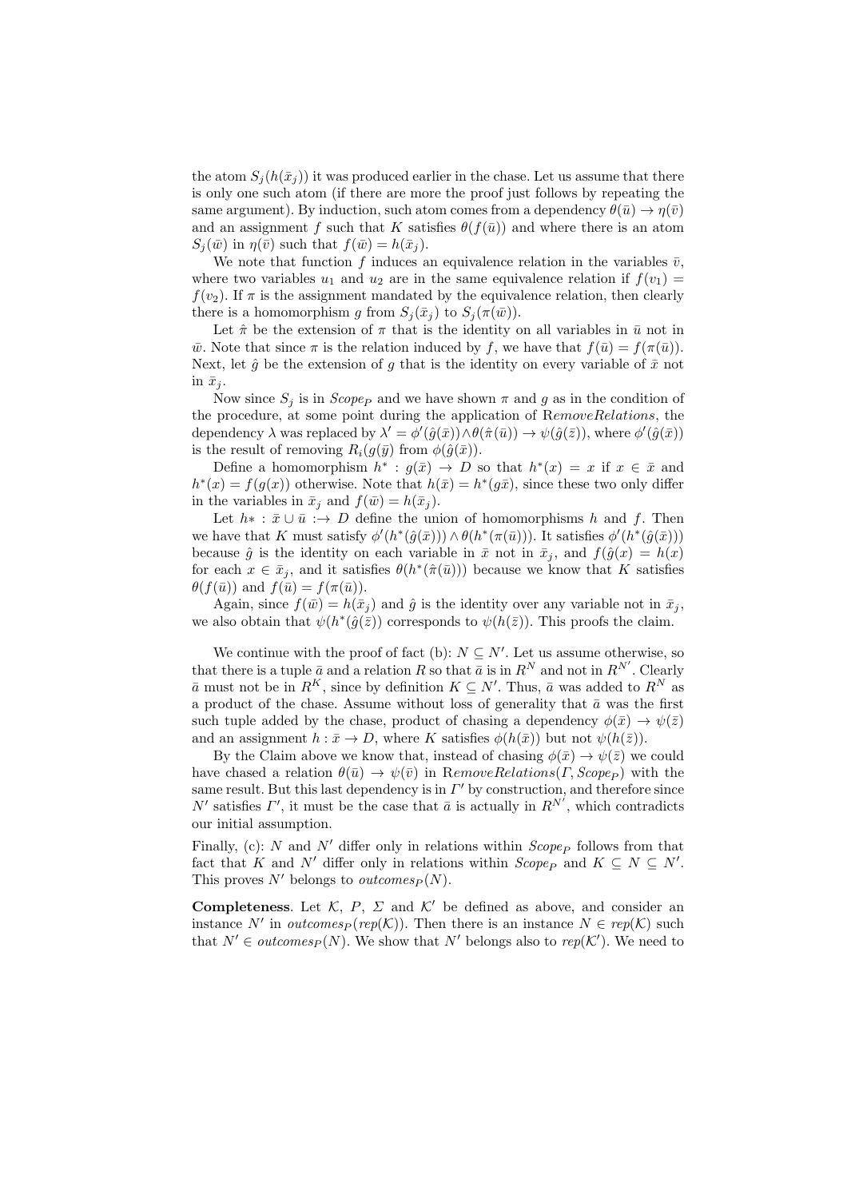the atom $S_j(h(\bar{x}_j))$ it was produced earlier in the chase. Let us assume that there is only one such atom (if there are more the proof just follows by repeating the same argument). By induction, such atom comes from a dependency $\theta(\bar{u}) \to \eta(\bar{v})$ and an assignment $f$ such that $K$ satisfies $\theta(f(\bar{u}))$ and where there is an atom $S_j(\bar{w})$ in $\eta(\bar{v})$ such that $f(\bar{w}) = h(\bar{x}_j)$.

We note that function $f$ induces an equivalence relation in the variables $\bar{v}$, where two variables $u_1$ and $u_2$ are in the same equivalence relation if $f(v_1) = f(v_2)$. If $\pi$ is the assignment mandated by the equivalence relation, then clearly there is a homomorphism $g$ from $S_j(\bar{x}_j)$ to $S_j(\pi(\bar{w}))$.

Let $\hat{\pi}$ be the extension of $\pi$ that is the identity on all variables in $\bar{u}$ not in $\bar{w}$. Note that since $\pi$ is the relation induced by $f$, we have that $f(\bar{u}) = f(\pi(\bar{u}))$. Next, let $\hat{g}$ be the extension of $g$ that is the identity on every variable of $\bar{x}$ not in $\bar{x}_j$.

Now since $S_j$ is in $Scope_P$ and we have shown $\pi$ and $g$ as in the condition of the procedure, at some point during the application of R*emoveRelations*, the dependency $\lambda$ was replaced by $\lambda' = \phi'(\hat{g}(\bar{x})) \wedge \theta(\hat{\pi}(\bar{u})) \to \psi(\hat{g}(\bar{z}))$, where $\phi'(\hat{g}(\bar{x}))$ is the result of removing $R_i(g(\bar{y})$ from $\phi(\hat{g}(\bar{x}))$.

Define a homomorphism $h^* : g(\bar{x}) \to D$ so that $h^*(x) = x$ if $x \in \bar{x}$ and $h^*(x) = f(g(x))$ otherwise. Note that $h(\bar{x}) = h^*(g\bar{x})$, since these two only differ in the variables in $\bar{x}_j$ and $f(\bar{w}) = h(\bar{x}_j)$.

Let $h* : \bar{x} \cup \bar{u} :\to D$ define the union of homomorphisms $h$ and $f$. Then we have that $K$ must satisfy $\phi'(h^*(\hat{g}(\bar{x}))) \wedge \theta(h^*(\pi(\bar{u})))$. It satisfies $\phi'(h^*(\hat{g}(\bar{x})))$ because $\hat{g}$ is the identity on each variable in $\bar{x}$ not in $\bar{x}_j$, and $f(\hat{g}(x) = h(x)$ for each $x \in \bar{x}_j$, and it satisfies $\theta(h^*(\hat{\pi}(\bar{u})))$ because we know that $K$ satisfies $\theta(f(\bar{u}))$ and $f(\bar{u}) = f(\pi(\bar{u}))$.

Again, since $f(\bar{w}) = h(\bar{x}_j)$ and $\hat{g}$ is the identity over any variable not in $\bar{x}_j$, we also obtain that $\psi(h^*(\hat{g}(\bar{z}))$ corresponds to $\psi(h(\bar{z}))$. This proofs the claim.

We continue with the proof of fact (b): $N \subseteq N'$. Let us assume otherwise, so that there is a tuple $\bar{a}$ and a relation $R$ so that $\bar{a}$ is in $R^N$ and not in $R^{N'}$. Clearly $\bar{a}$ must not be in $R^K$, since by definition $K \subseteq N'$. Thus, $\bar{a}$ was added to $R^N$ as a product of the chase. Assume without loss of generality that $\bar{a}$ was the first such tuple added by the chase, product of chasing a dependency $\phi(\bar{x}) \to \psi(\bar{z})$ and an assignment $h : \bar{x} \to D$, where $K$ satisfies $\phi(h(\bar{x}))$ but not $\psi(h(\bar{z}))$.

By the Claim above we know that, instead of chasing $\phi(\bar{x}) \to \psi(\bar{z})$ we could have chased a relation $\theta(\bar{u}) \to \psi(\bar{v})$ in R*emoveRelations*$(\Gamma, Scope_P)$ with the same result. But this last dependency is in $\Gamma'$ by construction, and therefore since $N'$ satisfies $\Gamma'$, it must be the case that $\bar{a}$ is actually in $R^{N'}$, which contradicts our initial assumption.

Finally, (c): $N$ and $N'$ differ only in relations within $Scope_P$ follows from that fact that $K$ and $N'$ differ only in relations within $Scope_P$ and $K \subseteq N \subseteq N'$. This proves $N'$ belongs to $outcomes_P(N)$.

**Completeness**. Let $\mathcal{K}$, $P$, $\Sigma$ and $\mathcal{K}'$ be defined as above, and consider an instance $N'$ in $outcomes_P(rep(\mathcal{K}))$. Then there is an instance $N \in rep(\mathcal{K})$ such that $N' \in outcomes_P(N)$. We show that $N'$ belongs also to $rep(\mathcal{K}')$. We need to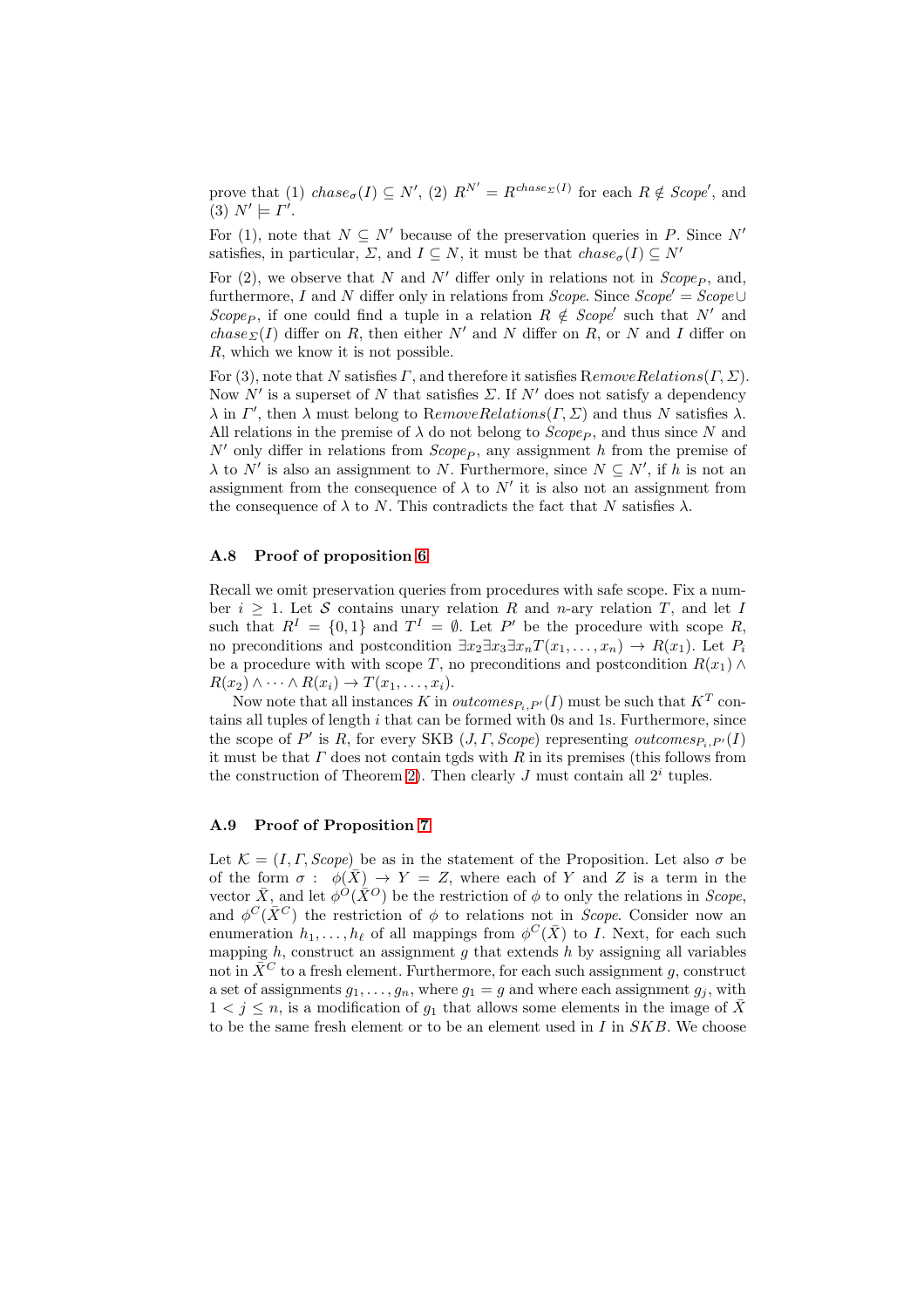prove that (1) $chase_\sigma(I) \subseteq N'$, (2) $R^{N'} = R^{chase_\Sigma(I)}$ for each $R \notin Scope'$, and (3) $N' \models \Gamma'$.

For (1), note that $N \subseteq N'$ because of the preservation queries in $P$. Since $N'$ satisfies, in particular, $\Sigma$, and $I \subseteq N$, it must be that $chase_\sigma(I) \subseteq N'$

For (2), we observe that $N$ and $N'$ differ only in relations not in $Scope_P$, and, furthermore, $I$ and $N$ differ only in relations from $Scope$. Since $Scope' = Scope \cup Scope_P$, if one could find a tuple in a relation $R \notin Scope'$ such that $N'$ and $chase_\Sigma(I)$ differ on $R$, then either $N'$ and $N$ differ on $R$, or $N$ and $I$ differ on $R$, which we know it is not possible.

For (3), note that $N$ satisfies $\Gamma$, and therefore it satisfies $\mathrm{R}emoveRelations(\Gamma, \Sigma)$. Now $N'$ is a superset of $N$ that satisfies $\Sigma$. If $N'$ does not satisfy a dependency $\lambda$ in $\Gamma'$, then $\lambda$ must belong to $\mathrm{R}emoveRelations(\Gamma, \Sigma)$ and thus $N$ satisfies $\lambda$. All relations in the premise of $\lambda$ do not belong to $Scope_P$, and thus since $N$ and $N'$ only differ in relations from $Scope_P$, any assignment $h$ from the premise of $\lambda$ to $N'$ is also an assignment to $N$. Furthermore, since $N \subseteq N'$, if $h$ is not an assignment from the consequence of $\lambda$ to $N'$ it is also not an assignment from the consequence of $\lambda$ to $N$. This contradicts the fact that $N$ satisfies $\lambda$.

### A.8 Proof of proposition 6

Recall we omit preservation queries from procedures with safe scope. Fix a number $i \geq 1$. Let $\mathcal{S}$ contains unary relation $R$ and $n$-ary relation $T$, and let $I$ such that $R^I = \{0, 1\}$ and $T^I = \emptyset$. Let $P'$ be the procedure with scope $R$, no preconditions and postcondition $\exists x_2 \exists x_3 \exists x_n T(x_1, \dots, x_n) \rightarrow R(x_1)$. Let $P_i$ be a procedure with scope $T$, no preconditions and postcondition $R(x_1) \wedge R(x_2) \wedge \dots \wedge R(x_i) \rightarrow T(x_1, \dots, x_i)$.

Now note that all instances $K$ in $outcomes_{P_i,P'}(I)$ must be such that $K^T$ contains all tuples of length $i$ that can be formed with 0s and 1s. Furthermore, since the scope of $P'$ is $R$, for every SKB $(J, \Gamma, Scope)$ representing $outcomes_{P_i,P'}(I)$ it must be that $\Gamma$ does not contain tgds with $R$ in its premises (this follows from the construction of Theorem 2). Then clearly $J$ must contain all $2^i$ tuples.

### A.9 Proof of Proposition 7

Let $\mathcal{K} = (I, \Gamma, Scope)$ be as in the statement of the Proposition. Let also $\sigma$ be of the form $\sigma : \ \phi(\bar{X}) \rightarrow Y = Z$, where each of $Y$ and $Z$ is a term in the vector $\bar{X}$, and let $\phi^O(\bar{X}^O)$ be the restriction of $\phi$ to only the relations in $Scope$, and $\phi^C(\bar{X}^C)$ the restriction of $\phi$ to relations not in $Scope$. Consider now an enumeration $h_1, \dots, h_\ell$ of all mappings from $\phi^C(\bar{X})$ to $I$. Next, for each such mapping $h$, construct an assignment $g$ that extends $h$ by assigning all variables not in $\bar{X}^C$ to a fresh element. Furthermore, for each such assignment $g$, construct a set of assignments $g_1, \dots, g_n$, where $g_1 = g$ and where each assignment $g_j$, with $1 < j \leq n$, is a modification of $g_1$ that allows some elements in the image of $\bar{X}$ to be the same fresh element or to be an element used in $I$ in $SKB$. We choose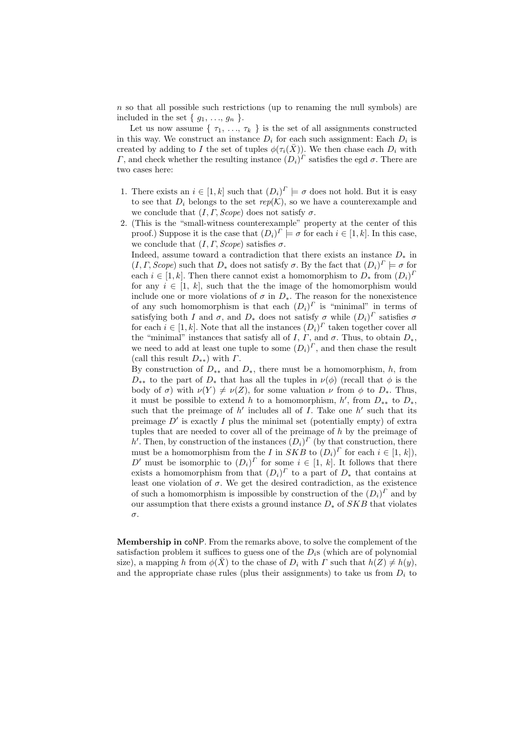$n$ so that all possible such restrictions (up to renaming the null symbols) are included in the set $\{ g_1, \ldots, g_n \}$.

Let us now assume $\{ \tau_1, \ldots, \tau_k \}$ is the set of all assignments constructed in this way. We construct an instance $D_i$ for each such assignment: Each $D_i$ is created by adding to $I$ the set of tuples $\phi(\tau_i(\bar{X}))$. We then chase each $D_i$ with $\Gamma$, and check whether the resulting instance $(D_i)^\Gamma$ satisfies the egd $\sigma$. There are two cases here:

1. There exists an $i \in [1, k]$ such that $(D_i)^\Gamma \models \sigma$ does not hold. But it is easy to see that $D_i$ belongs to the set $rep(\mathcal{K})$, so we have a counterexample and we conclude that $(I, \Gamma, Scope)$ does not satisfy $\sigma$.
2. (This is the "small-witness counterexample" property at the center of this proof.) Suppose it is the case that $(D_i)^\Gamma \models \sigma$ for each $i \in [1, k]$. In this case, we conclude that $(I, \Gamma, Scope)$ satisfies $\sigma$.

   Indeed, assume toward a contradiction that there exists an instance $D_*$ in $(I, \Gamma, Scope)$ such that $D_*$ does not satisfy $\sigma$. By the fact that $(D_i)^\Gamma \models \sigma$ for each $i \in [1, k]$. Then there cannot exist a homomorphism to $D_*$ from $(D_i)^\Gamma$ for any $i \in [1,\ k]$, such that the the image of the homomorphism would include one or more violations of $\sigma$ in $D_*$. The reason for the nonexistence of any such homomorphism is that each $(D_i)^\Gamma$ is "minimal" in terms of satisfying both $I$ and $\sigma$, and $D_*$ does not satisfy $\sigma$ while $(D_i)^\Gamma$ satisfies $\sigma$ for each $i \in [1, k]$. Note that all the instances $(D_i)^\Gamma$ taken together cover all the "minimal" instances that satisfy all of $I$, $\Gamma$, and $\sigma$. Thus, to obtain $D_*$, we need to add at least one tuple to some $(D_i)^\Gamma$, and then chase the result (call this result $D_{**}$) with $\Gamma$.

   By construction of $D_{**}$ and $D_*$, there must be a homomorphism, $h$, from $D_{**}$ to the part of $D_*$ that has all the tuples in $\nu(\phi)$ (recall that $\phi$ is the body of $\sigma$) with $\nu(Y) \neq \nu(Z)$, for some valuation $\nu$ from $\phi$ to $D_*$. Thus, it must be possible to extend $h$ to a homomorphism, $h'$, from $D_{**}$ to $D_*$, such that the preimage of $h'$ includes all of $I$. Take one $h'$ such that its preimage $D'$ is exactly $I$ plus the minimal set (potentially empty) of extra tuples that are needed to cover all of the preimage of $h$ by the preimage of $h'$. Then, by construction of the instances $(D_i)^\Gamma$ (by that construction, there must be a homomorphism from the $I$ in $SKB$ to $(D_i)^\Gamma$ for each $i \in [1,\ k]$), $D'$ must be isomorphic to $(D_i)^\Gamma$ for some $i \in [1,\ k]$. It follows that there exists a homomorphism from that $(D_i)^\Gamma$ to a part of $D_*$ that contains at least one violation of $\sigma$. We get the desired contradiction, as the existence of such a homomorphism is impossible by construction of the $(D_i)^\Gamma$ and by our assumption that there exists a ground instance $D_*$ of $SKB$ that violates $\sigma$.

**Membership in coNP.** From the remarks above, to solve the complement of the satisfaction problem it suffices to guess one of the $D_i$s (which are of polynomial size), a mapping $h$ from $\phi(\bar{X})$ to the chase of $D_i$ with $\Gamma$ such that $h(Z) \neq h(y)$, and the appropriate chase rules (plus their assignments) to take us from $D_i$ to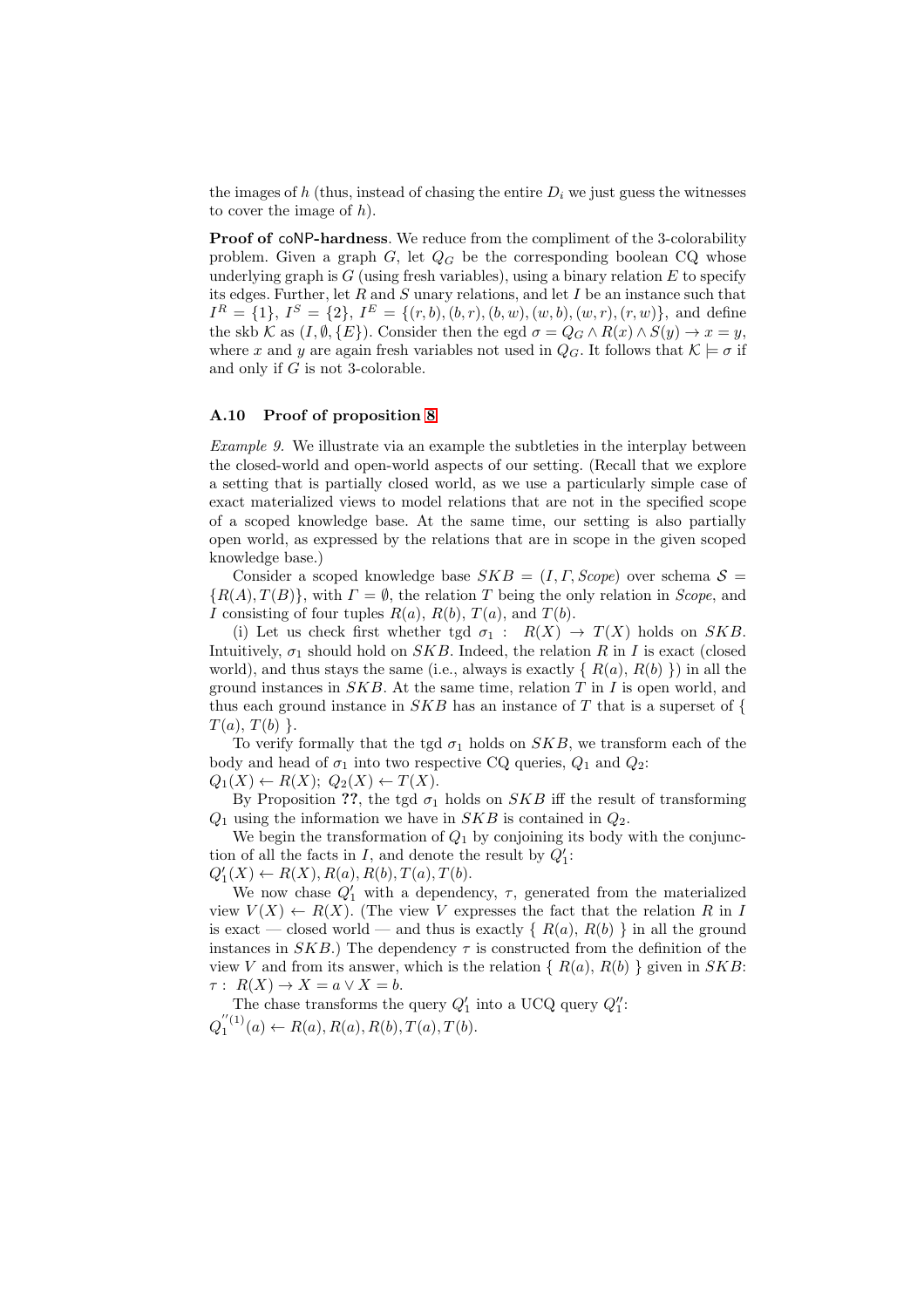the images of $h$ (thus, instead of chasing the entire $D_i$ we just guess the witnesses to cover the image of $h$).

**Proof of coNP-hardness**. We reduce from the compliment of the 3-colorability problem. Given a graph $G$, let $Q_G$ be the corresponding boolean CQ whose underlying graph is $G$ (using fresh variables), using a binary relation $E$ to specify its edges. Further, let $R$ and $S$ unary relations, and let $I$ be an instance such that $I^R = \{1\}$, $I^S = \{2\}$, $I^E = \{(r,b),(b,r),(b,w),(w,b),(w,r),(r,w)\}$, and define the skb $\mathcal{K}$ as $(I, \emptyset, \{E\})$. Consider then the egd $\sigma = Q_G \wedge R(x) \wedge S(y) \rightarrow x = y$, where $x$ and $y$ are again fresh variables not used in $Q_G$. It follows that $\mathcal{K} \models \sigma$ if and only if $G$ is not 3-colorable.

### A.10 Proof of proposition 8

*Example 9.* We illustrate via an example the subtleties in the interplay between the closed-world and open-world aspects of our setting. (Recall that we explore a setting that is partially closed world, as we use a particularly simple case of exact materialized views to model relations that are not in the specified scope of a scoped knowledge base. At the same time, our setting is also partially open world, as expressed by the relations that are in scope in the given scoped knowledge base.)

Consider a scoped knowledge base $SKB = (I, \Gamma, Scope)$ over schema $\mathcal{S} = \{R(A), T(B)\}$, with $\Gamma = \emptyset$, the relation $T$ being the only relation in *Scope*, and $I$ consisting of four tuples $R(a)$, $R(b)$, $T(a)$, and $T(b)$.

(i) Let us check first whether tgd $\sigma_1 : \; R(X) \rightarrow T(X)$ holds on $SKB$. Intuitively, $\sigma_1$ should hold on $SKB$. Indeed, the relation $R$ in $I$ is exact (closed world), and thus stays the same (i.e., always is exactly $\{ R(a), R(b) \}$) in all the ground instances in $SKB$. At the same time, relation $T$ in $I$ is open world, and thus each ground instance in $SKB$ has an instance of $T$ that is a superset of $\{ T(a), T(b) \}$.

To verify formally that the tgd $\sigma_1$ holds on $SKB$, we transform each of the body and head of $\sigma_1$ into two respective CQ queries, $Q_1$ and $Q_2$:
$Q_1(X) \leftarrow R(X)$; $Q_2(X) \leftarrow T(X)$.

By Proposition **??**, the tgd $\sigma_1$ holds on $SKB$ iff the result of transforming $Q_1$ using the information we have in $SKB$ is contained in $Q_2$.

We begin the transformation of $Q_1$ by conjoining its body with the conjunction of all the facts in $I$, and denote the result by $Q_1'$:
$Q_1'(X) \leftarrow R(X), R(a), R(b), T(a), T(b)$.

We now chase $Q_1'$ with a dependency, $\tau$, generated from the materialized view $V(X) \leftarrow R(X)$. (The view $V$ expresses the fact that the relation $R$ in $I$ is exact — closed world — and thus is exactly $\{ R(a), R(b) \}$ in all the ground instances in $SKB$.) The dependency $\tau$ is constructed from the definition of the view $V$ and from its answer, which is the relation $\{ R(a), R(b) \}$ given in $SKB$:
$\tau : \; R(X) \rightarrow X = a \vee X = b$.

The chase transforms the query $Q_1'$ into a UCQ query $Q_1''$:
$Q_1^{''(1)}(a) \leftarrow R(a), R(a), R(b), T(a), T(b)$.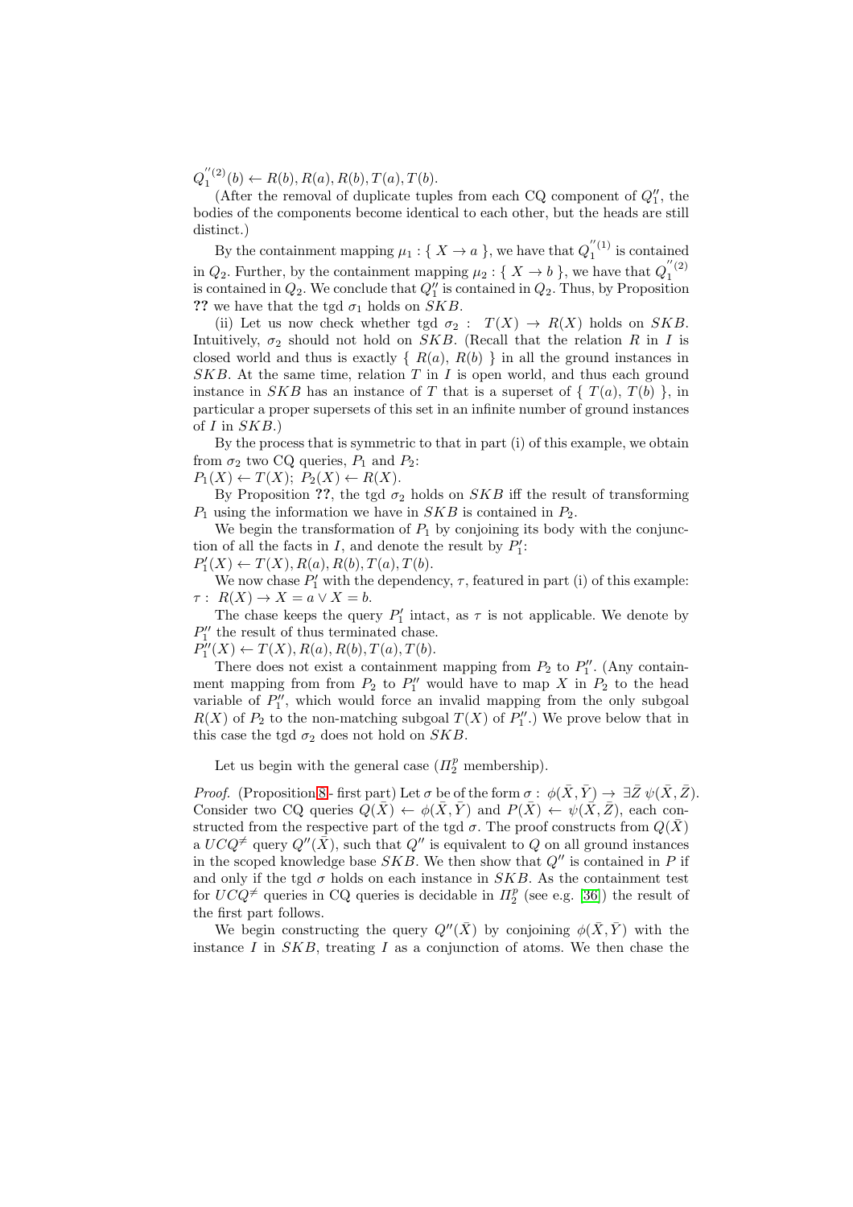$Q_1^{''(2)}(b) \leftarrow R(b), R(a), R(b), T(a), T(b)$.

(After the removal of duplicate tuples from each CQ component of $Q_1''$, the bodies of the components become identical to each other, but the heads are still distinct.)

By the containment mapping $\mu_1 : \{ X \rightarrow a \}$, we have that $Q_1^{''(1)}$ is contained in $Q_2$. Further, by the containment mapping $\mu_2 : \{ X \rightarrow b \}$, we have that $Q_1^{''(2)}$ is contained in $Q_2$. We conclude that $Q_1''$ is contained in $Q_2$. Thus, by Proposition **??** we have that the tgd $\sigma_1$ holds on $SKB$.

(ii) Let us now check whether tgd $\sigma_2 : \ T(X) \rightarrow R(X)$ holds on $SKB$. Intuitively, $\sigma_2$ should not hold on $SKB$. (Recall that the relation $R$ in $I$ is closed world and thus is exactly $\{ R(a), R(b) \}$ in all the ground instances in $SKB$. At the same time, relation $T$ in $I$ is open world, and thus each ground instance in $SKB$ has an instance of $T$ that is a superset of $\{ T(a), T(b) \}$, in particular a proper supersets of this set in an infinite number of ground instances of $I$ in $SKB$.)

By the process that is symmetric to that in part (i) of this example, we obtain from $\sigma_2$ two CQ queries, $P_1$ and $P_2$:
$P_1(X) \leftarrow T(X);\ P_2(X) \leftarrow R(X)$.

By Proposition **??**, the tgd $\sigma_2$ holds on $SKB$ iff the result of transforming $P_1$ using the information we have in $SKB$ is contained in $P_2$.

We begin the transformation of $P_1$ by conjoining its body with the conjunction of all the facts in $I$, and denote the result by $P_1'$:
$P_1'(X) \leftarrow T(X), R(a), R(b), T(a), T(b)$.

We now chase $P_1'$ with the dependency, $\tau$, featured in part (i) of this example:
$\tau :\ R(X) \rightarrow X = a \vee X = b$.

The chase keeps the query $P_1'$ intact, as $\tau$ is not applicable. We denote by $P_1''$ the result of thus terminated chase.
$P_1''(X) \leftarrow T(X), R(a), R(b), T(a), T(b)$.

There does not exist a containment mapping from $P_2$ to $P_1''$. (Any containment mapping from from $P_2$ to $P_1''$ would have to map $X$ in $P_2$ to the head variable of $P_1''$, which would force an invalid mapping from the only subgoal $R(X)$ of $P_2$ to the non-matching subgoal $T(X)$ of $P_1''$.) We prove below that in this case the tgd $\sigma_2$ does not hold on $SKB$.

Let us begin with the general case ($\Pi_2^p$ membership).

*Proof.* (Proposition 8 - first part) Let $\sigma$ be of the form $\sigma :\ \phi(\bar{X}, \bar{Y}) \rightarrow \exists \bar{Z}\ \psi(\bar{X}, \bar{Z})$. Consider two CQ queries $Q(\bar{X}) \leftarrow \phi(\bar{X}, \bar{Y})$ and $P(\bar{X}) \leftarrow \psi(\bar{X}, \bar{Z})$, each constructed from the respective part of the tgd $\sigma$. The proof constructs from $Q(\bar{X})$ a $UCQ^{\neq}$ query $Q''(\bar{X})$, such that $Q''$ is equivalent to $Q$ on all ground instances in the scoped knowledge base $SKB$. We then show that $Q''$ is contained in $P$ if and only if the tgd $\sigma$ holds on each instance in $SKB$. As the containment test for $UCQ^{\neq}$ queries in CQ queries is decidable in $\Pi_2^p$ (see e.g. [36]) the result of the first part follows.

We begin constructing the query $Q''(\bar{X})$ by conjoining $\phi(\bar{X}, \bar{Y})$ with the instance $I$ in $SKB$, treating $I$ as a conjunction of atoms. We then chase the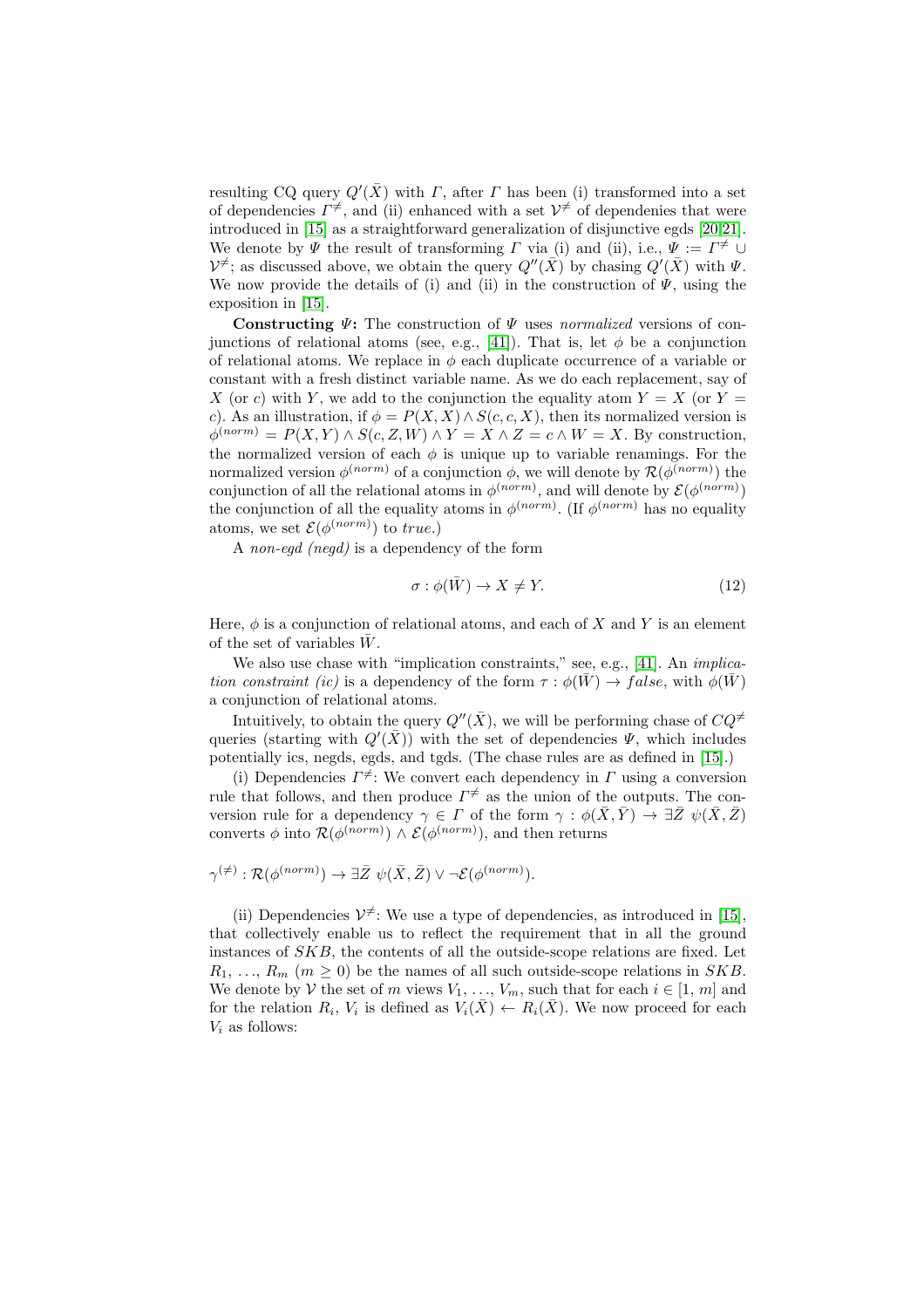resulting CQ query $Q'(\bar{X})$ with $\Gamma$, after $\Gamma$ has been (i) transformed into a set of dependencies $\Gamma^{\neq}$, and (ii) enhanced with a set $\mathcal{V}^{\neq}$ of dependenies that were introduced in [15] as a straightforward generalization of disjunctive egds [20,21]. We denote by $\Psi$ the result of transforming $\Gamma$ via (i) and (ii), i.e., $\Psi := \Gamma^{\neq} \cup \mathcal{V}^{\neq}$; as discussed above, we obtain the query $Q''(\bar{X})$ by chasing $Q'(\bar{X})$ with $\Psi$. We now provide the details of (i) and (ii) in the construction of $\Psi$, using the exposition in [15].

**Constructing $\Psi$:** The construction of $\Psi$ uses *normalized* versions of conjunctions of relational atoms (see, e.g., [41]). That is, let $\phi$ be a conjunction of relational atoms. We replace in $\phi$ each duplicate occurrence of a variable or constant with a fresh distinct variable name. As we do each replacement, say of $X$ (or $c$) with $Y$, we add to the conjunction the equality atom $Y = X$ (or $Y = c$). As an illustration, if $\phi = P(X, X) \wedge S(c, c, X)$, then its normalized version is $\phi^{(norm)} = P(X, Y) \wedge S(c, Z, W) \wedge Y = X \wedge Z = c \wedge W = X$. By construction, the normalized version of each $\phi$ is unique up to variable renamings. For the normalized version $\phi^{(norm)}$ of a conjunction $\phi$, we will denote by $\mathcal{R}(\phi^{(norm)})$ the conjunction of all the relational atoms in $\phi^{(norm)}$, and will denote by $\mathcal{E}(\phi^{(norm)})$ the conjunction of all the equality atoms in $\phi^{(norm)}$. (If $\phi^{(norm)}$ has no equality atoms, we set $\mathcal{E}(\phi^{(norm)})$ to *true*.)

A *non-egd (negd)* is a dependency of the form

$$\sigma : \phi(\bar{W}) \rightarrow X \neq Y. \tag{12}$$

Here, $\phi$ is a conjunction of relational atoms, and each of $X$ and $Y$ is an element of the set of variables $\bar{W}$.

We also use chase with "implication constraints," see, e.g., [41]. An *implication constraint (ic)* is a dependency of the form $\tau : \phi(\bar{W}) \rightarrow false$, with $\phi(\bar{W})$ a conjunction of relational atoms.

Intuitively, to obtain the query $Q''(\bar{X})$, we will be performing chase of $CQ^{\neq}$ queries (starting with $Q'(\bar{X})$) with the set of dependencies $\Psi$, which includes potentially ics, negds, egds, and tgds. (The chase rules are as defined in [15].)

(i) Dependencies $\Gamma^{\neq}$: We convert each dependency in $\Gamma$ using a conversion rule that follows, and then produce $\Gamma^{\neq}$ as the union of the outputs. The conversion rule for a dependency $\gamma \in \Gamma$ of the form $\gamma : \phi(\bar{X}, \bar{Y}) \rightarrow \exists \bar{Z}\ \psi(\bar{X}, \bar{Z})$ converts $\phi$ into $\mathcal{R}(\phi^{(norm)}) \wedge \mathcal{E}(\phi^{(norm)})$, and then returns

$$\gamma^{(\neq)} : \mathcal{R}(\phi^{(norm)}) \rightarrow \exists \bar{Z}\ \psi(\bar{X}, \bar{Z}) \vee \neg\mathcal{E}(\phi^{(norm)}).$$

(ii) Dependencies $\mathcal{V}^{\neq}$: We use a type of dependencies, as introduced in [15], that collectively enable us to reflect the requirement that in all the ground instances of $SKB$, the contents of all the outside-scope relations are fixed. Let $R_1, \ldots, R_m$ ($m \geq 0$) be the names of all such outside-scope relations in $SKB$. We denote by $\mathcal{V}$ the set of $m$ views $V_1, \ldots, V_m$, such that for each $i \in [1, m]$ and for the relation $R_i$, $V_i$ is defined as $V_i(\bar{X}) \leftarrow R_i(\bar{X})$. We now proceed for each $V_i$ as follows: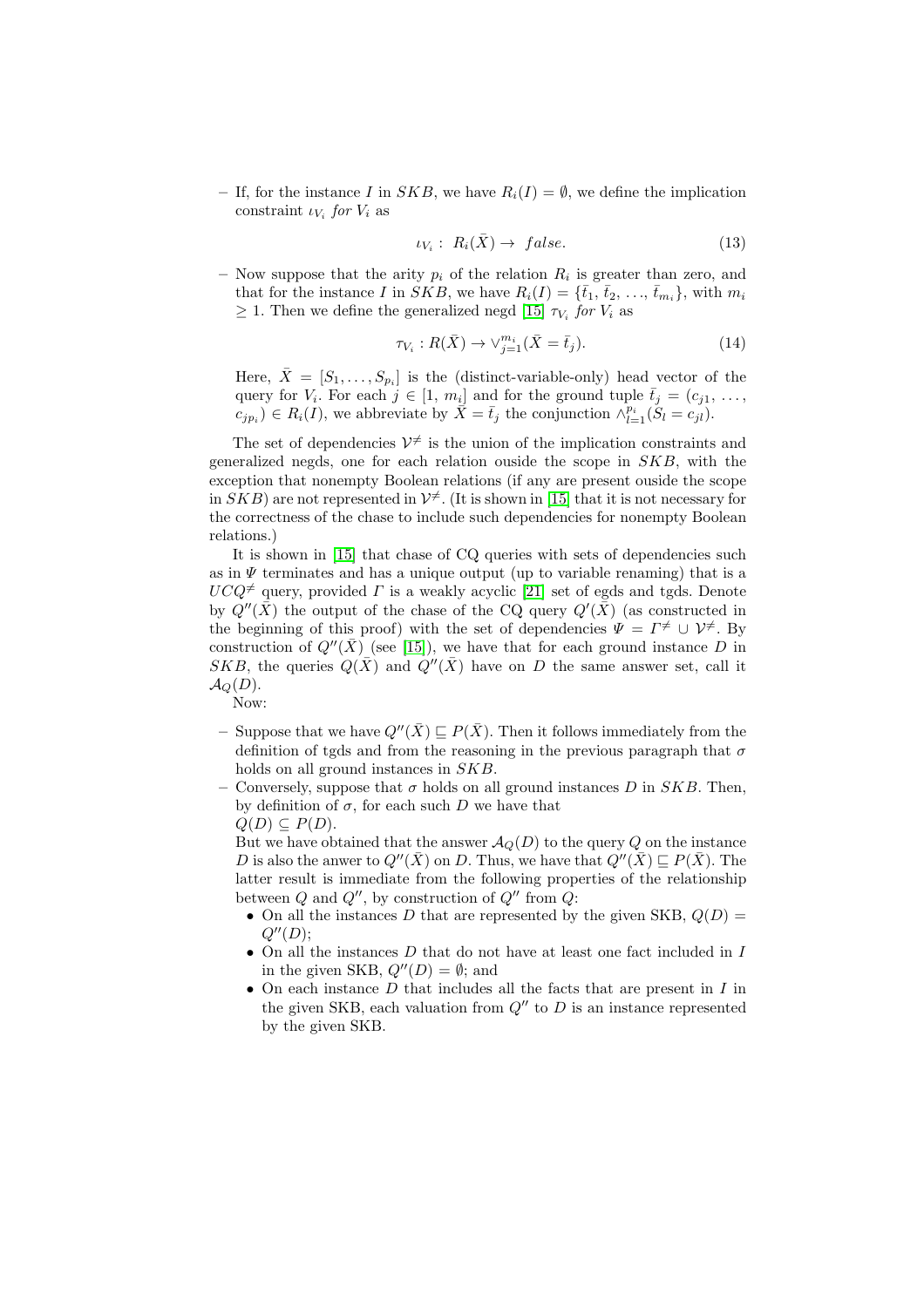– If, for the instance $I$ in $SKB$, we have $R_i(I) = \emptyset$, we define the implication constraint $\iota_{V_i}$ *for* $V_i$ as

$$\iota_{V_i} : \; R_i(\bar{X}) \rightarrow \; false. \tag{13}$$

– Now suppose that the arity $p_i$ of the relation $R_i$ is greater than zero, and that for the instance $I$ in $SKB$, we have $R_i(I) = \{\bar{t}_1, \bar{t}_2, \ldots, \bar{t}_{m_i}\}$, with $m_i \geq 1$. Then we define the generalized negd [15] $\tau_{V_i}$ *for* $V_i$ as

$$\tau_{V_i} : R(\bar{X}) \rightarrow \vee_{j=1}^{m_i} (\bar{X} = \bar{t}_j). \tag{14}$$

Here, $\bar{X} = [S_1, \ldots, S_{p_i}]$ is the (distinct-variable-only) head vector of the query for $V_i$. For each $j \in [1, \, m_i]$ and for the ground tuple $\bar{t}_j = (c_{j1}, \ldots, c_{jp_i}) \in R_i(I)$, we abbreviate by $\bar{X} = \bar{t}_j$ the conjunction $\wedge_{l=1}^{p_i} (S_l = c_{jl})$.

The set of dependencies $\mathcal{V}^{\neq}$ is the union of the implication constraints and generalized negds, one for each relation ouside the scope in $SKB$, with the exception that nonempty Boolean relations (if any are present ouside the scope in $SKB$) are not represented in $\mathcal{V}^{\neq}$. (It is shown in [15] that it is not necessary for the correctness of the chase to include such dependencies for nonempty Boolean relations.)

It is shown in [15] that chase of CQ queries with sets of dependencies such as in $\Psi$ terminates and has a unique output (up to variable renaming) that is a $UCQ^{\neq}$ query, provided $\Gamma$ is a weakly acyclic [21] set of egds and tgds. Denote by $Q''(\bar{X})$ the output of the chase of the CQ query $Q'(\bar{X})$ (as constructed in the beginning of this proof) with the set of dependencies $\Psi = \Gamma^{\neq} \cup \mathcal{V}^{\neq}$. By construction of $Q''(\bar{X})$ (see [15]), we have that for each ground instance $D$ in $SKB$, the queries $Q(\bar{X})$ and $Q''(\bar{X})$ have on $D$ the same answer set, call it $\mathcal{A}_Q(D)$.

Now:

– Suppose that we have $Q''(\bar{X}) \sqsubseteq P(\bar{X})$. Then it follows immediately from the definition of tgds and from the reasoning in the previous paragraph that $\sigma$ holds on all ground instances in $SKB$.

– Conversely, suppose that $\sigma$ holds on all ground instances $D$ in $SKB$. Then, by definition of $\sigma$, for each such $D$ we have that
$Q(D) \subseteq P(D)$.
But we have obtained that the answer $\mathcal{A}_Q(D)$ to the query $Q$ on the instance $D$ is also the anwer to $Q''(\bar{X})$ on $D$. Thus, we have that $Q''(\bar{X}) \sqsubseteq P(\bar{X})$. The latter result is immediate from the following properties of the relationship between $Q$ and $Q''$, by construction of $Q''$ from $Q$:
  - On all the instances $D$ that are represented by the given SKB, $Q(D) = Q''(D)$;
  - On all the instances $D$ that do not have at least one fact included in $I$ in the given SKB, $Q''(D) = \emptyset$; and
  - On each instance $D$ that includes all the facts that are present in $I$ in the given SKB, each valuation from $Q''$ to $D$ is an instance represented by the given SKB.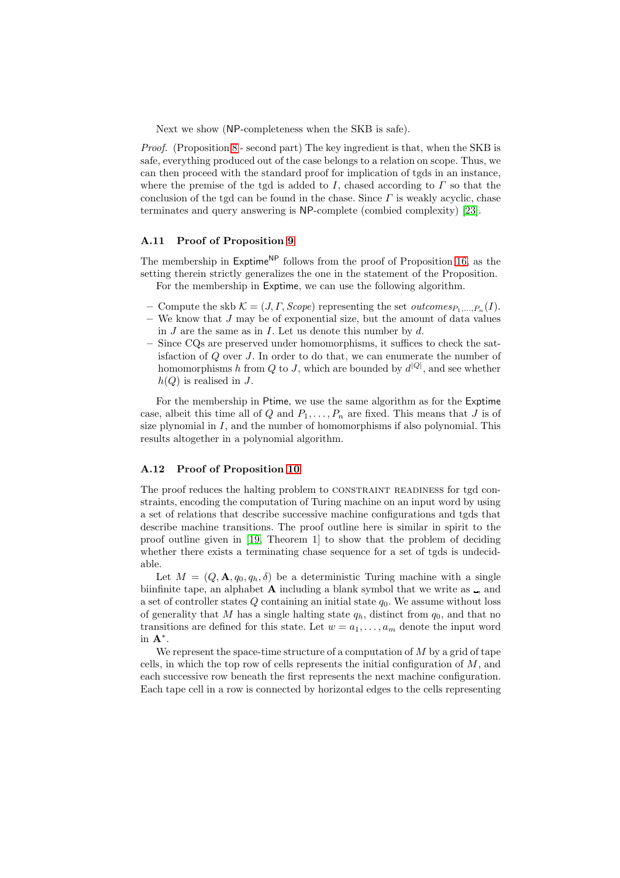Next we show (NP-completeness when the SKB is safe).

*Proof.* (Proposition 8 - second part) The key ingredient is that, when the SKB is safe, everything produced out of the case belongs to a relation on scope. Thus, we can then proceed with the standard proof for implication of tgds in an instance, where the premise of the tgd is added to $I$, chased according to $\Gamma$ so that the conclusion of the tgd can be found in the chase. Since $\Gamma$ is weakly acyclic, chase terminates and query answering is NP-complete (combied complexity) [23].

### A.11 Proof of Proposition 9

The membership in $\mathsf{Exptime}^{\mathsf{NP}}$ follows from the proof of Proposition 16, as the setting therein strictly generalizes the one in the statement of the Proposition.

For the membership in Exptime, we can use the following algorithm.

- Compute the skb $\mathcal{K} = (J, \Gamma, \mathit{Scope})$ representing the set $\mathit{outcomes}_{P_1,\ldots,P_n}(I)$.
- We know that $J$ may be of exponential size, but the amount of data values in $J$ are the same as in $I$. Let us denote this number by $d$.
- Since CQs are preserved under homomorphisms, it suffices to check the satisfaction of $Q$ over $J$. In order to do that, we can enumerate the number of homomorphisms $h$ from $Q$ to $J$, which are bounded by $d^{|Q|}$, and see whether $h(Q)$ is realised in $J$.

For the membership in Ptime, we use the same algorithm as for the Exptime case, albeit this time all of $Q$ and $P_1, \ldots, P_n$ are fixed. This means that $J$ is of size plynomial in $I$, and the number of homomorphisms if also polynomial. This results altogether in a polynomial algorithm.

### A.12 Proof of Proposition 10

The proof reduces the halting problem to CONSTRAINT READINESS for tgd constraints, encoding the computation of Turing machine on an input word by using a set of relations that describe successive machine configurations and tgds that describe machine transitions. The proof outline here is similar in spirit to the proof outline given in [19, Theorem 1] to show that the problem of deciding whether there exists a terminating chase sequence for a set of tgds is undecidable.

Let $M = (Q, \mathbf{A}, q_0, q_h, \delta)$ be a deterministic Turing machine with a single biinfinite tape, an alphabet $\mathbf{A}$ including a blank symbol that we write as $\llcorner\!\lrcorner$, and a set of controller states $Q$ containing an initial state $q_0$. We assume without loss of generality that $M$ has a single halting state $q_h$, distinct from $q_0$, and that no transitions are defined for this state. Let $w = a_1, \ldots, a_m$ denote the input word in $\mathbf{A}^*$.

We represent the space-time structure of a computation of $M$ by a grid of tape cells, in which the top row of cells represents the initial configuration of $M$, and each successive row beneath the first represents the next machine configuration. Each tape cell in a row is connected by horizontal edges to the cells representing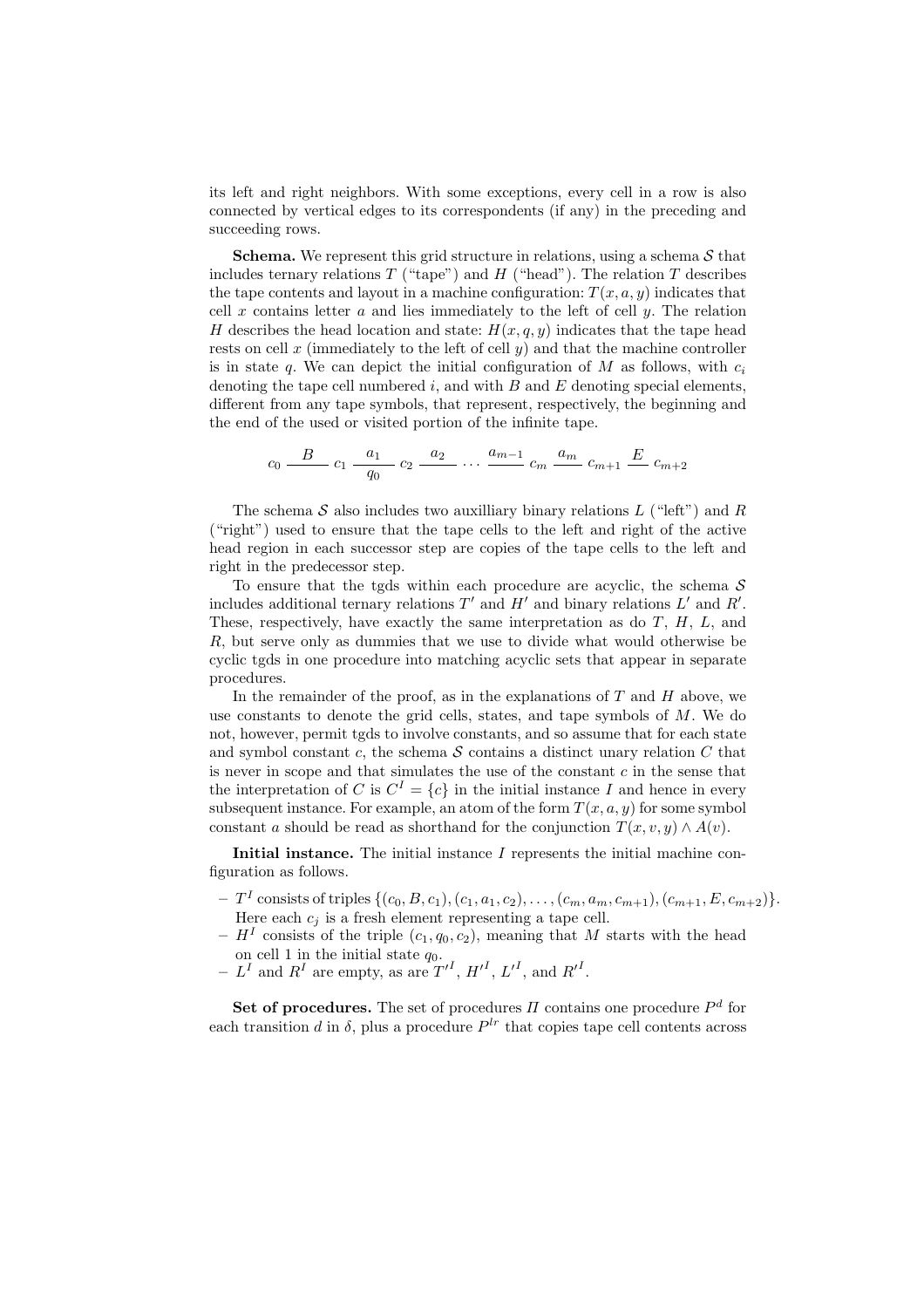its left and right neighbors. With some exceptions, every cell in a row is also connected by vertical edges to its correspondents (if any) in the preceding and succeeding rows.

**Schema.** We represent this grid structure in relations, using a schema $\mathcal{S}$ that includes ternary relations $T$ ("tape") and $H$ ("head"). The relation $T$ describes the tape contents and layout in a machine configuration: $T(x, a, y)$ indicates that cell $x$ contains letter $a$ and lies immediately to the left of cell $y$. The relation $H$ describes the head location and state: $H(x, q, y)$ indicates that the tape head rests on cell $x$ (immediately to the left of cell $y$) and that the machine controller is in state $q$. We can depict the initial configuration of $M$ as follows, with $c_i$ denoting the tape cell numbered $i$, and with $B$ and $E$ denoting special elements, different from any tape symbols, that represent, respectively, the beginning and the end of the used or visited portion of the infinite tape.

$$c_0 \xrightarrow{\quad B \quad} c_1 \underset{q_0}{\xrightarrow{\quad a_1 \quad}} c_2 \xrightarrow{\quad a_2 \quad} \cdots \xrightarrow{\quad a_{m-1} \quad} c_m \xrightarrow{\quad a_m \quad} c_{m+1} \xrightarrow{\quad E \quad} c_{m+2}$$

The schema $\mathcal{S}$ also includes two auxilliary binary relations $L$ ("left") and $R$ ("right") used to ensure that the tape cells to the left and right of the active head region in each successor step are copies of the tape cells to the left and right in the predecessor step.

To ensure that the tgds within each procedure are acyclic, the schema $\mathcal{S}$ includes additional ternary relations $T'$ and $H'$ and binary relations $L'$ and $R'$. These, respectively, have exactly the same interpretation as do $T$, $H$, $L$, and $R$, but serve only as dummies that we use to divide what would otherwise be cyclic tgds in one procedure into matching acyclic sets that appear in separate procedures.

In the remainder of the proof, as in the explanations of $T$ and $H$ above, we use constants to denote the grid cells, states, and tape symbols of $M$. We do not, however, permit tgds to involve constants, and so assume that for each state and symbol constant $c$, the schema $\mathcal{S}$ contains a distinct unary relation $C$ that is never in scope and that simulates the use of the constant $c$ in the sense that the interpretation of $C$ is $C^I = \{c\}$ in the initial instance $I$ and hence in every subsequent instance. For example, an atom of the form $T(x, a, y)$ for some symbol constant $a$ should be read as shorthand for the conjunction $T(x, v, y) \wedge A(v)$.

**Initial instance.** The initial instance $I$ represents the initial machine configuration as follows.

- $T^I$ consists of triples $\{(c_0, B, c_1), (c_1, a_1, c_2), \ldots, (c_m, a_m, c_{m+1}), (c_{m+1}, E, c_{m+2})\}$. Here each $c_j$ is a fresh element representing a tape cell.
- $H^I$ consists of the triple $(c_1, q_0, c_2)$, meaning that $M$ starts with the head on cell 1 in the initial state $q_0$.
- $L^I$ and $R^I$ are empty, as are $T'^I$, $H'^I$, $L'^I$, and $R'^I$.

**Set of procedures.** The set of procedures $\Pi$ contains one procedure $P^d$ for each transition $d$ in $\delta$, plus a procedure $P^{lr}$ that copies tape cell contents across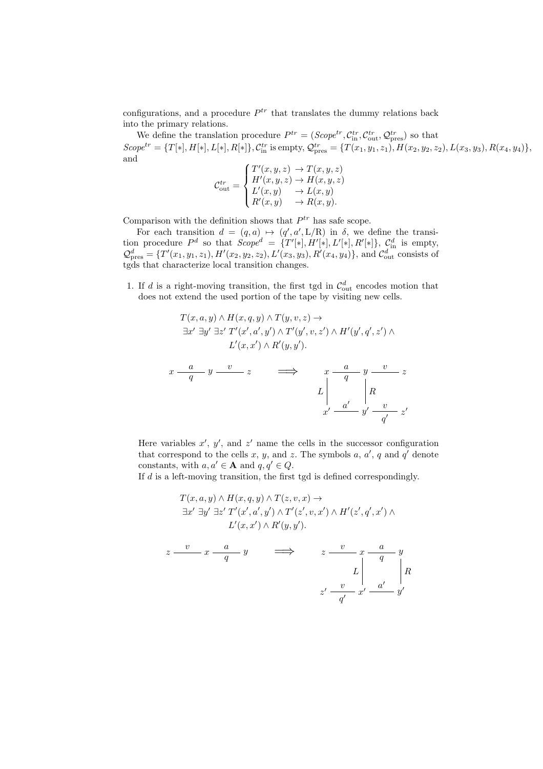configurations, and a procedure $P^{tr}$ that translates the dummy relations back into the primary relations.

We define the translation procedure $P^{tr} = (\mathit{Scope}^{tr}, \mathcal{C}^{tr}_{\text{in}}, \mathcal{C}^{tr}_{\text{out}}, \mathcal{Q}^{tr}_{\text{pres}})$ so that $\mathit{Scope}^{tr} = \{T[*], H[*], L[*], R[*]\}$, $\mathcal{C}^{tr}_{\text{in}}$ is empty, $\mathcal{Q}^{tr}_{\text{pres}} = \{T(x_1, y_1, z_1), H(x_2, y_2, z_2), L(x_3, y_3), R(x_4, y_4)\}$, and

$$\mathcal{C}^{tr}_{\text{out}} = \begin{cases} T'(x,y,z) \to T(x,y,z) \\ H'(x,y,z) \to H(x,y,z) \\ L'(x,y) \quad\;\; \to L(x,y) \\ R'(x,y) \quad\;\; \to R(x,y). \end{cases}$$

Comparison with the definition shows that $P^{tr}$ has safe scope.

For each transition $d = (q, a) \mapsto (q', a', \mathrm{L/R})$ in $\delta$, we define the transition procedure $P^d$ so that $\mathit{Scope}^d = \{T'[*], H'[*], L'[*], R'[*]\}$, $\mathcal{C}^d_{\text{in}}$ is empty, $\mathcal{Q}^d_{\text{pres}} = \{T'(x_1, y_1, z_1), H'(x_2, y_2, z_2), L'(x_3, y_3), R'(x_4, y_4)\}$, and $\mathcal{C}^d_{\text{out}}$ consists of tgds that characterize local transition changes.

1. If $d$ is a right-moving transition, the first tgd in $\mathcal{C}^d_{\text{out}}$ encodes motion that does not extend the used portion of the tape by visiting new cells.

$$\begin{aligned} &T(x,a,y) \wedge H(x,q,y) \wedge T(y,v,z) \to \\ &\quad \exists x'\ \exists y'\ \exists z'\ T'(x',a',y') \wedge T'(y',v,z') \wedge H'(y',q',z') \wedge \\ &\qquad\qquad L'(x,x') \wedge R'(y,y'). \end{aligned}$$

Here variables $x'$, $y'$, and $z'$ name the cells in the successor configuration that correspond to the cells $x$, $y$, and $z$. The symbols $a$, $a'$, $q$ and $q'$ denote constants, with $a, a' \in \mathbf{A}$ and $q, q' \in Q$.

If $d$ is a left-moving transition, the first tgd is defined correspondingly.

$$\begin{aligned} &T(x,a,y) \wedge H(x,q,y) \wedge T(z,v,x) \to \\ &\quad \exists x'\ \exists y'\ \exists z'\ T'(x',a',y') \wedge T'(z',v,x') \wedge H'(z',q',x') \wedge \\ &\qquad\qquad L'(x,x') \wedge R'(y,y'). \end{aligned}$$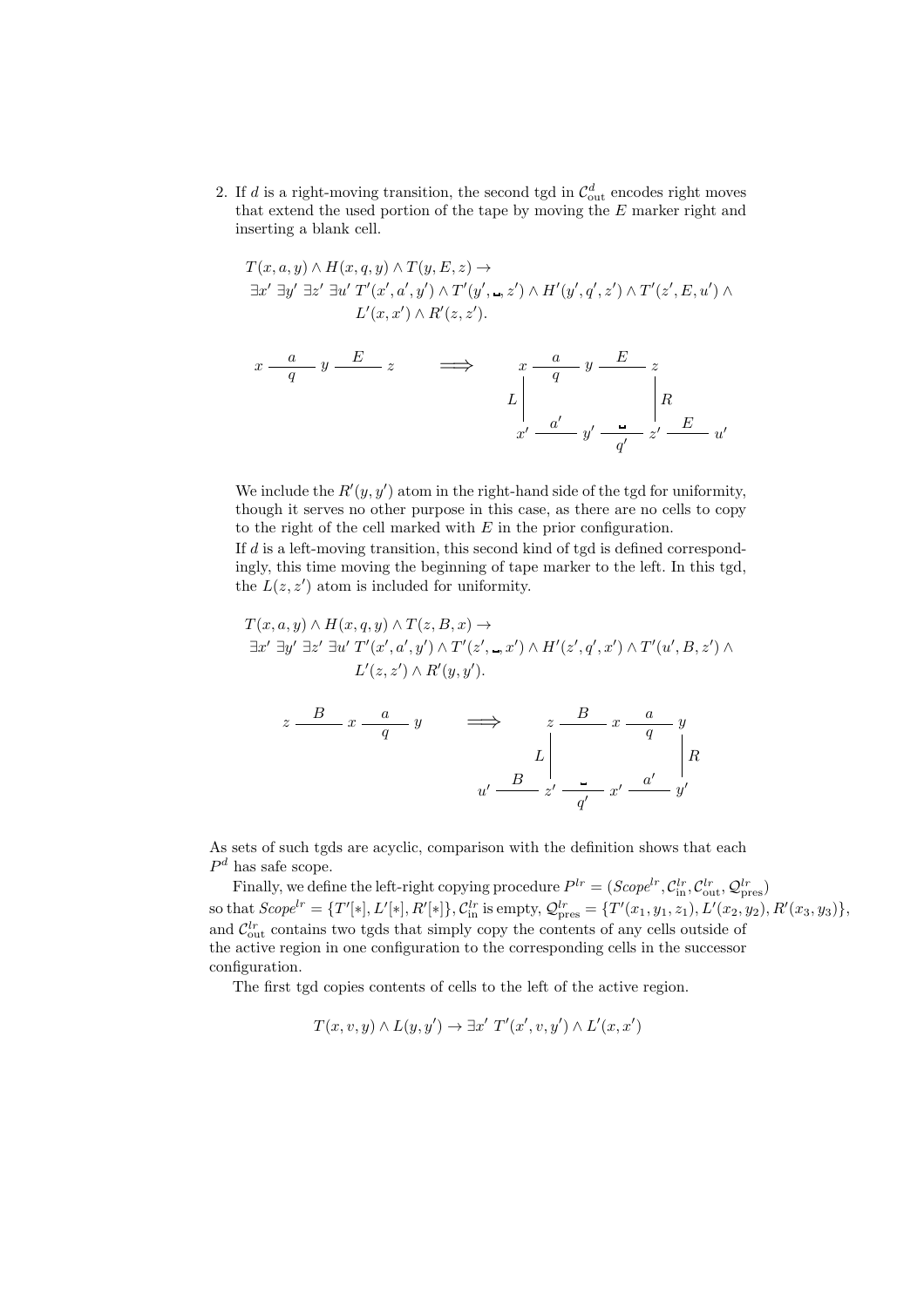2. If $d$ is a right-moving transition, the second tgd in $\mathcal{C}^d_{\text{out}}$ encodes right moves that extend the used portion of the tape by moving the $E$ marker right and inserting a blank cell.

$$T(x,a,y) \wedge H(x,q,y) \wedge T(y,E,z) \rightarrow$$
$$\exists x'\ \exists y'\ \exists z'\ \exists u'\ T'(x',a',y') \wedge T'(y',\text{␣},z') \wedge H'(y',q',z') \wedge T'(z',E,u') \wedge L'(x,x') \wedge R'(z,z').$$

$$x \xrightarrow[q]{a} y \xrightarrow{E} z \qquad \Longrightarrow \qquad \begin{array}{c} x \xrightarrow[q]{a} y \xrightarrow{E} z \\ L \,|\qquad\qquad\qquad |\, R \\ x' \xrightarrow{a'} y' \xrightarrow[q']{\text{␣}} z' \xrightarrow{E} u' \end{array}$$

We include the $R'(y,y')$ atom in the right-hand side of the tgd for uniformity, though it serves no other purpose in this case, as there are no cells to copy to the right of the cell marked with $E$ in the prior configuration.

If $d$ is a left-moving transition, this second kind of tgd is defined correspondingly, this time moving the beginning of tape marker to the left. In this tgd, the $L(z,z')$ atom is included for uniformity.

$$T(x,a,y) \wedge H(x,q,y) \wedge T(z,B,x) \rightarrow$$
$$\exists x'\ \exists y'\ \exists z'\ \exists u'\ T'(x',a',y') \wedge T'(z',\text{␣},x') \wedge H'(z',q',x') \wedge T'(u',B,z') \wedge L'(z,z') \wedge R'(y,y').$$

$$z \xrightarrow{B} x \xrightarrow[q]{a} y \qquad \Longrightarrow \qquad \begin{array}{c} z \xrightarrow{B} x \xrightarrow[q]{a} y \\ L \,|\qquad\qquad\qquad |\, R \\ u' \xrightarrow{B} z' \xrightarrow[q']{\text{␣}} x' \xrightarrow{a'} y' \end{array}$$

As sets of such tgds are acyclic, comparison with the definition shows that each $P^d$ has safe scope.

Finally, we define the left-right copying procedure $P^{lr} = (Scope^{lr}, \mathcal{C}^{lr}_{\text{in}}, \mathcal{C}^{lr}_{\text{out}}, \mathcal{Q}^{lr}_{\text{pres}})$ so that $Scope^{lr} = \{T'[*], L'[*], R'[*]\}$, $\mathcal{C}^{lr}_{\text{in}}$ is empty, $\mathcal{Q}^{lr}_{\text{pres}} = \{T'(x_1,y_1,z_1), L'(x_2,y_2), R'(x_3,y_3)\}$, and $\mathcal{C}^{lr}_{\text{out}}$ contains two tgds that simply copy the contents of any cells outside of the active region in one configuration to the corresponding cells in the successor configuration.

The first tgd copies contents of cells to the left of the active region.

$$T(x,v,y) \wedge L(y,y') \rightarrow \exists x'\ T'(x',v,y') \wedge L'(x,x')$$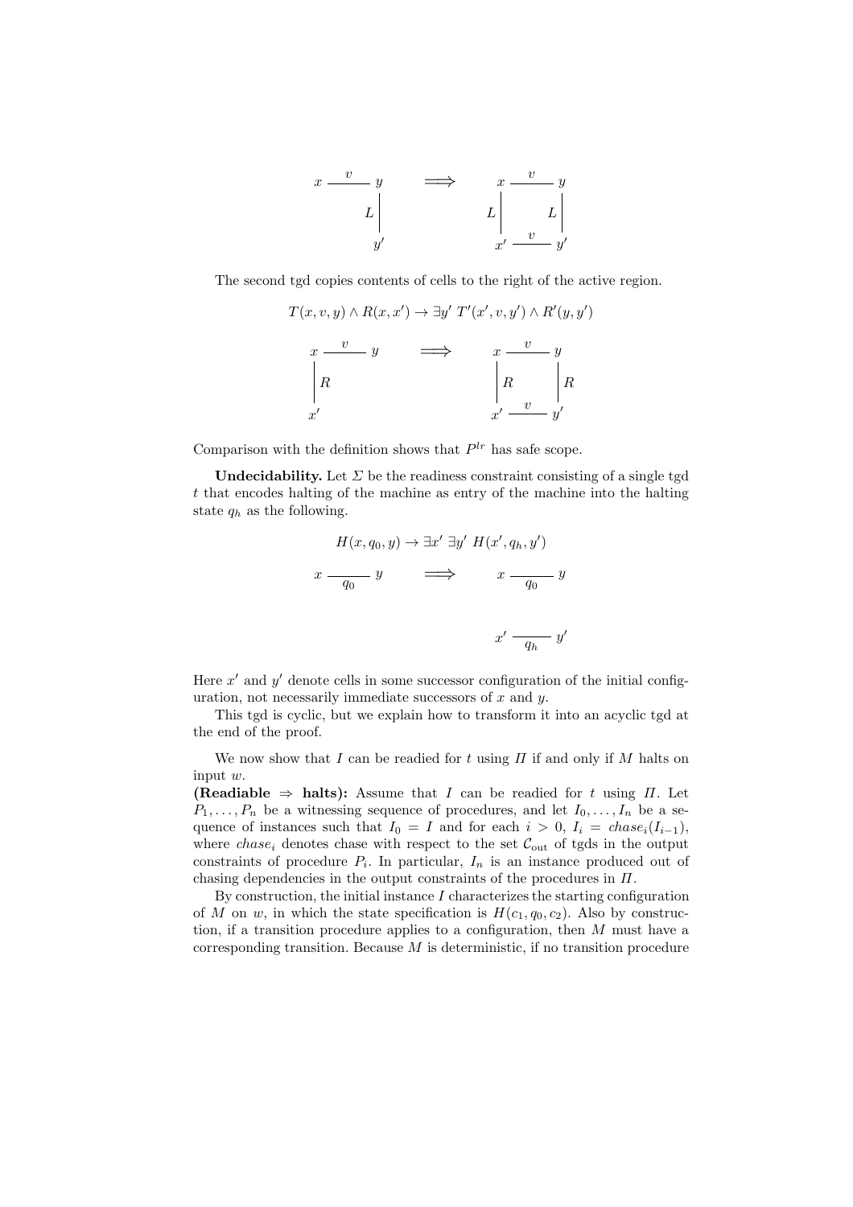$$
\begin{array}{ccc}
x \overset{v}{\text{——}} y & \Longrightarrow & x \overset{v}{\text{——}} y \\
\quad\quad L\,\Big| & & L\,\Big| \quad\quad L\,\Big| \\
\quad\quad\; y' & & x' \overset{v}{\text{——}} y'
\end{array}
$$

The second tgd copies contents of cells to the right of the active region.

$$T(x, v, y) \wedge R(x, x') \rightarrow \exists y'\ T'(x', v, y') \wedge R'(y, y')$$

$$
\begin{array}{ccc}
x \overset{v}{\text{——}} y & \Longrightarrow & x \overset{v}{\text{——}} y \\
\Big|\,R \quad\quad & & \Big|\,R \quad\quad \Big|\,R \\
x' \quad\quad\; & & x' \overset{v}{\text{——}} y'
\end{array}
$$

Comparison with the definition shows that $P^{lr}$ has safe scope.

**Undecidability.** Let $\Sigma$ be the readiness constraint consisting of a single tgd $t$ that encodes halting of the machine as entry of the machine into the halting state $q_h$ as the following.

$$H(x, q_0, y) \rightarrow \exists x'\ \exists y'\ H(x', q_h, y')$$

$$
\begin{array}{ccc}
x \underset{q_0}{\text{——}} y & \Longrightarrow & x \underset{q_0}{\text{——}} y \\
 & & \\
 & & x' \underset{q_h}{\text{——}} y'
\end{array}
$$

Here $x'$ and $y'$ denote cells in some successor configuration of the initial configuration, not necessarily immediate successors of $x$ and $y$.

This tgd is cyclic, but we explain how to transform it into an acyclic tgd at the end of the proof.

We now show that $I$ can be readied for $t$ using $\Pi$ if and only if $M$ halts on input $w$.

**(Readiable $\Rightarrow$ halts):** Assume that $I$ can be readied for $t$ using $\Pi$. Let $P_1, \ldots, P_n$ be a witnessing sequence of procedures, and let $I_0, \ldots, I_n$ be a sequence of instances such that $I_0 = I$ and for each $i > 0$, $I_i = chase_i(I_{i-1})$, where $chase_i$ denotes chase with respect to the set $\mathcal{C}_{\text{out}}$ of tgds in the output constraints of procedure $P_i$. In particular, $I_n$ is an instance produced out of chasing dependencies in the output constraints of the procedures in $\Pi$.

By construction, the initial instance $I$ characterizes the starting configuration of $M$ on $w$, in which the state specification is $H(c_1, q_0, c_2)$. Also by construction, if a transition procedure applies to a configuration, then $M$ must have a corresponding transition. Because $M$ is deterministic, if no transition procedure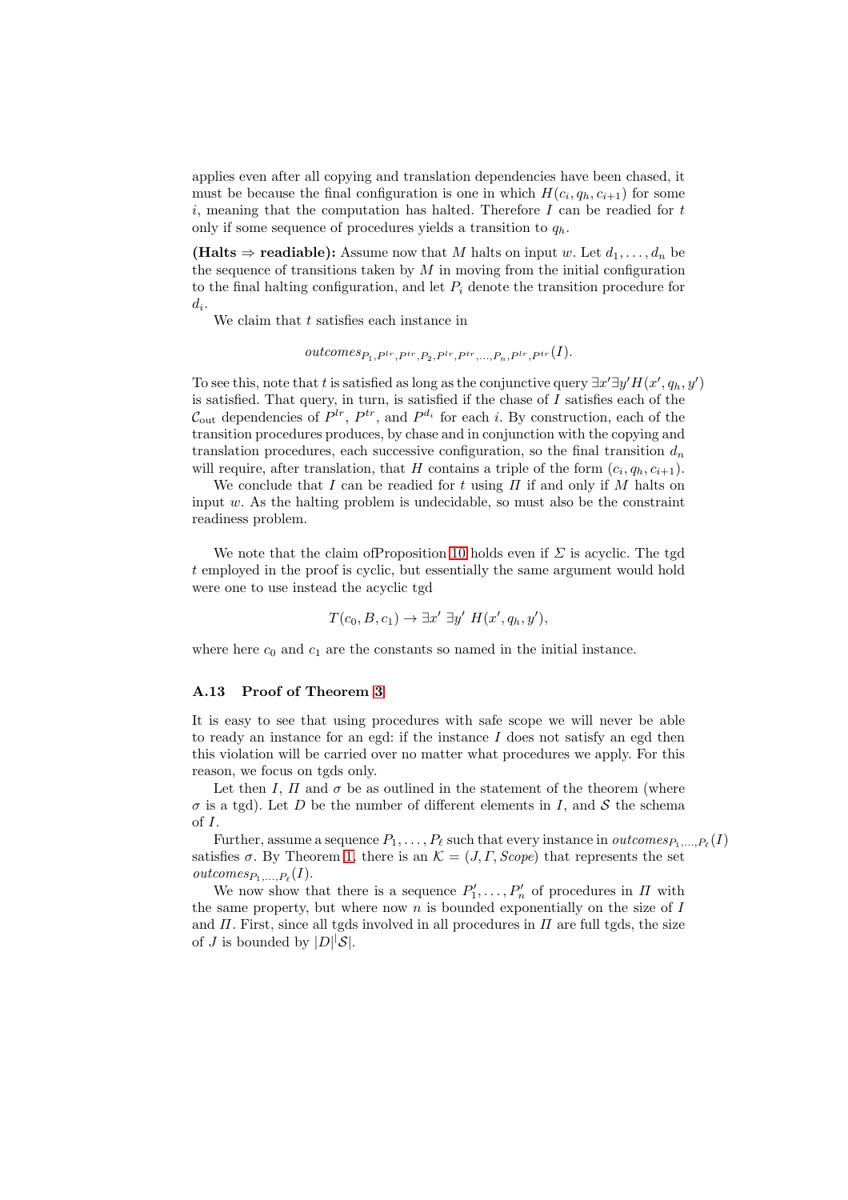applies even after all copying and translation dependencies have been chased, it must be because the final configuration is one in which $H(c_i, q_h, c_{i+1})$ for some $i$, meaning that the computation has halted. Therefore $I$ can be readied for $t$ only if some sequence of procedures yields a transition to $q_h$.

**(Halts ⇒ readiable):** Assume now that $M$ halts on input $w$. Let $d_1, \ldots, d_n$ be the sequence of transitions taken by $M$ in moving from the initial configuration to the final halting configuration, and let $P_i$ denote the transition procedure for $d_i$.

We claim that $t$ satisfies each instance in

$$outcomes_{P_1, P^{lr}, P^{tr}, P_2, P^{lr}, P^{tr}, \ldots, P_n, P^{lr}, P^{tr}}(I).$$

To see this, note that $t$ is satisfied as long as the conjunctive query $\exists x' \exists y' H(x', q_h, y')$ is satisfied. That query, in turn, is satisfied if the chase of $I$ satisfies each of the $\mathcal{C}_{\text{out}}$ dependencies of $P^{lr}$, $P^{tr}$, and $P^{d_i}$ for each $i$. By construction, each of the transition procedures produces, by chase and in conjunction with the copying and translation procedures, each successive configuration, so the final transition $d_n$ will require, after translation, that $H$ contains a triple of the form $(c_i, q_h, c_{i+1})$.

We conclude that $I$ can be readied for $t$ using $\Pi$ if and only if $M$ halts on input $w$. As the halting problem is undecidable, so must also be the constraint readiness problem.

We note that the claim ofProposition 10 holds even if $\Sigma$ is acyclic. The tgd $t$ employed in the proof is cyclic, but essentially the same argument would hold were one to use instead the acyclic tgd

$$T(c_0, B, c_1) \rightarrow \exists x' \; \exists y' \; H(x', q_h, y'),$$

where here $c_0$ and $c_1$ are the constants so named in the initial instance.

### A.13 Proof of Theorem 3

It is easy to see that using procedures with safe scope we will never be able to ready an instance for an egd: if the instance $I$ does not satisfy an egd then this violation will be carried over no matter what procedures we apply. For this reason, we focus on tgds only.

Let then $I$, $\Pi$ and $\sigma$ be as outlined in the statement of the theorem (where $\sigma$ is a tgd). Let $D$ be the number of different elements in $I$, and $\mathcal{S}$ the schema of $I$.

Further, assume a sequence $P_1, \ldots, P_\ell$ such that every instance in $outcomes_{P_1,\ldots,P_\ell}(I)$ satisfies $\sigma$. By Theorem 1, there is an $\mathcal{K} = (J, \Gamma, Scope)$ that represents the set $outcomes_{P_1,\ldots,P_\ell}(I)$.

We now show that there is a sequence $P'_1, \ldots, P'_n$ of procedures in $\Pi$ with the same property, but where now $n$ is bounded exponentially on the size of $I$ and $\Pi$. First, since all tgds involved in all procedures in $\Pi$ are full tgds, the size of $J$ is bounded by $|D|^{|}\mathcal{S}|$.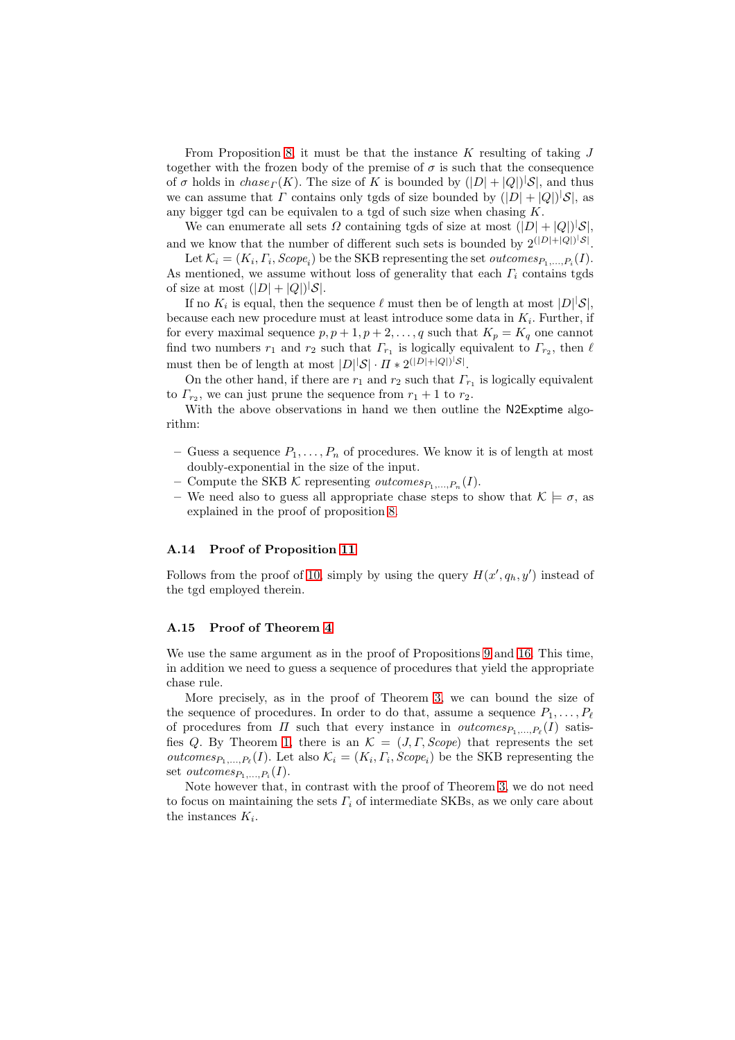From Proposition 8, it must be that the instance $K$ resulting of taking $J$ together with the frozen body of the premise of $\sigma$ is such that the consequence of $\sigma$ holds in $chase_\Gamma(K)$. The size of $K$ is bounded by $(|D|+|Q|)^{|}\mathcal{S}|$, and thus we can assume that $\Gamma$ contains only tgds of size bounded by $(|D|+|Q|)^{|}\mathcal{S}|$, as any bigger tgd can be equivalen to a tgd of such size when chasing $K$.

We can enumerate all sets $\Omega$ containing tgds of size at most $(|D|+|Q|)^{|}\mathcal{S}|$, and we know that the number of different such sets is bounded by $2^{(|D|+|Q|)^{|}\mathcal{S}|}$.

Let $\mathcal{K}_i = (K_i, \Gamma_i, Scope_i)$ be the SKB representing the set $outcomes_{P_1,\dots,P_i}(I)$. As mentioned, we assume without loss of generality that each $\Gamma_i$ contains tgds of size at most $(|D|+|Q|)^{|}\mathcal{S}|$.

If no $K_i$ is equal, then the sequence $\ell$ must then be of length at most $|D|^{|}\mathcal{S}|$, because each new procedure must at least introduce some data in $K_i$. Further, if for every maximal sequence $p, p+1, p+2, \dots, q$ such that $K_p = K_q$ one cannot find two numbers $r_1$ and $r_2$ such that $\Gamma_{r_1}$ is logically equivalent to $\Gamma_{r_2}$, then $\ell$ must then be of length at most $|D|^{|}\mathcal{S}| \cdot \Pi * 2^{(|D|+|Q|)^{|}\mathcal{S}|}$.

On the other hand, if there are $r_1$ and $r_2$ such that $\Gamma_{r_1}$ is logically equivalent to $\Gamma_{r_2}$, we can just prune the sequence from $r_1+1$ to $r_2$.

With the above observations in hand we then outline the N2Exptime algorithm:

- Guess a sequence $P_1, \dots, P_n$ of procedures. We know it is of length at most doubly-exponential in the size of the input.
- Compute the SKB $\mathcal{K}$ representing $outcomes_{P_1,\dots,P_n}(I)$.
- We need also to guess all appropriate chase steps to show that $\mathcal{K} \models \sigma$, as explained in the proof of proposition 8.

### A.14 Proof of Proposition 11

Follows from the proof of 10, simply by using the query $H(x', q_h, y')$ instead of the tgd employed therein.

### A.15 Proof of Theorem 4

We use the same argument as in the proof of Propositions 9 and 16. This time, in addition we need to guess a sequence of procedures that yield the appropriate chase rule.

More precisely, as in the proof of Theorem 3, we can bound the size of the sequence of procedures. In order to do that, assume a sequence $P_1, \dots, P_\ell$ of procedures from $\Pi$ such that every instance in $outcomes_{P_1,\dots,P_\ell}(I)$ satisfies $Q$. By Theorem 1, there is an $\mathcal{K} = (J, \Gamma, Scope)$ that represents the set $outcomes_{P_1,\dots,P_\ell}(I)$. Let also $\mathcal{K}_i = (K_i, \Gamma_i, Scope_i)$ be the SKB representing the set $outcomes_{P_1,\dots,P_i}(I)$.

Note however that, in contrast with the proof of Theorem 3, we do not need to focus on maintaining the sets $\Gamma_i$ of intermediate SKBs, as we only care about the instances $K_i$.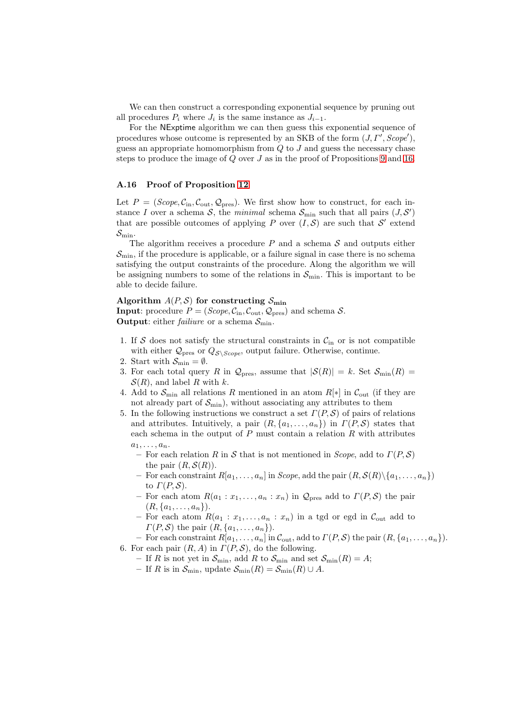We can then construct a corresponding exponential sequence by pruning out all procedures $P_i$ where $J_i$ is the same instance as $J_{i-1}$.

For the NExptime algorithm we can then guess this exponential sequence of procedures whose outcome is represented by an SKB of the form $(J, \Gamma', \mathit{Scope}')$, guess an appropriate homomorphism from $Q$ to $J$ and guess the necessary chase steps to produce the image of $Q$ over $J$ as in the proof of Propositions 9 and 16.

### A.16 Proof of Proposition 12

Let $P = (\mathit{Scope}, \mathcal{C}_{\text{in}}, \mathcal{C}_{\text{out}}, \mathcal{Q}_{\text{pres}})$. We first show how to construct, for each instance $I$ over a schema $\mathcal{S}$, the *minimal* schema $\mathcal{S}_{\min}$ such that all pairs $(J, \mathcal{S}')$ that are possible outcomes of applying $P$ over $(I, \mathcal{S})$ are such that $\mathcal{S}'$ extend $\mathcal{S}_{\min}$.

The algorithm receives a procedure $P$ and a schema $\mathcal{S}$ and outputs either $\mathcal{S}_{\min}$, if the procedure is applicable, or a failure signal in case there is no schema satisfying the output constraints of the procedure. Along the algorithm we will be assigning numbers to some of the relations in $\mathcal{S}_{\min}$. This is important to be able to decide failure.

**Algorithm $A(P, \mathcal{S})$ for constructing $\mathcal{S}_{\min}$**
**Input**: procedure $P = (\mathit{Scope}, \mathcal{C}_{\text{in}}, \mathcal{C}_{\text{out}}, \mathcal{Q}_{\text{pres}})$ and schema $\mathcal{S}$.
**Output**: either *failiure* or a schema $\mathcal{S}_{\min}$.

1. If $\mathcal{S}$ does not satisfy the structural constraints in $\mathcal{C}_{\text{in}}$ or is not compatible with either $\mathcal{Q}_{\text{pres}}$ or $Q_{\mathcal{S}\setminus \mathit{Scope}}$, output failure. Otherwise, continue.
2. Start with $\mathcal{S}_{\min} = \emptyset$.
3. For each total query $R$ in $\mathcal{Q}_{\text{pres}}$, assume that $|\mathcal{S}(R)| = k$. Set $\mathcal{S}_{\min}(R) = \mathcal{S}(R)$, and label $R$ with $k$.
4. Add to $\mathcal{S}_{\min}$ all relations $R$ mentioned in an atom $R[*]$ in $\mathcal{C}_{\text{out}}$ (if they are not already part of $\mathcal{S}_{\min}$), without associating any attributes to them
5. In the following instructions we construct a set $\Gamma(P, \mathcal{S})$ of pairs of relations and attributes. Intuitively, a pair $(R, \{a_1, \dots, a_n\})$ in $\Gamma(P, \mathcal{S})$ states that each schema in the output of $P$ must contain a relation $R$ with attributes $a_1, \dots, a_n$.
   - For each relation $R$ in $\mathcal{S}$ that is not mentioned in $\mathit{Scope}$, add to $\Gamma(P, \mathcal{S})$ the pair $(R, \mathcal{S}(R))$.
   - For each constraint $R[a_1, \dots, a_n]$ in $\mathit{Scope}$, add the pair $(R, \mathcal{S}(R) \setminus \{a_1, \dots, a_n\})$ to $\Gamma(P, \mathcal{S})$.
   - For each atom $R(a_1 : x_1, \dots, a_n : x_n)$ in $\mathcal{Q}_{\text{pres}}$ add to $\Gamma(P, \mathcal{S})$ the pair $(R, \{a_1, \dots, a_n\})$.
   - For each atom $R(a_1 : x_1, \dots, a_n : x_n)$ in a tgd or egd in $\mathcal{C}_{\text{out}}$ add to $\Gamma(P, \mathcal{S})$ the pair $(R, \{a_1, \dots, a_n\})$.
   - For each constraint $R[a_1, \dots, a_n]$ in $\mathcal{C}_{\text{out}}$, add to $\Gamma(P, \mathcal{S})$ the pair $(R, \{a_1, \dots, a_n\})$.
6. For each pair $(R, A)$ in $\Gamma(P, \mathcal{S})$, do the following.
   - If $R$ is not yet in $\mathcal{S}_{\min}$, add $R$ to $\mathcal{S}_{\min}$ and set $\mathcal{S}_{\min}(R) = A$;
   - If $R$ is in $\mathcal{S}_{\min}$, update $\mathcal{S}_{\min}(R) = \mathcal{S}_{\min}(R) \cup A$.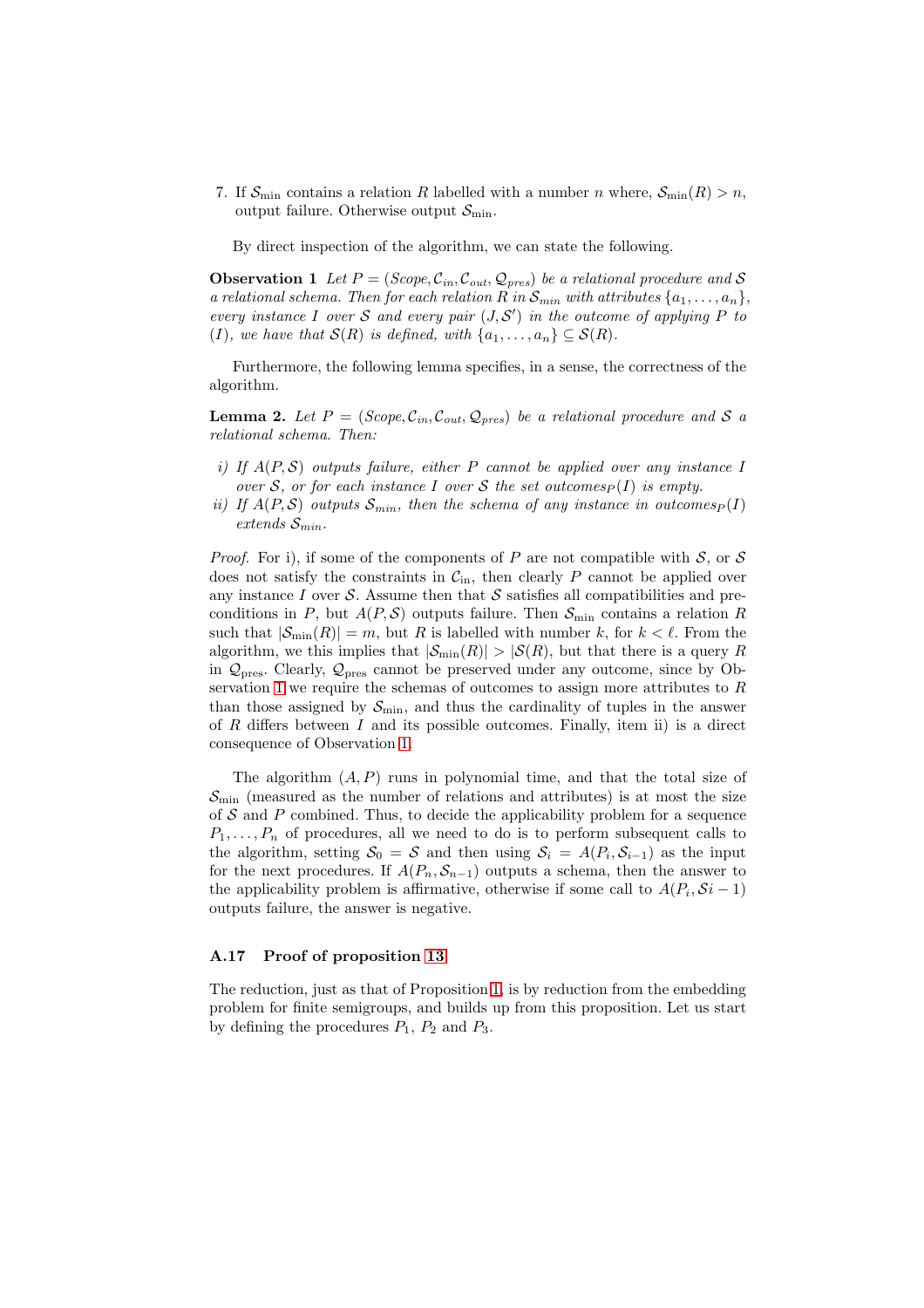7. If $\mathcal{S}_{\min}$ contains a relation $R$ labelled with a number $n$ where, $\mathcal{S}_{\min}(R) > n$, output failure. Otherwise output $\mathcal{S}_{\min}$.

By direct inspection of the algorithm, we can state the following.

**Observation 1** *Let $P = (Scope, \mathcal{C}_{in}, \mathcal{C}_{out}, \mathcal{Q}_{pres})$ be a relational procedure and $\mathcal{S}$ a relational schema. Then for each relation $R$ in $\mathcal{S}_{min}$ with attributes $\{a_1, \dots, a_n\}$, every instance $I$ over $\mathcal{S}$ and every pair $(J, \mathcal{S}')$ in the outcome of applying $P$ to $(I)$, we have that $\mathcal{S}(R)$ is defined, with $\{a_1, \dots, a_n\} \subseteq \mathcal{S}(R)$.*

Furthermore, the following lemma specifies, in a sense, the correctness of the algorithm.

**Lemma 2.** *Let $P = (Scope, \mathcal{C}_{in}, \mathcal{C}_{out}, \mathcal{Q}_{pres})$ be a relational procedure and $\mathcal{S}$ a relational schema. Then:*

*i) If $A(P, \mathcal{S})$ outputs failure, either $P$ cannot be applied over any instance $I$ over $\mathcal{S}$, or for each instance $I$ over $\mathcal{S}$ the set $outcomes_P(I)$ is empty.*
*ii) If $A(P, \mathcal{S})$ outputs $\mathcal{S}_{min}$, then the schema of any instance in $outcomes_P(I)$ extends $\mathcal{S}_{min}$.*

*Proof.* For i), if some of the components of $P$ are not compatible with $\mathcal{S}$, or $\mathcal{S}$ does not satisfy the constraints in $\mathcal{C}_{\text{in}}$, then clearly $P$ cannot be applied over any instance $I$ over $\mathcal{S}$. Assume then that $\mathcal{S}$ satisfies all compatibilities and preconditions in $P$, but $A(P, \mathcal{S})$ outputs failure. Then $\mathcal{S}_{\min}$ contains a relation $R$ such that $|\mathcal{S}_{\min}(R)| = m$, but $R$ is labelled with number $k$, for $k < \ell$. From the algorithm, we this implies that $|\mathcal{S}_{\min}(R)| > |\mathcal{S}(R)|$, but that there is a query $R$ in $\mathcal{Q}_{\text{pres}}$. Clearly, $\mathcal{Q}_{\text{pres}}$ cannot be preserved under any outcome, since by Observation 1 we require the schemas of outcomes to assign more attributes to $R$ than those assigned by $\mathcal{S}_{\min}$, and thus the cardinality of tuples in the answer of $R$ differs between $I$ and its possible outcomes. Finally, item ii) is a direct consequence of Observation 1.

The algorithm $(A, P)$ runs in polynomial time, and that the total size of $\mathcal{S}_{\min}$ (measured as the number of relations and attributes) is at most the size of $\mathcal{S}$ and $P$ combined. Thus, to decide the applicability problem for a sequence $P_1, \dots, P_n$ of procedures, all we need to do is to perform subsequent calls to the algorithm, setting $\mathcal{S}_0 = \mathcal{S}$ and then using $\mathcal{S}_i = A(P_i, \mathcal{S}_{i-1})$ as the input for the next procedures. If $A(P_n, \mathcal{S}_{n-1})$ outputs a schema, then the answer to the applicability problem is affirmative, otherwise if some call to $A(P_i, \mathcal{S}i - 1)$ outputs failure, the answer is negative.

### A.17 Proof of proposition 13

The reduction, just as that of Proposition 1, is by reduction from the embedding problem for finite semigroups, and builds up from this proposition. Let us start by defining the procedures $P_1$, $P_2$ and $P_3$.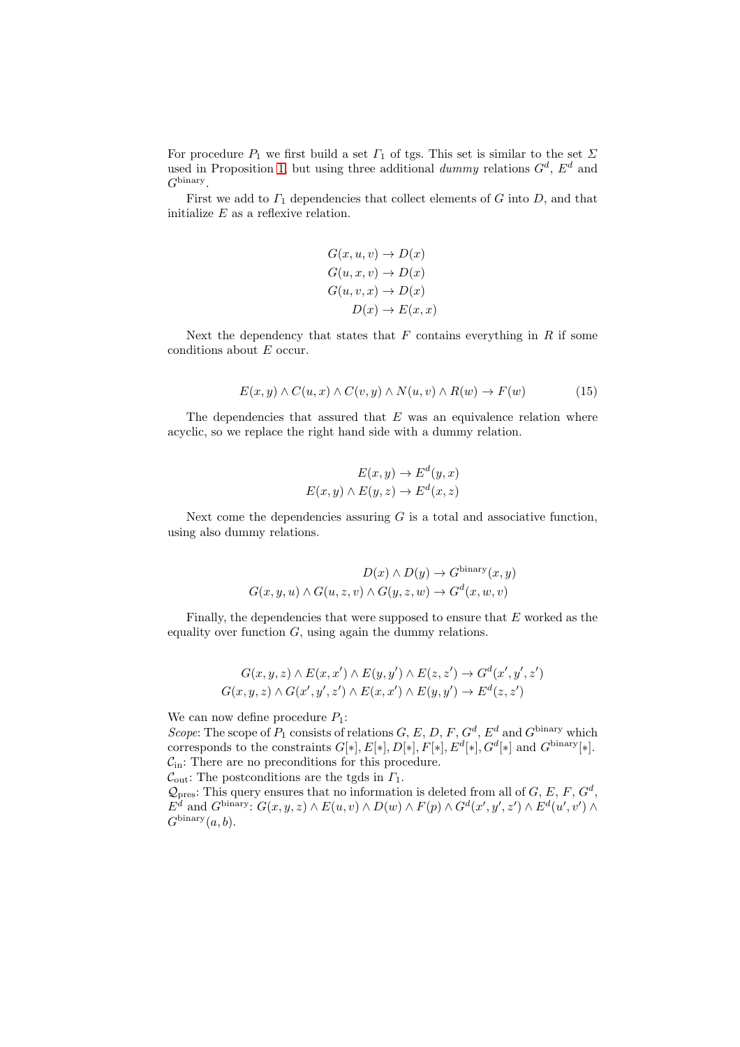For procedure $P_1$ we first build a set $\Gamma_1$ of tgs. This set is similar to the set $\Sigma$ used in Proposition 1, but using three additional *dummy* relations $G^d$, $E^d$ and $G^{\text{binary}}$.

First we add to $\Gamma_1$ dependencies that collect elements of $G$ into $D$, and that initialize $E$ as a reflexive relation.

$$
\begin{aligned}
G(x,u,v) &\rightarrow D(x)\\
G(u,x,v) &\rightarrow D(x)\\
G(u,v,x) &\rightarrow D(x)\\
D(x) &\rightarrow E(x,x)
\end{aligned}
$$

Next the dependency that states that $F$ contains everything in $R$ if some conditions about $E$ occur.

$$
E(x,y) \wedge C(u,x) \wedge C(v,y) \wedge N(u,v) \wedge R(w) \rightarrow F(w) \tag{15}
$$

The dependencies that assured that $E$ was an equivalence relation where acyclic, so we replace the right hand side with a dummy relation.

$$
\begin{aligned}
E(x,y) &\rightarrow E^d(y,x)\\
E(x,y) \wedge E(y,z) &\rightarrow E^d(x,z)
\end{aligned}
$$

Next come the dependencies assuring $G$ is a total and associative function, using also dummy relations.

$$
\begin{aligned}
D(x) \wedge D(y) &\rightarrow G^{\text{binary}}(x,y)\\
G(x,y,u) \wedge G(u,z,v) \wedge G(y,z,w) &\rightarrow G^d(x,w,v)
\end{aligned}
$$

Finally, the dependencies that were supposed to ensure that $E$ worked as the equality over function $G$, using again the dummy relations.

$$
\begin{aligned}
G(x,y,z) \wedge E(x,x') \wedge E(y,y') \wedge E(z,z') &\rightarrow G^d(x',y',z')\\
G(x,y,z) \wedge G(x',y',z') \wedge E(x,x') \wedge E(y,y') &\rightarrow E^d(z,z')
\end{aligned}
$$

We can now define procedure $P_1$:
*Scope*: The scope of $P_1$ consists of relations $G$, $E$, $D$, $F$, $G^d$, $E^d$ and $G^{\text{binary}}$ which corresponds to the constraints $G[*], E[*], D[*], F[*], E^d[*], G^d[*]$ and $G^{\text{binary}}[*]$.
$\mathcal{C}_{\text{in}}$: There are no preconditions for this procedure.
$\mathcal{C}_{\text{out}}$: The postconditions are the tgds in $\Gamma_1$.
$\mathcal{Q}_{\text{pres}}$: This query ensures that no information is deleted from all of $G$, $E$, $F$, $G^d$, $E^d$ and $G^{\text{binary}}$: $G(x,y,z) \wedge E(u,v) \wedge D(w) \wedge F(p) \wedge G^d(x',y',z') \wedge E^d(u',v') \wedge G^{\text{binary}}(a,b)$.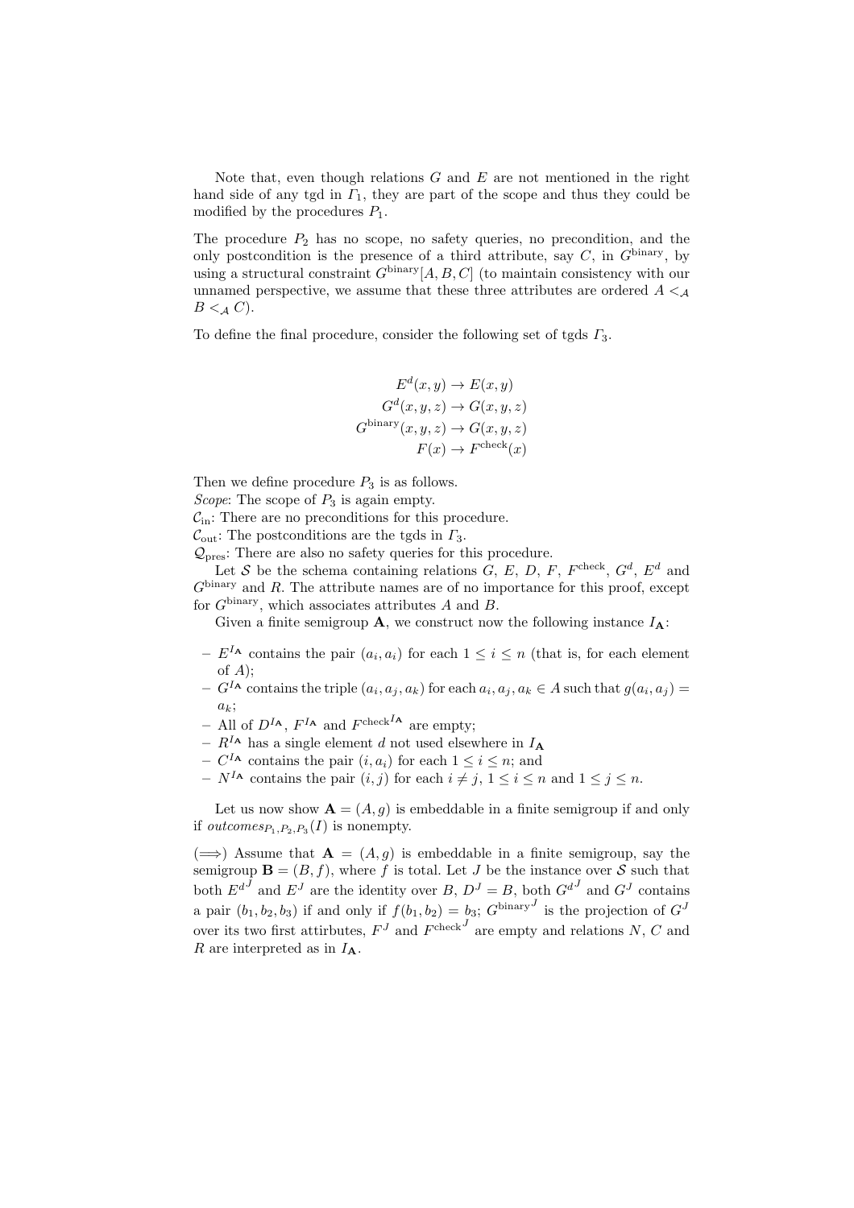Note that, even though relations $G$ and $E$ are not mentioned in the right hand side of any tgd in $\Gamma_1$, they are part of the scope and thus they could be modified by the procedures $P_1$.

The procedure $P_2$ has no scope, no safety queries, no precondition, and the only postcondition is the presence of a third attribute, say $C$, in $G^{\text{binary}}$, by using a structural constraint $G^{\text{binary}}[A, B, C]$ (to maintain consistency with our unnamed perspective, we assume that these three attributes are ordered $A <_{\mathcal{A}} B <_{\mathcal{A}} C$).

To define the final procedure, consider the following set of tgds $\Gamma_3$.

$$
\begin{aligned}
E^d(x, y) &\to E(x, y) \\
G^d(x, y, z) &\to G(x, y, z) \\
G^{\text{binary}}(x, y, z) &\to G(x, y, z) \\
F(x) &\to F^{\text{check}}(x)
\end{aligned}
$$

Then we define procedure $P_3$ is as follows.
*Scope*: The scope of $P_3$ is again empty.
$\mathcal{C}_{\text{in}}$: There are no preconditions for this procedure.
$\mathcal{C}_{\text{out}}$: The postconditions are the tgds in $\Gamma_3$.
$\mathcal{Q}_{\text{pres}}$: There are also no safety queries for this procedure.

Let $\mathcal{S}$ be the schema containing relations $G$, $E$, $D$, $F$, $F^{\text{check}}$, $G^d$, $E^d$ and $G^{\text{binary}}$ and $R$. The attribute names are of no importance for this proof, except for $G^{\text{binary}}$, which associates attributes $A$ and $B$.

Given a finite semigroup $\mathbf{A}$, we construct now the following instance $I_{\mathbf{A}}$:

- $E^{I_{\mathbf{A}}}$ contains the pair $(a_i, a_i)$ for each $1 \leq i \leq n$ (that is, for each element of $A$);
- $G^{I_{\mathbf{A}}}$ contains the triple $(a_i, a_j, a_k)$ for each $a_i, a_j, a_k \in A$ such that $g(a_i, a_j) = a_k$;
- All of $D^{I_{\mathbf{A}}}$, $F^{I_{\mathbf{A}}}$ and ${F^{\text{check}}}^{I_{\mathbf{A}}}$ are empty;
- $R^{I_{\mathbf{A}}}$ has a single element $d$ not used elsewhere in $I_{\mathbf{A}}$
- $C^{I_{\mathbf{A}}}$ contains the pair $(i, a_i)$ for each $1 \leq i \leq n$; and
- $N^{I_{\mathbf{A}}}$ contains the pair $(i, j)$ for each $i \neq j$, $1 \leq i \leq n$ and $1 \leq j \leq n$.

Let us now show $\mathbf{A} = (A, g)$ is embeddable in a finite semigroup if and only if $\mathit{outcomes}_{P_1,P_2,P_3}(I)$ is nonempty.

($\Longrightarrow$) Assume that $\mathbf{A} = (A, g)$ is embeddable in a finite semigroup, say the semigroup $\mathbf{B} = (B, f)$, where $f$ is total. Let $J$ be the instance over $\mathcal{S}$ such that both ${E^d}^J$ and $E^J$ are the identity over $B$, $D^J = B$, both ${G^d}^J$ and $G^J$ contains a pair $(b_1, b_2, b_3)$ if and only if $f(b_1, b_2) = b_3$; ${G^{\text{binary}}}^J$ is the projection of $G^J$ over its two first attirbutes, $F^J$ and ${F^{\text{check}}}^J$ are empty and relations $N$, $C$ and $R$ are interpreted as in $I_{\mathbf{A}}$.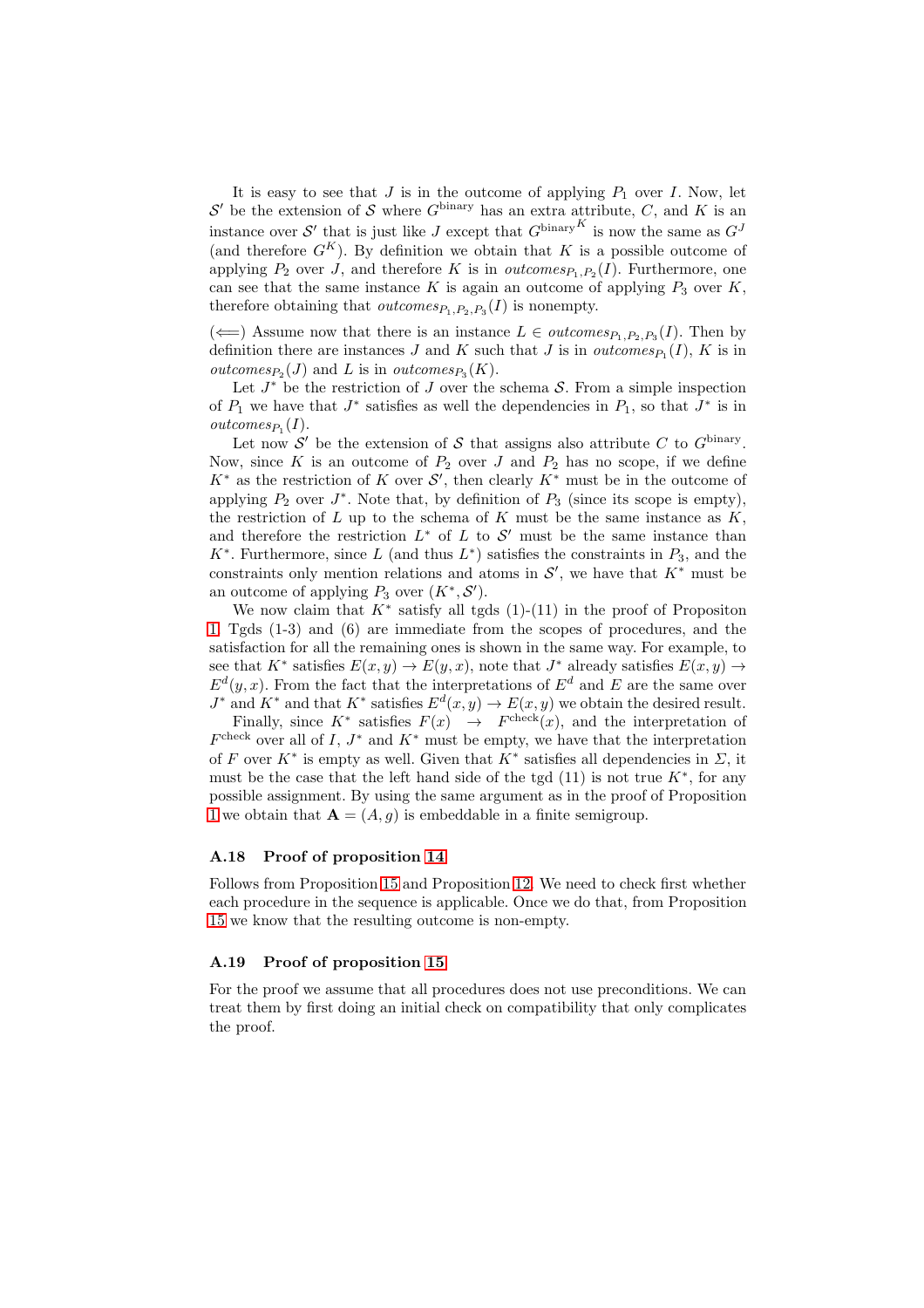It is easy to see that $J$ is in the outcome of applying $P_1$ over $I$. Now, let $\mathcal{S}'$ be the extension of $\mathcal{S}$ where $G^{\text{binary}}$ has an extra attribute, $C$, and $K$ is an instance over $\mathcal{S}'$ that is just like $J$ except that ${G^{\text{binary}}}^K$ is now the same as $G^J$ (and therefore $G^K$). By definition we obtain that $K$ is a possible outcome of applying $P_2$ over $J$, and therefore $K$ is in $\mathit{outcomes}_{P_1,P_2}(I)$. Furthermore, one can see that the same instance $K$ is again an outcome of applying $P_3$ over $K$, therefore obtaining that $\mathit{outcomes}_{P_1,P_2,P_3}(I)$ is nonempty.

($\Longleftarrow$) Assume now that there is an instance $L \in \mathit{outcomes}_{P_1,P_2,P_3}(I)$. Then by definition there are instances $J$ and $K$ such that $J$ is in $\mathit{outcomes}_{P_1}(I)$, $K$ is in $\mathit{outcomes}_{P_2}(J)$ and $L$ is in $\mathit{outcomes}_{P_3}(K)$.

Let $J^*$ be the restriction of $J$ over the schema $\mathcal{S}$. From a simple inspection of $P_1$ we have that $J^*$ satisfies as well the dependencies in $P_1$, so that $J^*$ is in $\mathit{outcomes}_{P_1}(I)$.

Let now $\mathcal{S}'$ be the extension of $\mathcal{S}$ that assigns also attribute $C$ to $G^{\text{binary}}$. Now, since $K$ is an outcome of $P_2$ over $J$ and $P_2$ has no scope, if we define $K^*$ as the restriction of $K$ over $\mathcal{S}'$, then clearly $K^*$ must be in the outcome of applying $P_2$ over $J^*$. Note that, by definition of $P_3$ (since its scope is empty), the restriction of $L$ up to the schema of $K$ must be the same instance as $K$, and therefore the restriction $L^*$ of $L$ to $\mathcal{S}'$ must be the same instance than $K^*$. Furthermore, since $L$ (and thus $L^*$) satisfies the constraints in $P_3$, and the constraints only mention relations and atoms in $\mathcal{S}'$, we have that $K^*$ must be an outcome of applying $P_3$ over $(K^*, \mathcal{S}')$.

We now claim that $K^*$ satisfy all tgds (1)-(11) in the proof of Propositon 1. Tgds (1-3) and (6) are immediate from the scopes of procedures, and the satisfaction for all the remaining ones is shown in the same way. For example, to see that $K^*$ satisfies $E(x, y) \to E(y, x)$, note that $J^*$ already satisfies $E(x, y) \to E^d(y, x)$. From the fact that the interpretations of $E^d$ and $E$ are the same over $J^*$ and $K^*$ and that $K^*$ satisfies $E^d(x, y) \to E(x, y)$ we obtain the desired result.

Finally, since $K^*$ satisfies $F(x) \to F^{\text{check}}(x)$, and the interpretation of $F^{\text{check}}$ over all of $I$, $J^*$ and $K^*$ must be empty, we have that the interpretation of $F$ over $K^*$ is empty as well. Given that $K^*$ satisfies all dependencies in $\Sigma$, it must be the case that the left hand side of the tgd (11) is not true $K^*$, for any possible assignment. By using the same argument as in the proof of Proposition 1 we obtain that $\mathbf{A} = (A, g)$ is embeddable in a finite semigroup.

### A.18 Proof of proposition 14

Follows from Proposition 15 and Proposition 12. We need to check first whether each procedure in the sequence is applicable. Once we do that, from Proposition 15 we know that the resulting outcome is non-empty.

### A.19 Proof of proposition 15

For the proof we assume that all procedures does not use preconditions. We can treat them by first doing an initial check on compatibility that only complicates the proof.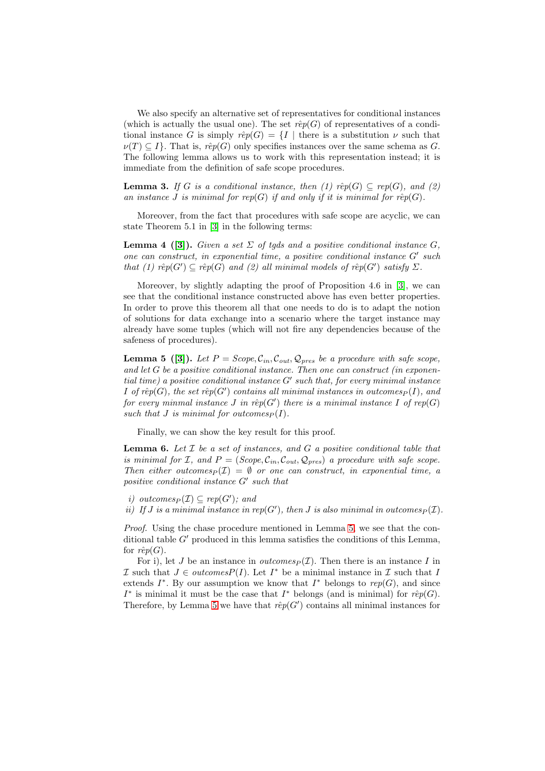We also specify an alternative set of representatives for conditional instances (which is actually the usual one). The set $\hat{rep}(G)$ of representatives of a conditional instance $G$ is simply $\hat{rep}(G) = \{I \mid$ there is a substitution $\nu$ such that $\nu(T) \subseteq I\}$. That is, $\hat{rep}(G)$ only specifies instances over the same schema as $G$. The following lemma allows us to work with this representation instead; it is immediate from the definition of safe scope procedures.

**Lemma 3.** *If $G$ is a conditional instance, then (1) $\hat{rep}(G) \subseteq rep(G)$, and (2) an instance $J$ is minimal for $rep(G)$ if and only if it is minimal for $\hat{rep}(G)$.*

Moreover, from the fact that procedures with safe scope are acyclic, we can state Theorem 5.1 in [3] in the following terms:

**Lemma 4 ([3]).** *Given a set $\Sigma$ of tgds and a positive conditional instance $G$, one can construct, in exponential time, a positive conditional instance $G'$ such that (1) $\hat{rep}(G') \subseteq \hat{rep}(G)$ and (2) all minimal models of $\hat{rep}(G')$ satisfy $\Sigma$.*

Moreover, by slightly adapting the proof of Proposition 4.6 in [3], we can see that the conditional instance constructed above has even better properties. In order to prove this theorem all that one needs to do is to adapt the notion of solutions for data exchange into a scenario where the target instance may already have some tuples (which will not fire any dependencies because of the safeness of procedures).

**Lemma 5 ([3]).** *Let $P = Scope, \mathcal{C}_{in}, \mathcal{C}_{out}, \mathcal{Q}_{pres}$ be a procedure with safe scope, and let $G$ be a positive conditional instance. Then one can construct (in exponential time) a positive conditional instance $G'$ such that, for every minimal instance $I$ of $\hat{rep}(G)$, the set $\hat{rep}(G')$ contains all minimal instances in $outcomes_P(I)$, and for every minmal instance $J$ in $\hat{rep}(G')$ there is a minimal instance $I$ of $rep(G)$ such that $J$ is minimal for $outcomes_P(I)$.*

Finally, we can show the key result for this proof.

**Lemma 6.** *Let $\mathcal{I}$ be a set of instances, and $G$ a positive conditional table that is minimal for $\mathcal{I}$, and $P = (Scope, \mathcal{C}_{in}, \mathcal{C}_{out}, \mathcal{Q}_{pres})$ a procedure with safe scope. Then either $outcomes_P(\mathcal{I}) = \emptyset$ or one can construct, in exponential time, a positive conditional instance $G'$ such that*

*i) $outcomes_P(\mathcal{I}) \subseteq rep(G')$; and*
*ii) If $J$ is a minimal instance in $rep(G')$, then $J$ is also minimal in $outcomes_P(\mathcal{I})$.*

*Proof.* Using the chase procedure mentioned in Lemma 5, we see that the conditional table $G'$ produced in this lemma satisfies the conditions of this Lemma, for $\hat{rep}(G)$.

For i), let $J$ be an instance in $outcomes_P(\mathcal{I})$. Then there is an instance $I$ in $\mathcal{I}$ such that $J \in outcomesP(I)$. Let $I^*$ be a minimal instance in $\mathcal{I}$ such that $I$ extends $I^*$. By our assumption we know that $I^*$ belongs to $rep(G)$, and since $I^*$ is minimal it must be the case that $I^*$ belongs (and is minimal) for $\hat{rep}(G)$. Therefore, by Lemma 5 we have that $\hat{rep}(G')$ contains all minimal instances for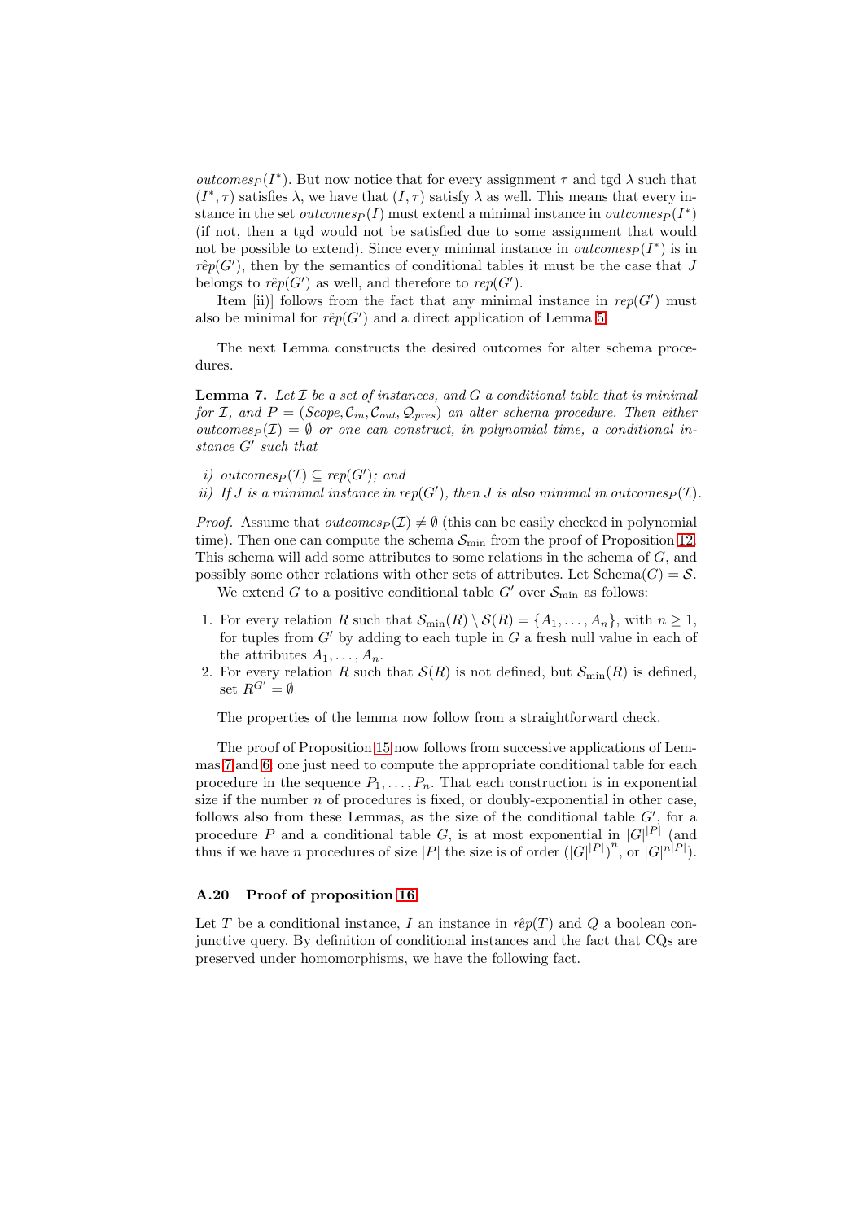*outcomes*$_P(I^*)$. But now notice that for every assignment $\tau$ and tgd $\lambda$ such that $(I^*, \tau)$ satisfies $\lambda$, we have that $(I, \tau)$ satisfy $\lambda$ as well. This means that every instance in the set *outcomes*$_P(I)$ must extend a minimal instance in *outcomes*$_P(I^*)$ (if not, then a tgd would not be satisfied due to some assignment that would not be possible to extend). Since every minimal instance in *outcomes*$_P(I^*)$ is in $\hat{rep}(G')$, then by the semantics of conditional tables it must be the case that $J$ belongs to $\hat{rep}(G')$ as well, and therefore to $rep(G')$.

Item [ii)] follows from the fact that any minimal instance in $rep(G')$ must also be minimal for $\hat{rep}(G')$ and a direct application of Lemma 5.

The next Lemma constructs the desired outcomes for alter schema procedures.

**Lemma 7.** *Let $\mathcal{I}$ be a set of instances, and $G$ a conditional table that is minimal for $\mathcal{I}$, and $P = (Scope, \mathcal{C}_{in}, \mathcal{C}_{out}, \mathcal{Q}_{pres})$ an alter schema procedure. Then either outcomes$_P(\mathcal{I}) = \emptyset$ or one can construct, in polynomial time, a conditional instance $G'$ such that*

*i) outcomes$_P(\mathcal{I}) \subseteq rep(G')$; and*
*ii) If $J$ is a minimal instance in $rep(G')$, then $J$ is also minimal in outcomes$_P(\mathcal{I})$.*

*Proof.* Assume that *outcomes*$_P(\mathcal{I}) \neq \emptyset$ (this can be easily checked in polynomial time). Then one can compute the schema $\mathcal{S}_{\min}$ from the proof of Proposition 12. This schema will add some attributes to some relations in the schema of $G$, and possibly some other relations with other sets of attributes. Let Schema$(G) = \mathcal{S}$.

We extend $G$ to a positive conditional table $G'$ over $\mathcal{S}_{\min}$ as follows:

1. For every relation $R$ such that $\mathcal{S}_{\min}(R) \setminus \mathcal{S}(R) = \{A_1, \dots, A_n\}$, with $n \geq 1$, for tuples from $G'$ by adding to each tuple in $G$ a fresh null value in each of the attributes $A_1, \dots, A_n$.
2. For every relation $R$ such that $\mathcal{S}(R)$ is not defined, but $\mathcal{S}_{\min}(R)$ is defined, set $R^{G'} = \emptyset$

The properties of the lemma now follow from a straightforward check.

The proof of Proposition 15 now follows from successive applications of Lemmas 7 and 6: one just need to compute the appropriate conditional table for each procedure in the sequence $P_1, \dots, P_n$. That each construction is in exponential size if the number $n$ of procedures is fixed, or doubly-exponential in other case, follows also from these Lemmas, as the size of the conditional table $G'$, for a procedure $P$ and a conditional table $G$, is at most exponential in $|G|^{|P|}$ (and thus if we have $n$ procedures of size $|P|$ the size is of order $(|G|^{|P|})^n$, or $|G|^{n|P|}$).

### A.20 Proof of proposition 16

Let $T$ be a conditional instance, $I$ an instance in $\hat{rep}(T)$ and $Q$ a boolean conjunctive query. By definition of conditional instances and the fact that CQs are preserved under homomorphisms, we have the following fact.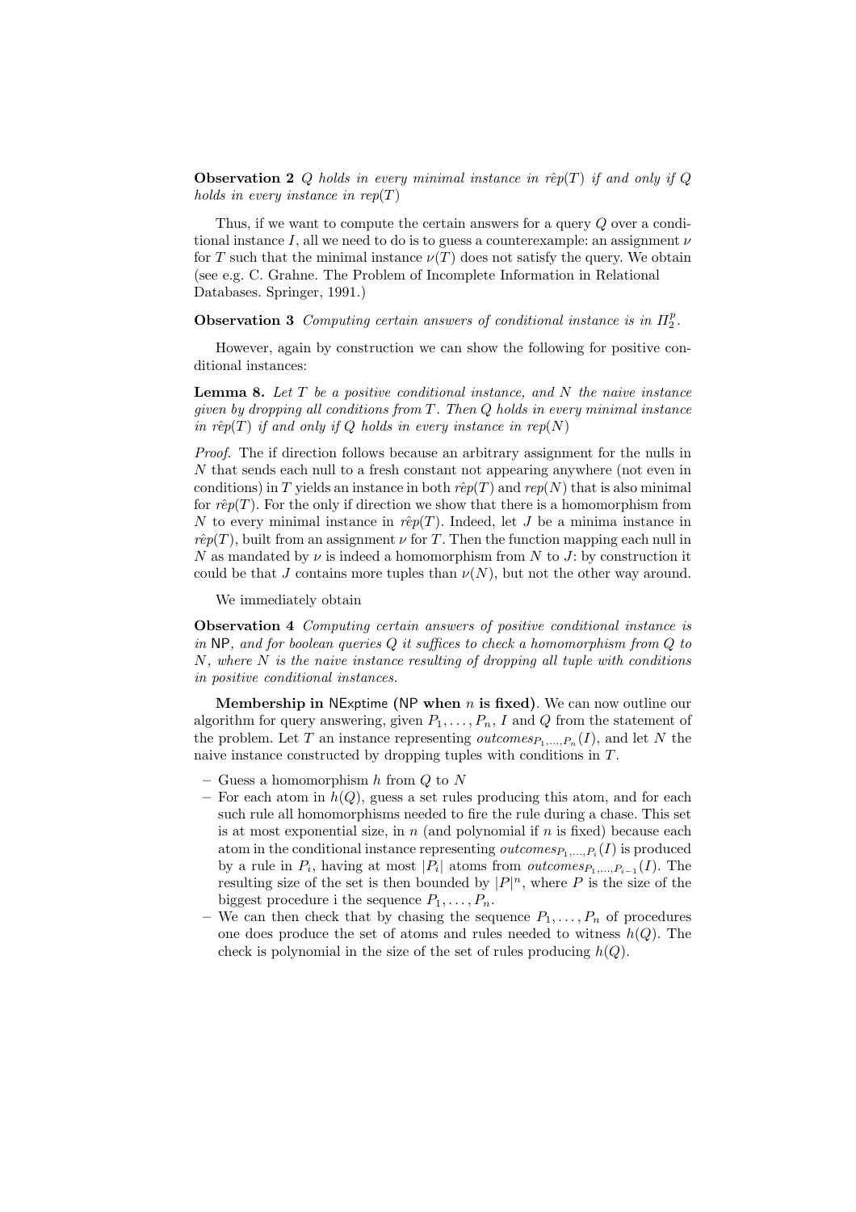**Observation 2** *$Q$ holds in every minimal instance in $\hat{rep}(T)$ if and only if $Q$ holds in every instance in $rep(T)$*

Thus, if we want to compute the certain answers for a query $Q$ over a conditional instance $I$, all we need to do is to guess a counterexample: an assignment $\nu$ for $T$ such that the minimal instance $\nu(T)$ does not satisfy the query. We obtain (see e.g. C. Grahne. The Problem of Incomplete Information in Relational Databases. Springer, 1991.)

**Observation 3** *Computing certain answers of conditional instance is in $\Pi_2^p$.*

However, again by construction we can show the following for positive conditional instances:

**Lemma 8.** *Let $T$ be a positive conditional instance, and $N$ the naive instance given by dropping all conditions from $T$. Then $Q$ holds in every minimal instance in $\hat{rep}(T)$ if and only if $Q$ holds in every instance in $rep(N)$*

*Proof.* The if direction follows because an arbitrary assignment for the nulls in $N$ that sends each null to a fresh constant not appearing anywhere (not even in conditions) in $T$ yields an instance in both $\hat{rep}(T)$ and $rep(N)$ that is also minimal for $\hat{rep}(T)$. For the only if direction we show that there is a homomorphism from $N$ to every minimal instance in $\hat{rep}(T)$. Indeed, let $J$ be a minima instance in $\hat{rep}(T)$, built from an assignment $\nu$ for $T$. Then the function mapping each null in $N$ as mandated by $\nu$ is indeed a homomorphism from $N$ to $J$: by construction it could be that $J$ contains more tuples than $\nu(N)$, but not the other way around.

We immediately obtain

**Observation 4** *Computing certain answers of positive conditional instance is in NP, and for boolean queries $Q$ it suffices to check a homomorphism from $Q$ to $N$, where $N$ is the naive instance resulting of dropping all tuple with conditions in positive conditional instances.*

**Membership in NExptime (NP when $n$ is fixed).** We can now outline our algorithm for query answering, given $P_1, \ldots, P_n$, $I$ and $Q$ from the statement of the problem. Let $T$ an instance representing $outcomes_{P_1,\ldots,P_n}(I)$, and let $N$ the naive instance constructed by dropping tuples with conditions in $T$.

- Guess a homomorphism $h$ from $Q$ to $N$
- For each atom in $h(Q)$, guess a set rules producing this atom, and for each such rule all homomorphisms needed to fire the rule during a chase. This set is at most exponential size, in $n$ (and polynomial if $n$ is fixed) because each atom in the conditional instance representing $outcomes_{P_1,\ldots,P_i}(I)$ is produced by a rule in $P_i$, having at most $|P_i|$ atoms from $outcomes_{P_1,\ldots,P_{i-1}}(I)$. The resulting size of the set is then bounded by $|P|^n$, where $P$ is the size of the biggest procedure i the sequence $P_1, \ldots, P_n$.
- We can then check that by chasing the sequence $P_1, \ldots, P_n$ of procedures one does produce the set of atoms and rules needed to witness $h(Q)$. The check is polynomial in the size of the set of rules producing $h(Q)$.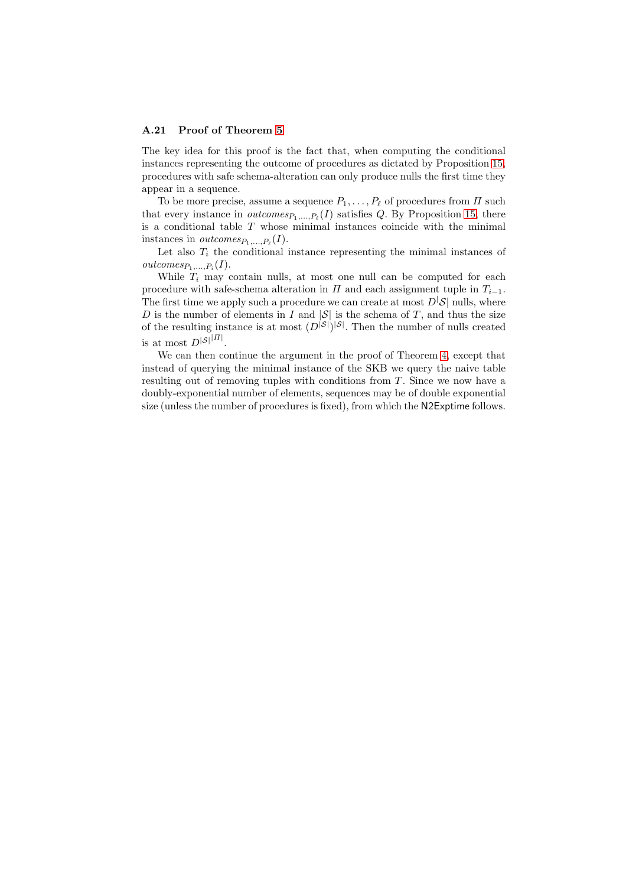### A.21 Proof of Theorem 5

The key idea for this proof is the fact that, when computing the conditional instances representing the outcome of procedures as dictated by Proposition 15, procedures with safe schema-alteration can only produce nulls the first time they appear in a sequence.

To be more precise, assume a sequence $P_1, \ldots, P_\ell$ of procedures from $\Pi$ such that every instance in $outcomes_{P_1,\ldots,P_\ell}(I)$ satisfies $Q$. By Proposition 15, there is a conditional table $T$ whose minimal instances coincide with the minimal instances in $outcomes_{P_1,\ldots,P_\ell}(I)$.

Let also $T_i$ the conditional instance representing the minimal instances of $outcomes_{P_1,\ldots,P_i}(I)$.

While $T_i$ may contain nulls, at most one null can be computed for each procedure with safe-schema alteration in $\Pi$ and each assignment tuple in $T_{i-1}$. The first time we apply such a procedure we can create at most $D^{|}\mathcal{S}|$ nulls, where $D$ is the number of elements in $I$ and $|\mathcal{S}|$ is the schema of $T$, and thus the size of the resulting instance is at most $(D^{|\mathcal{S}|})^{|\mathcal{S}|}$. Then the number of nulls created is at most $D^{|\mathcal{S}|^{|\Pi|}}$.

We can then continue the argument in the proof of Theorem 4, except that instead of querying the minimal instance of the SKB we query the naive table resulting out of removing tuples with conditions from $T$. Since we now have a doubly-exponential number of elements, sequences may be of double exponential size (unless the number of procedures is fixed), from which the N2Exptime follows.